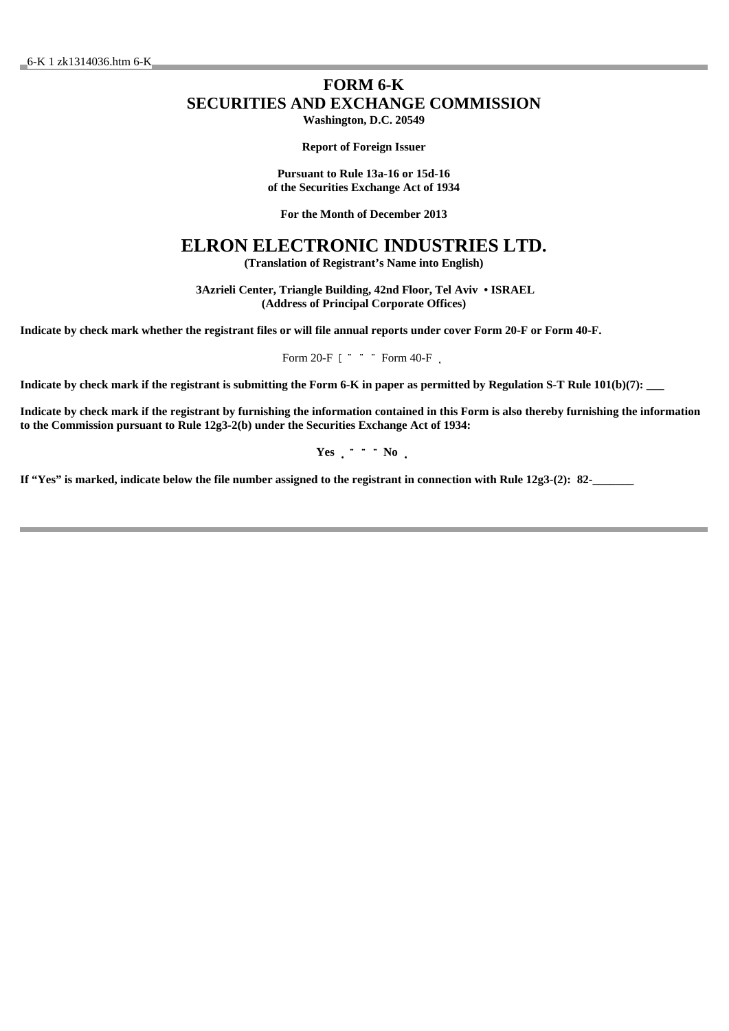6-K 1 zk1314036.htm 6-K

# FORM 6-K
## SECURITIES AND EXCHANGE COMMISSION

**Washington, D.C. 20549**

**Report of Foreign Issuer**

**Pursuant to Rule 13a-16 or 15d-16**
**of the Securities Exchange Act of 1934**

**For the Month of December 2013**

# ELRON ELECTRONIC INDUSTRIES LTD.

**(Translation of Registrant's Name into English)**

**3Azrieli Center, Triangle Building, 42nd Floor, Tel Aviv • ISRAEL**
**(Address of Principal Corporate Offices)**

**Indicate by check mark whether the registrant files or will file annual reports under cover Form 20-F or Form 40-F.**

Form 20-F [ ¨ ¨ ¨ Form 40-F .

**Indicate by check mark if the registrant is submitting the Form 6-K in paper as permitted by Regulation S-T Rule 101(b)(7): ___**

**Indicate by check mark if the registrant by furnishing the information contained in this Form is also thereby furnishing the information to the Commission pursuant to Rule 12g3-2(b) under the Securities Exchange Act of 1934:**

**Yes . ¨ ¨ ¨ No .**

**If "Yes" is marked, indicate below the file number assigned to the registrant in connection with Rule 12g3-(2): 82-_______**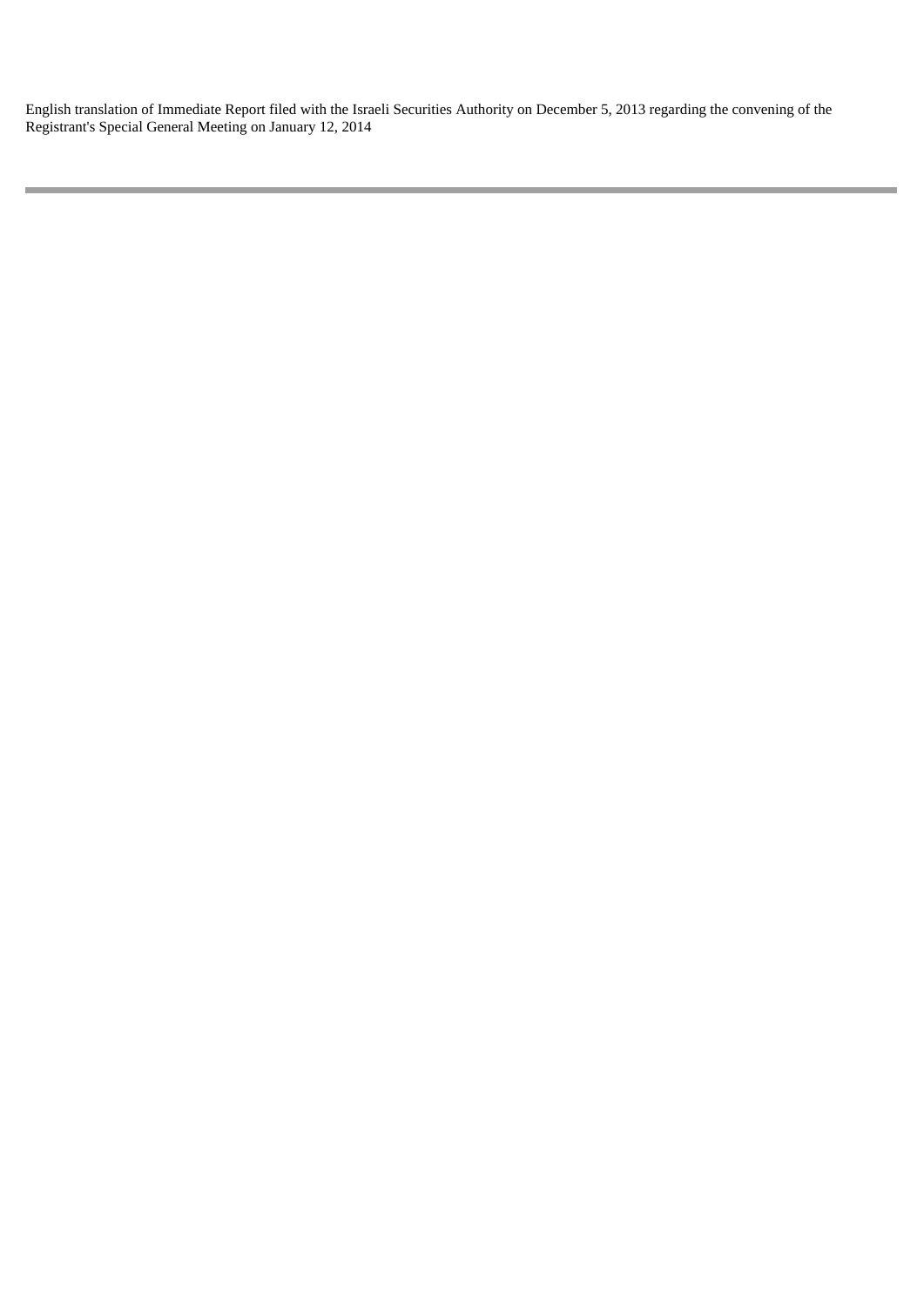English translation of Immediate Report filed with the Israeli Securities Authority on December 5, 2013 regarding the convening of the Registrant's Special General Meeting on January 12, 2014

---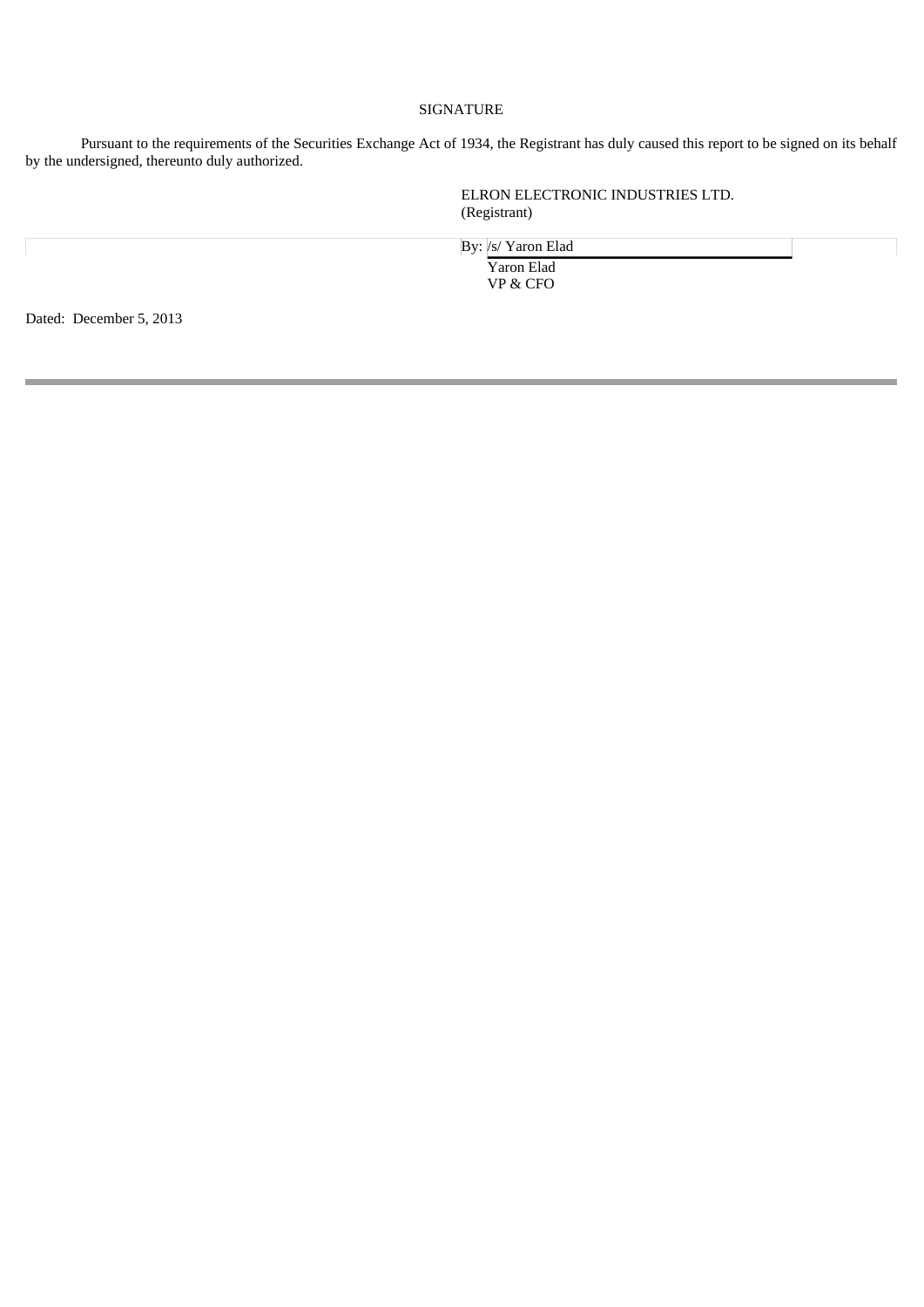SIGNATURE

Pursuant to the requirements of the Securities Exchange Act of 1934, the Registrant has duly caused this report to be signed on its behalf by the undersigned, thereunto duly authorized.

ELRON ELECTRONIC INDUSTRIES LTD.
(Registrant)

By: /s/ Yaron Elad
Yaron Elad
VP & CFO

Dated: December 5, 2013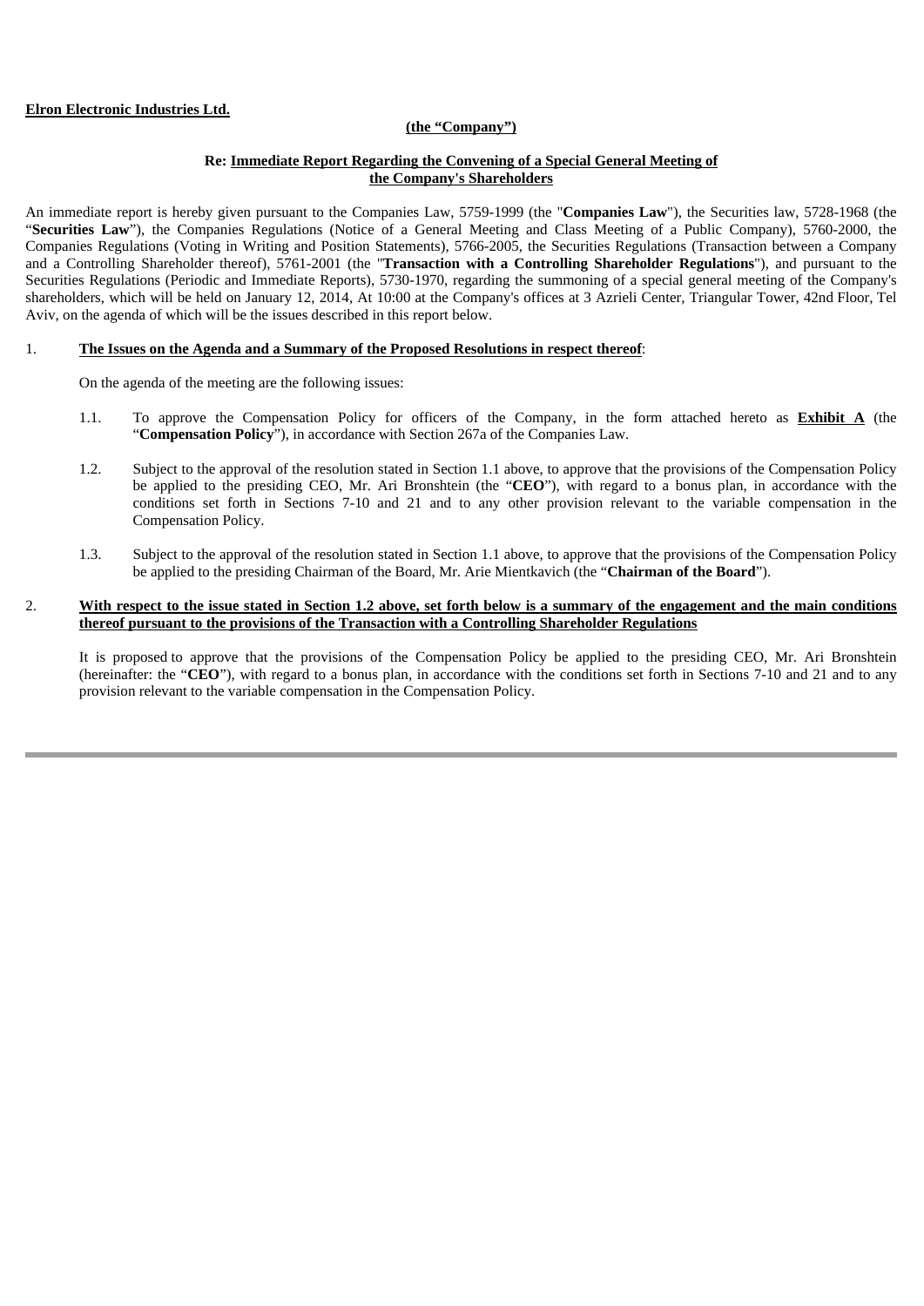**<u>Elron Electronic Industries Ltd.</u>**

**<u>(the "Company")</u>**

**Re: <u>Immediate Report Regarding the Convening of a Special General Meeting of the Company's Shareholders</u>**

An immediate report is hereby given pursuant to the Companies Law, 5759-1999 (the "**Companies Law**"), the Securities law, 5728-1968 (the "**Securities Law**"), the Companies Regulations (Notice of a General Meeting and Class Meeting of a Public Company), 5760-2000, the Companies Regulations (Voting in Writing and Position Statements), 5766-2005, the Securities Regulations (Transaction between a Company and a Controlling Shareholder thereof), 5761-2001 (the "**Transaction with a Controlling Shareholder Regulations**"), and pursuant to the Securities Regulations (Periodic and Immediate Reports), 5730-1970, regarding the summoning of a special general meeting of the Company's shareholders, which will be held on January 12, 2014, At 10:00 at the Company's offices at 3 Azrieli Center, Triangular Tower, 42nd Floor, Tel Aviv, on the agenda of which will be the issues described in this report below.

1. **<u>The Issues on the Agenda and a Summary of the Proposed Resolutions in respect thereof</u>**:

   On the agenda of the meeting are the following issues:

   1.1. To approve the Compensation Policy for officers of the Company, in the form attached hereto as **<u>Exhibit A</u>** (the "**Compensation Policy**"), in accordance with Section 267a of the Companies Law.

   1.2. Subject to the approval of the resolution stated in Section 1.1 above, to approve that the provisions of the Compensation Policy be applied to the presiding CEO, Mr. Ari Bronshtein (the "**CEO**"), with regard to a bonus plan, in accordance with the conditions set forth in Sections 7-10 and 21 and to any other provision relevant to the variable compensation in the Compensation Policy.

   1.3. Subject to the approval of the resolution stated in Section 1.1 above, to approve that the provisions of the Compensation Policy be applied to the presiding Chairman of the Board, Mr. Arie Mientkavich (the "**Chairman of the Board**").

2. **<u>With respect to the issue stated in Section 1.2 above, set forth below is a summary of the engagement and the main conditions thereof pursuant to the provisions of the Transaction with a Controlling Shareholder Regulations</u>**

   It is proposed to approve that the provisions of the Compensation Policy be applied to the presiding CEO, Mr. Ari Bronshtein (hereinafter: the "**CEO**"), with regard to a bonus plan, in accordance with the conditions set forth in Sections 7-10 and 21 and to any provision relevant to the variable compensation in the Compensation Policy.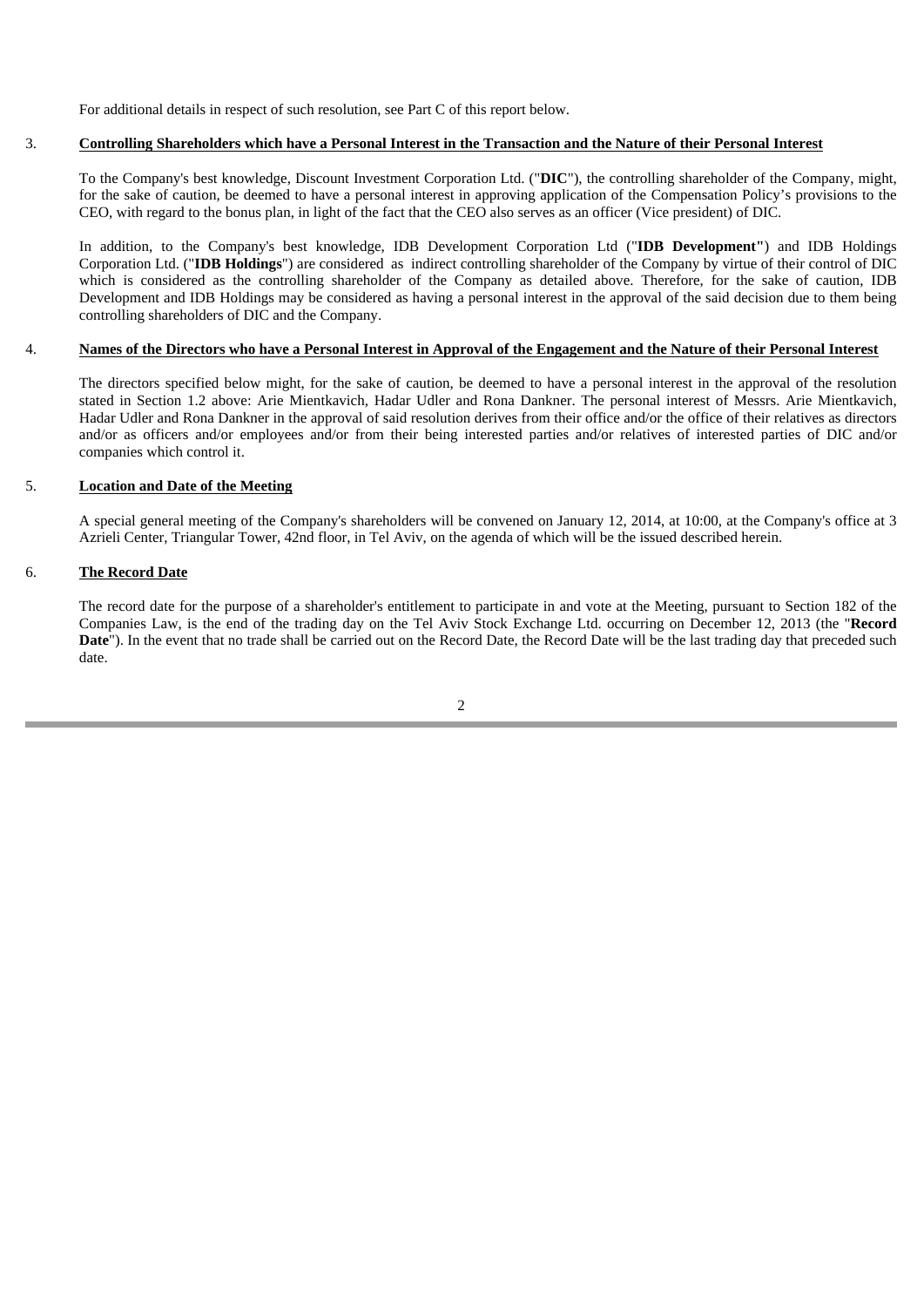For additional details in respect of such resolution, see Part C of this report below.

### 3. Controlling Shareholders which have a Personal Interest in the Transaction and the Nature of their Personal Interest

To the Company's best knowledge, Discount Investment Corporation Ltd. ("**DIC**"), the controlling shareholder of the Company, might, for the sake of caution, be deemed to have a personal interest in approving application of the Compensation Policy's provisions to the CEO, with regard to the bonus plan, in light of the fact that the CEO also serves as an officer (Vice president) of DIC.

In addition, to the Company's best knowledge, IDB Development Corporation Ltd ("**IDB Development"**) and IDB Holdings Corporation Ltd. ("**IDB Holdings**") are considered as indirect controlling shareholder of the Company by virtue of their control of DIC which is considered as the controlling shareholder of the Company as detailed above. Therefore, for the sake of caution, IDB Development and IDB Holdings may be considered as having a personal interest in the approval of the said decision due to them being controlling shareholders of DIC and the Company.

### 4. Names of the Directors who have a Personal Interest in Approval of the Engagement and the Nature of their Personal Interest

The directors specified below might, for the sake of caution, be deemed to have a personal interest in the approval of the resolution stated in Section 1.2 above: Arie Mientkavich, Hadar Udler and Rona Dankner. The personal interest of Messrs. Arie Mientkavich, Hadar Udler and Rona Dankner in the approval of said resolution derives from their office and/or the office of their relatives as directors and/or as officers and/or employees and/or from their being interested parties and/or relatives of interested parties of DIC and/or companies which control it.

### 5. Location and Date of the Meeting

A special general meeting of the Company's shareholders will be convened on January 12, 2014, at 10:00, at the Company's office at 3 Azrieli Center, Triangular Tower, 42nd floor, in Tel Aviv, on the agenda of which will be the issued described herein.

### 6. The Record Date

The record date for the purpose of a shareholder's entitlement to participate in and vote at the Meeting, pursuant to Section 182 of the Companies Law, is the end of the trading day on the Tel Aviv Stock Exchange Ltd. occurring on December 12, 2013 (the "**Record Date**"). In the event that no trade shall be carried out on the Record Date, the Record Date will be the last trading day that preceded such date.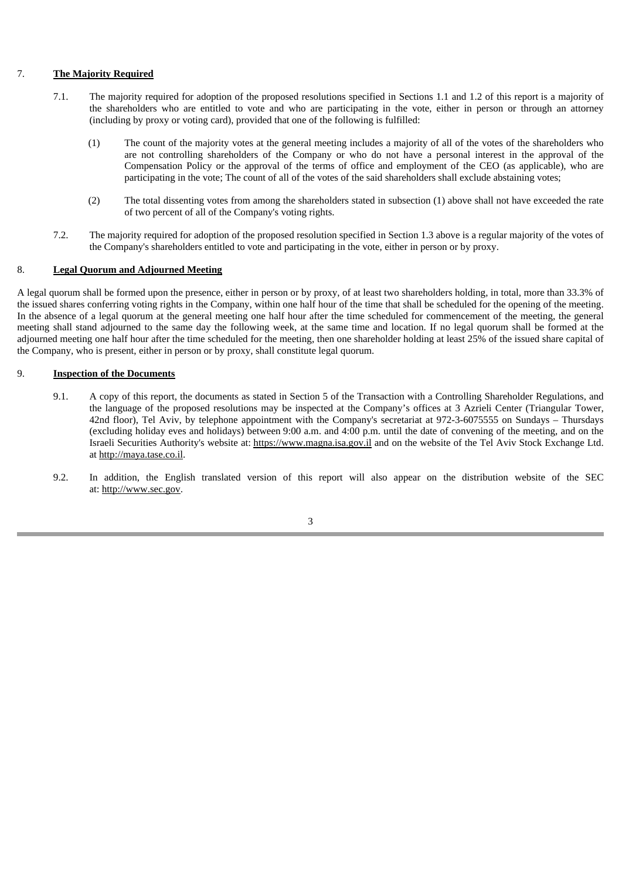## 7. **The Majority Required**

7.1. The majority required for adoption of the proposed resolutions specified in Sections 1.1 and 1.2 of this report is a majority of the shareholders who are entitled to vote and who are participating in the vote, either in person or through an attorney (including by proxy or voting card), provided that one of the following is fulfilled:

(1) The count of the majority votes at the general meeting includes a majority of all of the votes of the shareholders who are not controlling shareholders of the Company or who do not have a personal interest in the approval of the Compensation Policy or the approval of the terms of office and employment of the CEO (as applicable), who are participating in the vote; The count of all of the votes of the said shareholders shall exclude abstaining votes;

(2) The total dissenting votes from among the shareholders stated in subsection (1) above shall not have exceeded the rate of two percent of all of the Company's voting rights.

7.2. The majority required for adoption of the proposed resolution specified in Section 1.3 above is a regular majority of the votes of the Company's shareholders entitled to vote and participating in the vote, either in person or by proxy.

## 8. **Legal Quorum and Adjourned Meeting**

A legal quorum shall be formed upon the presence, either in person or by proxy, of at least two shareholders holding, in total, more than 33.3% of the issued shares conferring voting rights in the Company, within one half hour of the time that shall be scheduled for the opening of the meeting. In the absence of a legal quorum at the general meeting one half hour after the time scheduled for commencement of the meeting, the general meeting shall stand adjourned to the same day the following week, at the same time and location. If no legal quorum shall be formed at the adjourned meeting one half hour after the time scheduled for the meeting, then one shareholder holding at least 25% of the issued share capital of the Company, who is present, either in person or by proxy, shall constitute legal quorum.

## 9. **Inspection of the Documents**

9.1. A copy of this report, the documents as stated in Section 5 of the Transaction with a Controlling Shareholder Regulations, and the language of the proposed resolutions may be inspected at the Company's offices at 3 Azrieli Center (Triangular Tower, 42nd floor), Tel Aviv, by telephone appointment with the Company's secretariat at 972-3-6075555 on Sundays – Thursdays (excluding holiday eves and holidays) between 9:00 a.m. and 4:00 p.m. until the date of convening of the meeting, and on the Israeli Securities Authority's website at: https://www.magna.isa.gov.il and on the website of the Tel Aviv Stock Exchange Ltd. at http://maya.tase.co.il.

9.2. In addition, the English translated version of this report will also appear on the distribution website of the SEC at: http://www.sec.gov.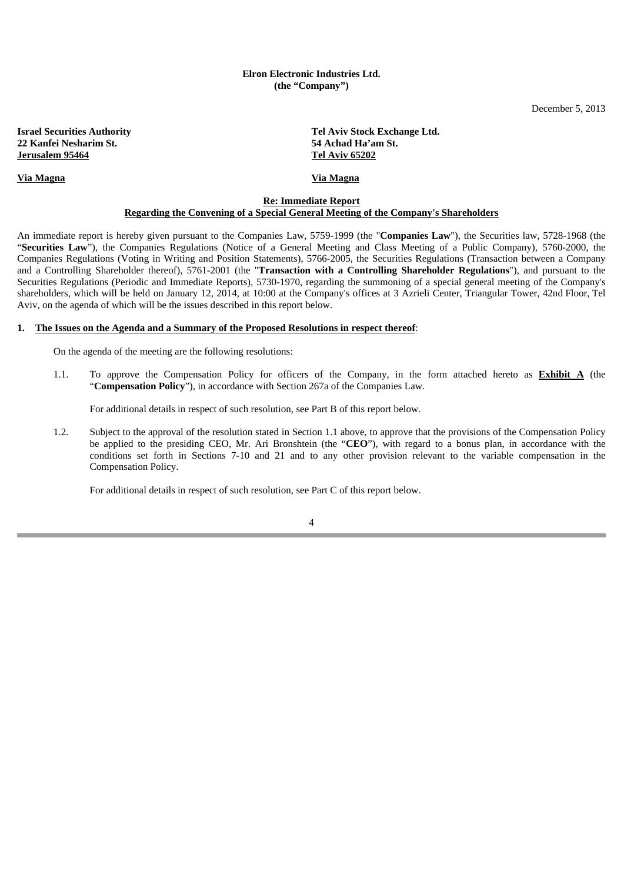**Elron Electronic Industries Ltd.**
**(the "Company")**

December 5, 2013

**Israel Securities Authority**
**22 Kanfei Nesharim St.**
**Jerusalem 95464**

**Via Magna**

**Tel Aviv Stock Exchange Ltd.**
**54 Achad Ha'am St.**
**Tel Aviv 65202**

**Via Magna**

**Re: Immediate Report**
**Regarding the Convening of a Special General Meeting of the Company's Shareholders**

An immediate report is hereby given pursuant to the Companies Law, 5759-1999 (the "**Companies Law**"), the Securities law, 5728-1968 (the "**Securities Law**"), the Companies Regulations (Notice of a General Meeting and Class Meeting of a Public Company), 5760-2000, the Companies Regulations (Voting in Writing and Position Statements), 5766-2005, the Securities Regulations (Transaction between a Company and a Controlling Shareholder thereof), 5761-2001 (the "**Transaction with a Controlling Shareholder Regulations**"), and pursuant to the Securities Regulations (Periodic and Immediate Reports), 5730-1970, regarding the summoning of a special general meeting of the Company's shareholders, which will be held on January 12, 2014, at 10:00 at the Company's offices at 3 Azrieli Center, Triangular Tower, 42nd Floor, Tel Aviv, on the agenda of which will be the issues described in this report below.

**1. The Issues on the Agenda and a Summary of the Proposed Resolutions in respect thereof**:

On the agenda of the meeting are the following resolutions:

1.1. To approve the Compensation Policy for officers of the Company, in the form attached hereto as **Exhibit A** (the "**Compensation Policy**"), in accordance with Section 267a of the Companies Law.

For additional details in respect of such resolution, see Part B of this report below.

1.2. Subject to the approval of the resolution stated in Section 1.1 above, to approve that the provisions of the Compensation Policy be applied to the presiding CEO, Mr. Ari Bronshtein (the "**CEO**"), with regard to a bonus plan, in accordance with the conditions set forth in Sections 7-10 and 21 and to any other provision relevant to the variable compensation in the Compensation Policy.

For additional details in respect of such resolution, see Part C of this report below.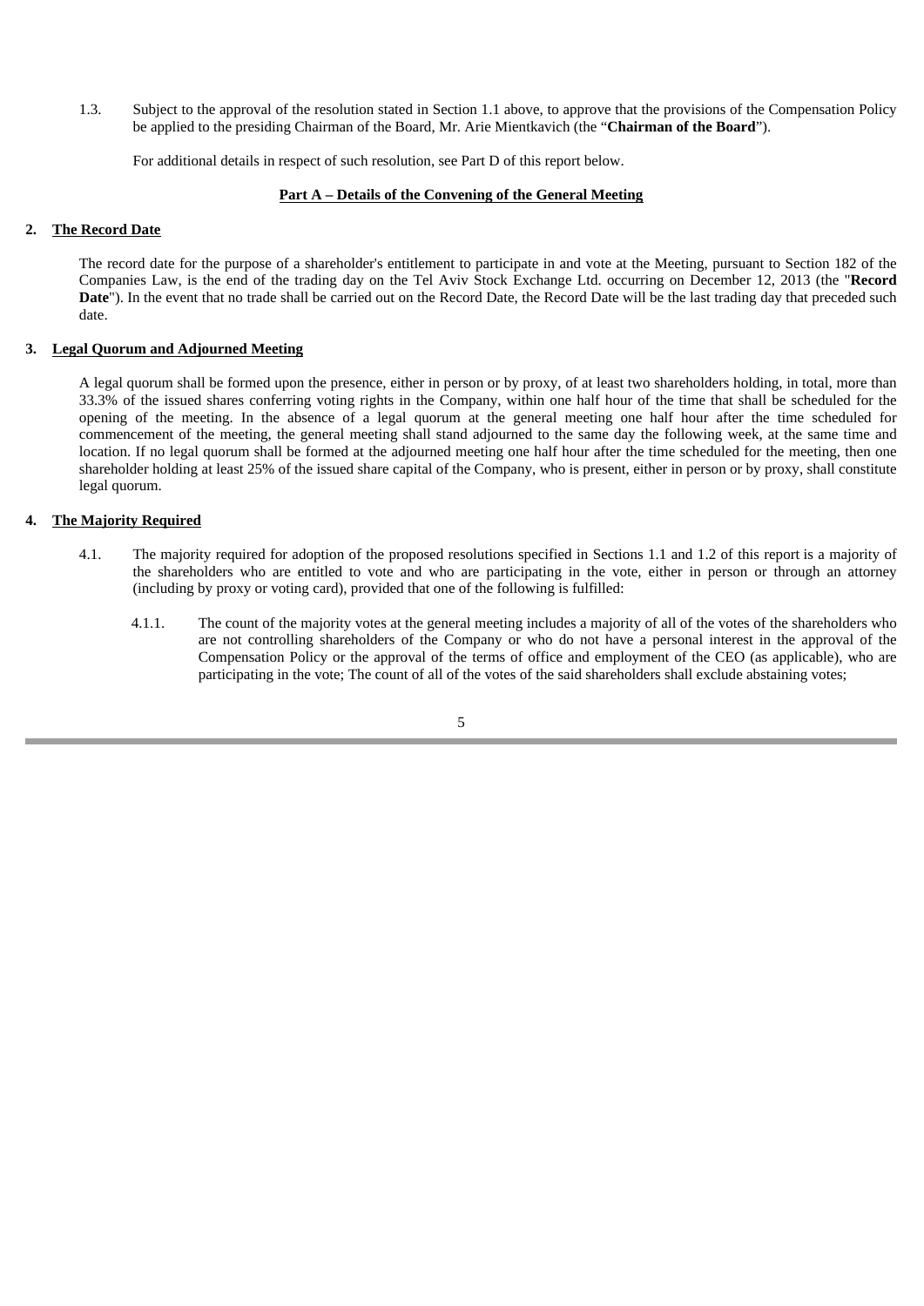1.3. Subject to the approval of the resolution stated in Section 1.1 above, to approve that the provisions of the Compensation Policy be applied to the presiding Chairman of the Board, Mr. Arie Mientkavich (the "**Chairman of the Board**").

For additional details in respect of such resolution, see Part D of this report below.

## Part A – Details of the Convening of the General Meeting

### 2. The Record Date

The record date for the purpose of a shareholder's entitlement to participate in and vote at the Meeting, pursuant to Section 182 of the Companies Law, is the end of the trading day on the Tel Aviv Stock Exchange Ltd. occurring on December 12, 2013 (the "**Record Date**"). In the event that no trade shall be carried out on the Record Date, the Record Date will be the last trading day that preceded such date.

### 3. Legal Quorum and Adjourned Meeting

A legal quorum shall be formed upon the presence, either in person or by proxy, of at least two shareholders holding, in total, more than 33.3% of the issued shares conferring voting rights in the Company, within one half hour of the time that shall be scheduled for the opening of the meeting. In the absence of a legal quorum at the general meeting one half hour after the time scheduled for commencement of the meeting, the general meeting shall stand adjourned to the same day the following week, at the same time and location. If no legal quorum shall be formed at the adjourned meeting one half hour after the time scheduled for the meeting, then one shareholder holding at least 25% of the issued share capital of the Company, who is present, either in person or by proxy, shall constitute legal quorum.

### 4. The Majority Required

4.1. The majority required for adoption of the proposed resolutions specified in Sections 1.1 and 1.2 of this report is a majority of the shareholders who are entitled to vote and who are participating in the vote, either in person or through an attorney (including by proxy or voting card), provided that one of the following is fulfilled:

4.1.1. The count of the majority votes at the general meeting includes a majority of all of the votes of the shareholders who are not controlling shareholders of the Company or who do not have a personal interest in the approval of the Compensation Policy or the approval of the terms of office and employment of the CEO (as applicable), who are participating in the vote; The count of all of the votes of the said shareholders shall exclude abstaining votes;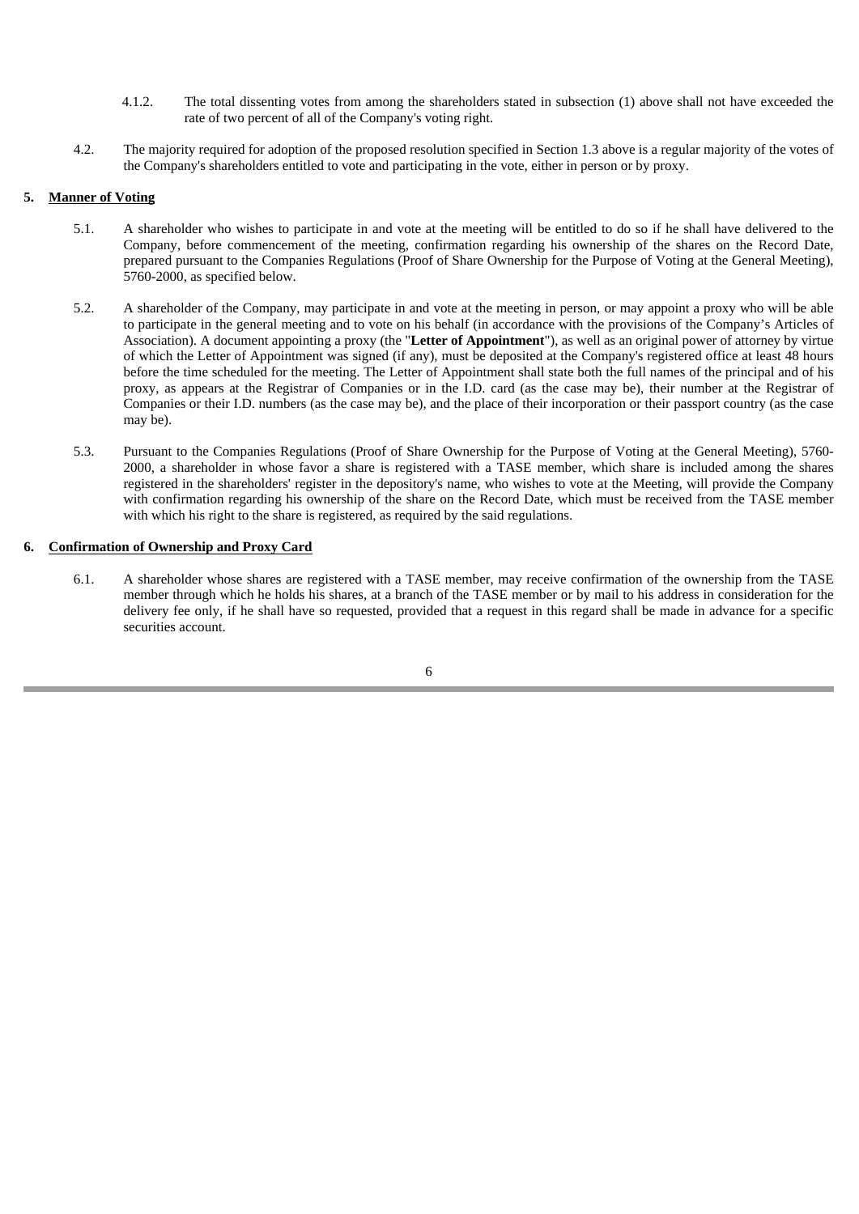4.1.2. The total dissenting votes from among the shareholders stated in subsection (1) above shall not have exceeded the rate of two percent of all of the Company's voting right.

4.2. The majority required for adoption of the proposed resolution specified in Section 1.3 above is a regular majority of the votes of the Company's shareholders entitled to vote and participating in the vote, either in person or by proxy.

## 5. Manner of Voting

5.1. A shareholder who wishes to participate in and vote at the meeting will be entitled to do so if he shall have delivered to the Company, before commencement of the meeting, confirmation regarding his ownership of the shares on the Record Date, prepared pursuant to the Companies Regulations (Proof of Share Ownership for the Purpose of Voting at the General Meeting), 5760-2000, as specified below.

5.2. A shareholder of the Company, may participate in and vote at the meeting in person, or may appoint a proxy who will be able to participate in the general meeting and to vote on his behalf (in accordance with the provisions of the Company's Articles of Association). A document appointing a proxy (the "**Letter of Appointment**"), as well as an original power of attorney by virtue of which the Letter of Appointment was signed (if any), must be deposited at the Company's registered office at least 48 hours before the time scheduled for the meeting. The Letter of Appointment shall state both the full names of the principal and of his proxy, as appears at the Registrar of Companies or in the I.D. card (as the case may be), their number at the Registrar of Companies or their I.D. numbers (as the case may be), and the place of their incorporation or their passport country (as the case may be).

5.3. Pursuant to the Companies Regulations (Proof of Share Ownership for the Purpose of Voting at the General Meeting), 5760-2000, a shareholder in whose favor a share is registered with a TASE member, which share is included among the shares registered in the shareholders' register in the depository's name, who wishes to vote at the Meeting, will provide the Company with confirmation regarding his ownership of the share on the Record Date, which must be received from the TASE member with which his right to the share is registered, as required by the said regulations.

## 6. Confirmation of Ownership and Proxy Card

6.1. A shareholder whose shares are registered with a TASE member, may receive confirmation of the ownership from the TASE member through which he holds his shares, at a branch of the TASE member or by mail to his address in consideration for the delivery fee only, if he shall have so requested, provided that a request in this regard shall be made in advance for a specific securities account.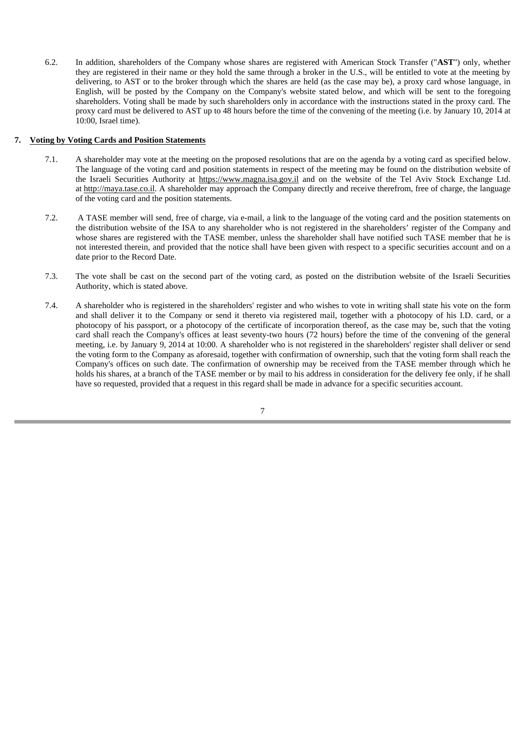6.2. In addition, shareholders of the Company whose shares are registered with American Stock Transfer ("**AST**") only, whether they are registered in their name or they hold the same through a broker in the U.S., will be entitled to vote at the meeting by delivering, to AST or to the broker through which the shares are held (as the case may be), a proxy card whose language, in English, will be posted by the Company on the Company's website stated below, and which will be sent to the foregoing shareholders. Voting shall be made by such shareholders only in accordance with the instructions stated in the proxy card. The proxy card must be delivered to AST up to 48 hours before the time of the convening of the meeting (i.e. by January 10, 2014 at 10:00, Israel time).

## 7. Voting by Voting Cards and Position Statements

7.1. A shareholder may vote at the meeting on the proposed resolutions that are on the agenda by a voting card as specified below. The language of the voting card and position statements in respect of the meeting may be found on the distribution website of the Israeli Securities Authority at https://www.magna.isa.gov.il and on the website of the Tel Aviv Stock Exchange Ltd. at http://maya.tase.co.il. A shareholder may approach the Company directly and receive therefrom, free of charge, the language of the voting card and the position statements.

7.2. A TASE member will send, free of charge, via e-mail, a link to the language of the voting card and the position statements on the distribution website of the ISA to any shareholder who is not registered in the shareholders' register of the Company and whose shares are registered with the TASE member, unless the shareholder shall have notified such TASE member that he is not interested therein, and provided that the notice shall have been given with respect to a specific securities account and on a date prior to the Record Date.

7.3. The vote shall be cast on the second part of the voting card, as posted on the distribution website of the Israeli Securities Authority, which is stated above.

7.4. A shareholder who is registered in the shareholders' register and who wishes to vote in writing shall state his vote on the form and shall deliver it to the Company or send it thereto via registered mail, together with a photocopy of his I.D. card, or a photocopy of his passport, or a photocopy of the certificate of incorporation thereof, as the case may be, such that the voting card shall reach the Company's offices at least seventy-two hours (72 hours) before the time of the convening of the general meeting, i.e. by January 9, 2014 at 10:00. A shareholder who is not registered in the shareholders' register shall deliver or send the voting form to the Company as aforesaid, together with confirmation of ownership, such that the voting form shall reach the Company's offices on such date. The confirmation of ownership may be received from the TASE member through which he holds his shares, at a branch of the TASE member or by mail to his address in consideration for the delivery fee only, if he shall have so requested, provided that a request in this regard shall be made in advance for a specific securities account.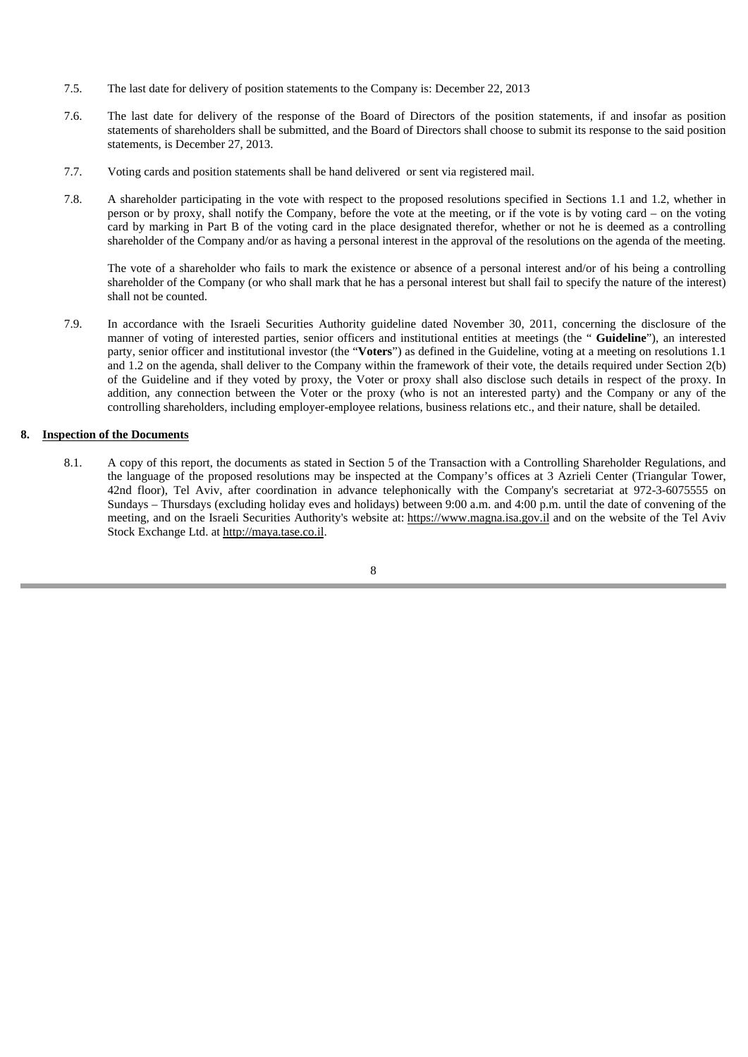7.5. The last date for delivery of position statements to the Company is: December 22, 2013

7.6. The last date for delivery of the response of the Board of Directors of the position statements, if and insofar as position statements of shareholders shall be submitted, and the Board of Directors shall choose to submit its response to the said position statements, is December 27, 2013.

7.7. Voting cards and position statements shall be hand delivered or sent via registered mail.

7.8. A shareholder participating in the vote with respect to the proposed resolutions specified in Sections 1.1 and 1.2, whether in person or by proxy, shall notify the Company, before the vote at the meeting, or if the vote is by voting card – on the voting card by marking in Part B of the voting card in the place designated therefor, whether or not he is deemed as a controlling shareholder of the Company and/or as having a personal interest in the approval of the resolutions on the agenda of the meeting.

The vote of a shareholder who fails to mark the existence or absence of a personal interest and/or of his being a controlling shareholder of the Company (or who shall mark that he has a personal interest but shall fail to specify the nature of the interest) shall not be counted.

7.9. In accordance with the Israeli Securities Authority guideline dated November 30, 2011, concerning the disclosure of the manner of voting of interested parties, senior officers and institutional entities at meetings (the " **Guideline**"), an interested party, senior officer and institutional investor (the "**Voters**") as defined in the Guideline, voting at a meeting on resolutions 1.1 and 1.2 on the agenda, shall deliver to the Company within the framework of their vote, the details required under Section 2(b) of the Guideline and if they voted by proxy, the Voter or proxy shall also disclose such details in respect of the proxy. In addition, any connection between the Voter or the proxy (who is not an interested party) and the Company or any of the controlling shareholders, including employer-employee relations, business relations etc., and their nature, shall be detailed.

## 8. Inspection of the Documents

8.1. A copy of this report, the documents as stated in Section 5 of the Transaction with a Controlling Shareholder Regulations, and the language of the proposed resolutions may be inspected at the Company's offices at 3 Azrieli Center (Triangular Tower, 42nd floor), Tel Aviv, after coordination in advance telephonically with the Company's secretariat at 972-3-6075555 on Sundays – Thursdays (excluding holiday eves and holidays) between 9:00 a.m. and 4:00 p.m. until the date of convening of the meeting, and on the Israeli Securities Authority's website at: https://www.magna.isa.gov.il and on the website of the Tel Aviv Stock Exchange Ltd. at http://maya.tase.co.il.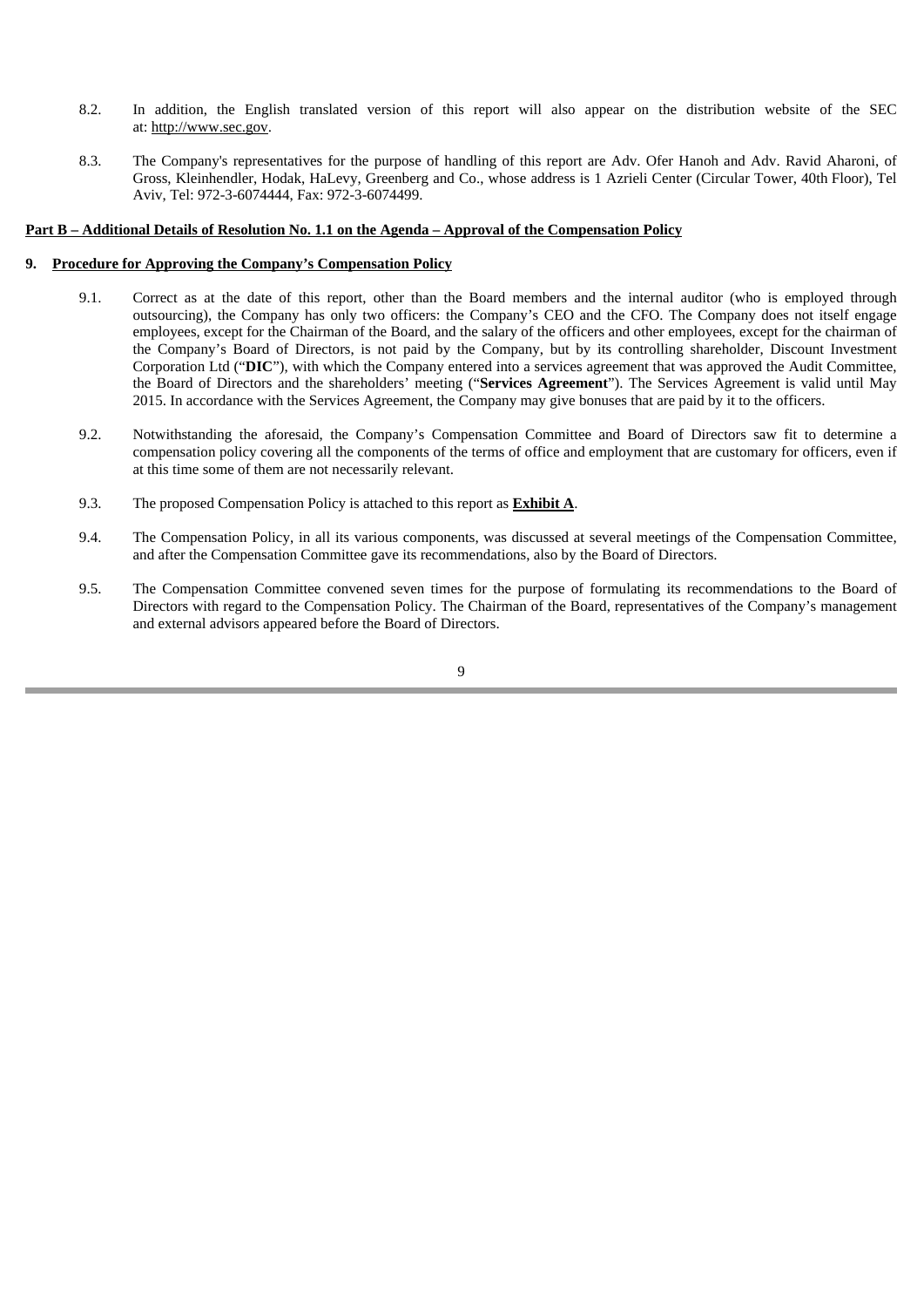8.2. In addition, the English translated version of this report will also appear on the distribution website of the SEC at: http://www.sec.gov.

8.3. The Company's representatives for the purpose of handling of this report are Adv. Ofer Hanoh and Adv. Ravid Aharoni, of Gross, Kleinhendler, Hodak, HaLevy, Greenberg and Co., whose address is 1 Azrieli Center (Circular Tower, 40th Floor), Tel Aviv, Tel: 972-3-6074444, Fax: 972-3-6074499.

**Part B – Additional Details of Resolution No. 1.1 on the Agenda – Approval of the Compensation Policy**

## 9. Procedure for Approving the Company's Compensation Policy

9.1. Correct as at the date of this report, other than the Board members and the internal auditor (who is employed through outsourcing), the Company has only two officers: the Company's CEO and the CFO. The Company does not itself engage employees, except for the Chairman of the Board, and the salary of the officers and other employees, except for the chairman of the Company's Board of Directors, is not paid by the Company, but by its controlling shareholder, Discount Investment Corporation Ltd ("**DIC**"), with which the Company entered into a services agreement that was approved the Audit Committee, the Board of Directors and the shareholders' meeting ("**Services Agreement**"). The Services Agreement is valid until May 2015. In accordance with the Services Agreement, the Company may give bonuses that are paid by it to the officers.

9.2. Notwithstanding the aforesaid, the Company's Compensation Committee and Board of Directors saw fit to determine a compensation policy covering all the components of the terms of office and employment that are customary for officers, even if at this time some of them are not necessarily relevant.

9.3. The proposed Compensation Policy is attached to this report as **Exhibit A**.

9.4. The Compensation Policy, in all its various components, was discussed at several meetings of the Compensation Committee, and after the Compensation Committee gave its recommendations, also by the Board of Directors.

9.5. The Compensation Committee convened seven times for the purpose of formulating its recommendations to the Board of Directors with regard to the Compensation Policy. The Chairman of the Board, representatives of the Company's management and external advisors appeared before the Board of Directors.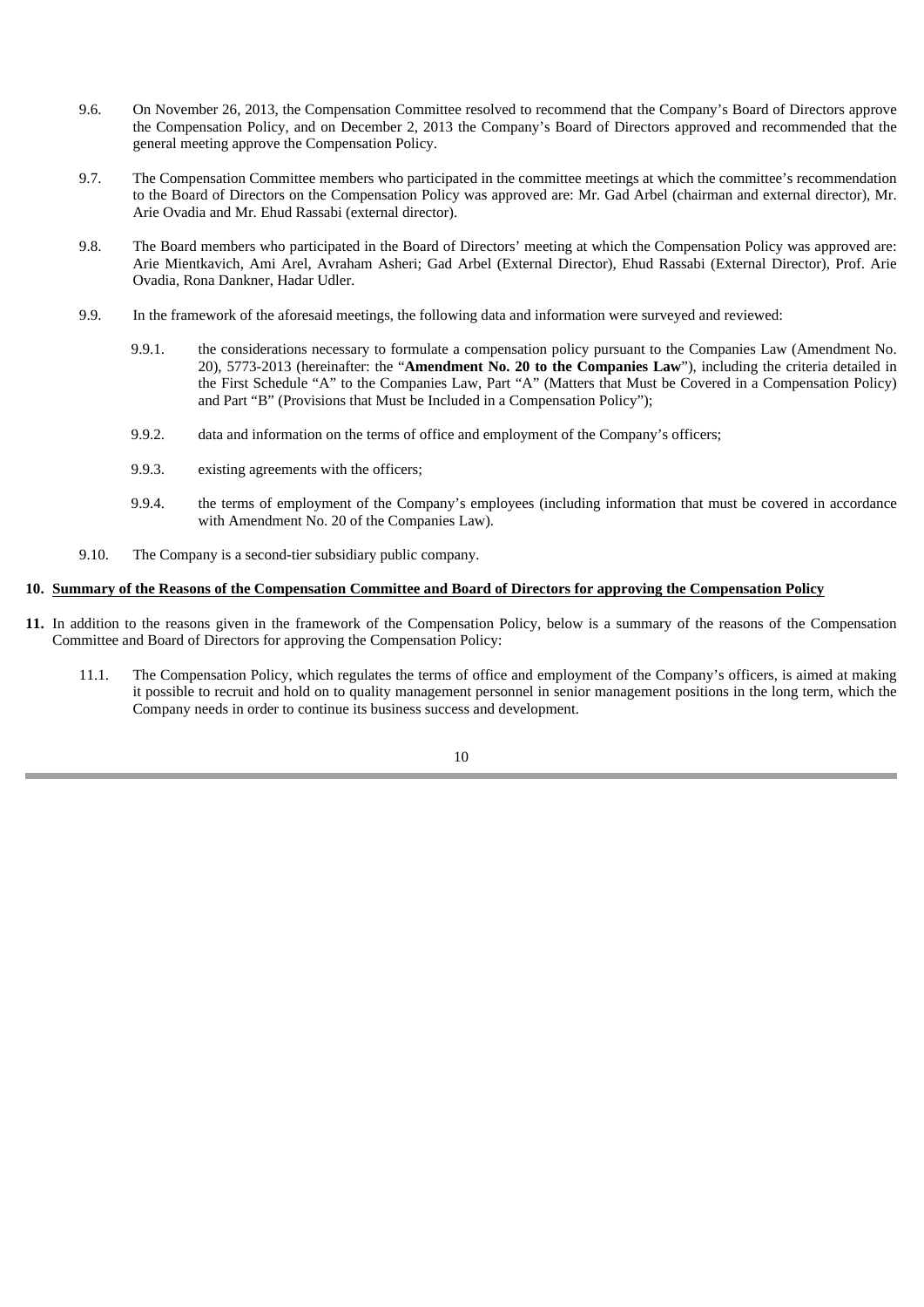9.6. On November 26, 2013, the Compensation Committee resolved to recommend that the Company's Board of Directors approve the Compensation Policy, and on December 2, 2013 the Company's Board of Directors approved and recommended that the general meeting approve the Compensation Policy.

9.7. The Compensation Committee members who participated in the committee meetings at which the committee's recommendation to the Board of Directors on the Compensation Policy was approved are: Mr. Gad Arbel (chairman and external director), Mr. Arie Ovadia and Mr. Ehud Rassabi (external director).

9.8. The Board members who participated in the Board of Directors' meeting at which the Compensation Policy was approved are: Arie Mientkavich, Ami Arel, Avraham Asheri; Gad Arbel (External Director), Ehud Rassabi (External Director), Prof. Arie Ovadia, Rona Dankner, Hadar Udler.

9.9. In the framework of the aforesaid meetings, the following data and information were surveyed and reviewed:

9.9.1. the considerations necessary to formulate a compensation policy pursuant to the Companies Law (Amendment No. 20), 5773-2013 (hereinafter: the "**Amendment No. 20 to the Companies Law**"), including the criteria detailed in the First Schedule "A" to the Companies Law, Part "A" (Matters that Must be Covered in a Compensation Policy) and Part "B" (Provisions that Must be Included in a Compensation Policy");

9.9.2. data and information on the terms of office and employment of the Company's officers;

9.9.3. existing agreements with the officers;

9.9.4. the terms of employment of the Company's employees (including information that must be covered in accordance with Amendment No. 20 of the Companies Law).

9.10. The Company is a second-tier subsidiary public company.

**10. <u>Summary of the Reasons of the Compensation Committee and Board of Directors for approving the Compensation Policy</u>**

**11.** In addition to the reasons given in the framework of the Compensation Policy, below is a summary of the reasons of the Compensation Committee and Board of Directors for approving the Compensation Policy:

11.1. The Compensation Policy, which regulates the terms of office and employment of the Company's officers, is aimed at making it possible to recruit and hold on to quality management personnel in senior management positions in the long term, which the Company needs in order to continue its business success and development.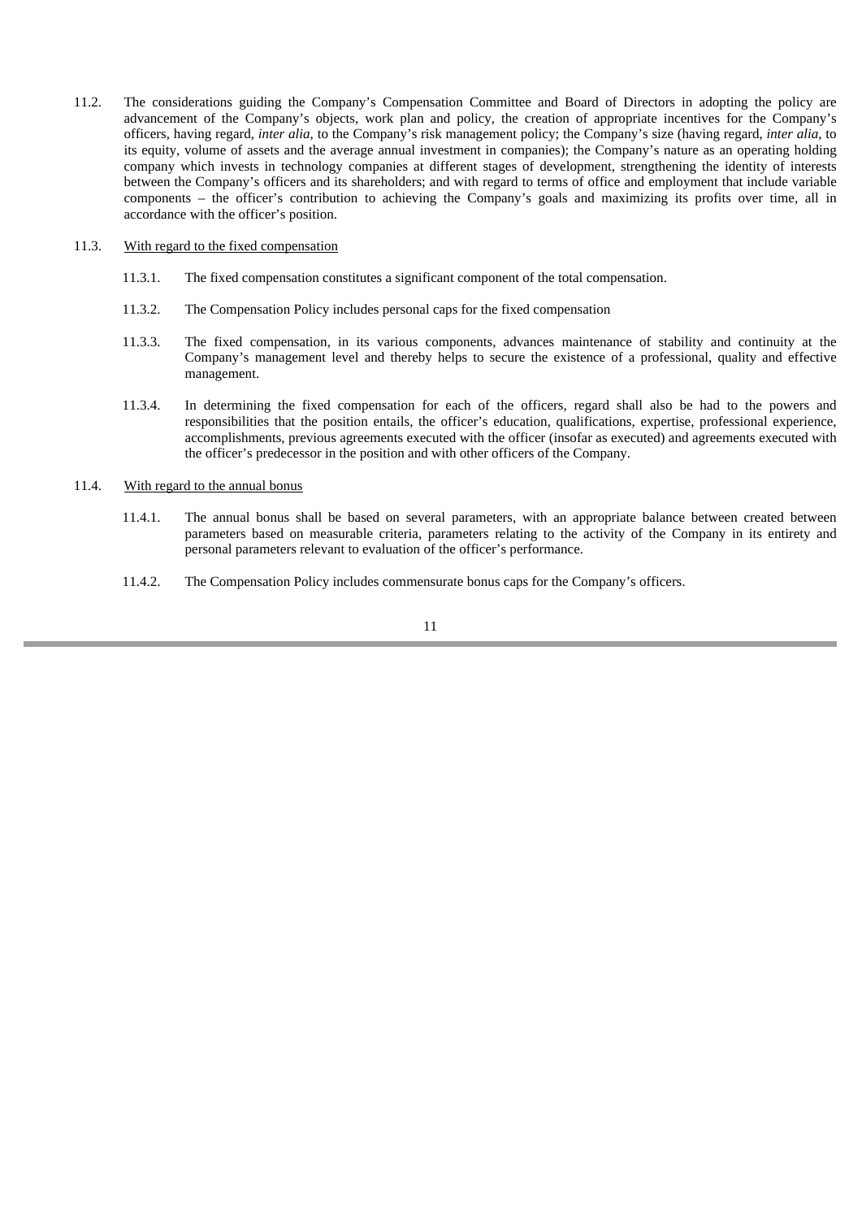11.2. The considerations guiding the Company's Compensation Committee and Board of Directors in adopting the policy are advancement of the Company's objects, work plan and policy, the creation of appropriate incentives for the Company's officers, having regard, *inter alia*, to the Company's risk management policy; the Company's size (having regard, *inter alia*, to its equity, volume of assets and the average annual investment in companies); the Company's nature as an operating holding company which invests in technology companies at different stages of development, strengthening the identity of interests between the Company's officers and its shareholders; and with regard to terms of office and employment that include variable components – the officer's contribution to achieving the Company's goals and maximizing its profits over time, all in accordance with the officer's position.

11.3. <u>With regard to the fixed compensation</u>

11.3.1. The fixed compensation constitutes a significant component of the total compensation.

11.3.2. The Compensation Policy includes personal caps for the fixed compensation

11.3.3. The fixed compensation, in its various components, advances maintenance of stability and continuity at the Company's management level and thereby helps to secure the existence of a professional, quality and effective management.

11.3.4. In determining the fixed compensation for each of the officers, regard shall also be had to the powers and responsibilities that the position entails, the officer's education, qualifications, expertise, professional experience, accomplishments, previous agreements executed with the officer (insofar as executed) and agreements executed with the officer's predecessor in the position and with other officers of the Company.

11.4. <u>With regard to the annual bonus</u>

11.4.1. The annual bonus shall be based on several parameters, with an appropriate balance between created between parameters based on measurable criteria, parameters relating to the activity of the Company in its entirety and personal parameters relevant to evaluation of the officer's performance.

11.4.2. The Compensation Policy includes commensurate bonus caps for the Company's officers.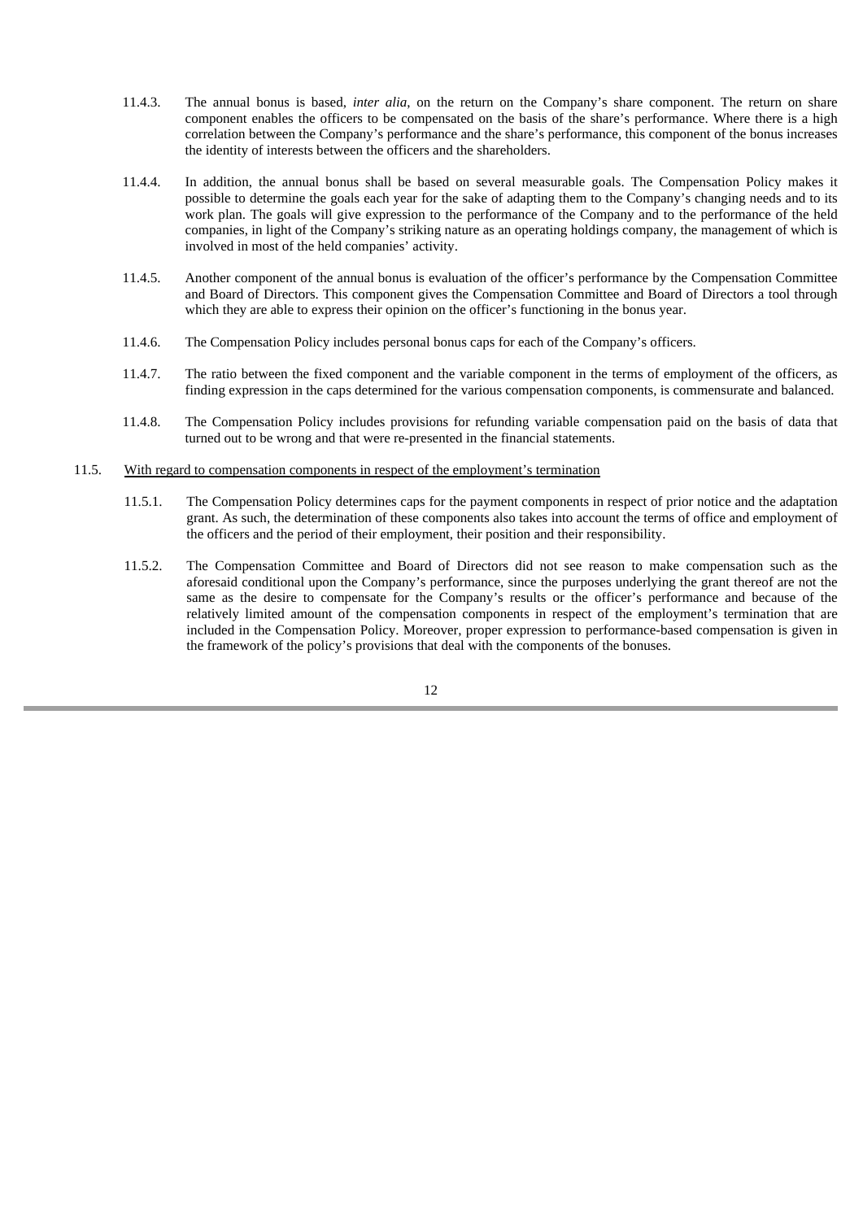11.4.3. The annual bonus is based, *inter alia*, on the return on the Company's share component. The return on share component enables the officers to be compensated on the basis of the share's performance. Where there is a high correlation between the Company's performance and the share's performance, this component of the bonus increases the identity of interests between the officers and the shareholders.

11.4.4. In addition, the annual bonus shall be based on several measurable goals. The Compensation Policy makes it possible to determine the goals each year for the sake of adapting them to the Company's changing needs and to its work plan. The goals will give expression to the performance of the Company and to the performance of the held companies, in light of the Company's striking nature as an operating holdings company, the management of which is involved in most of the held companies' activity.

11.4.5. Another component of the annual bonus is evaluation of the officer's performance by the Compensation Committee and Board of Directors. This component gives the Compensation Committee and Board of Directors a tool through which they are able to express their opinion on the officer's functioning in the bonus year.

11.4.6. The Compensation Policy includes personal bonus caps for each of the Company's officers.

11.4.7. The ratio between the fixed component and the variable component in the terms of employment of the officers, as finding expression in the caps determined for the various compensation components, is commensurate and balanced.

11.4.8. The Compensation Policy includes provisions for refunding variable compensation paid on the basis of data that turned out to be wrong and that were re-presented in the financial statements.

11.5. <u>With regard to compensation components in respect of the employment's termination</u>

11.5.1. The Compensation Policy determines caps for the payment components in respect of prior notice and the adaptation grant. As such, the determination of these components also takes into account the terms of office and employment of the officers and the period of their employment, their position and their responsibility.

11.5.2. The Compensation Committee and Board of Directors did not see reason to make compensation such as the aforesaid conditional upon the Company's performance, since the purposes underlying the grant thereof are not the same as the desire to compensate for the Company's results or the officer's performance and because of the relatively limited amount of the compensation components in respect of the employment's termination that are included in the Compensation Policy. Moreover, proper expression to performance-based compensation is given in the framework of the policy's provisions that deal with the components of the bonuses.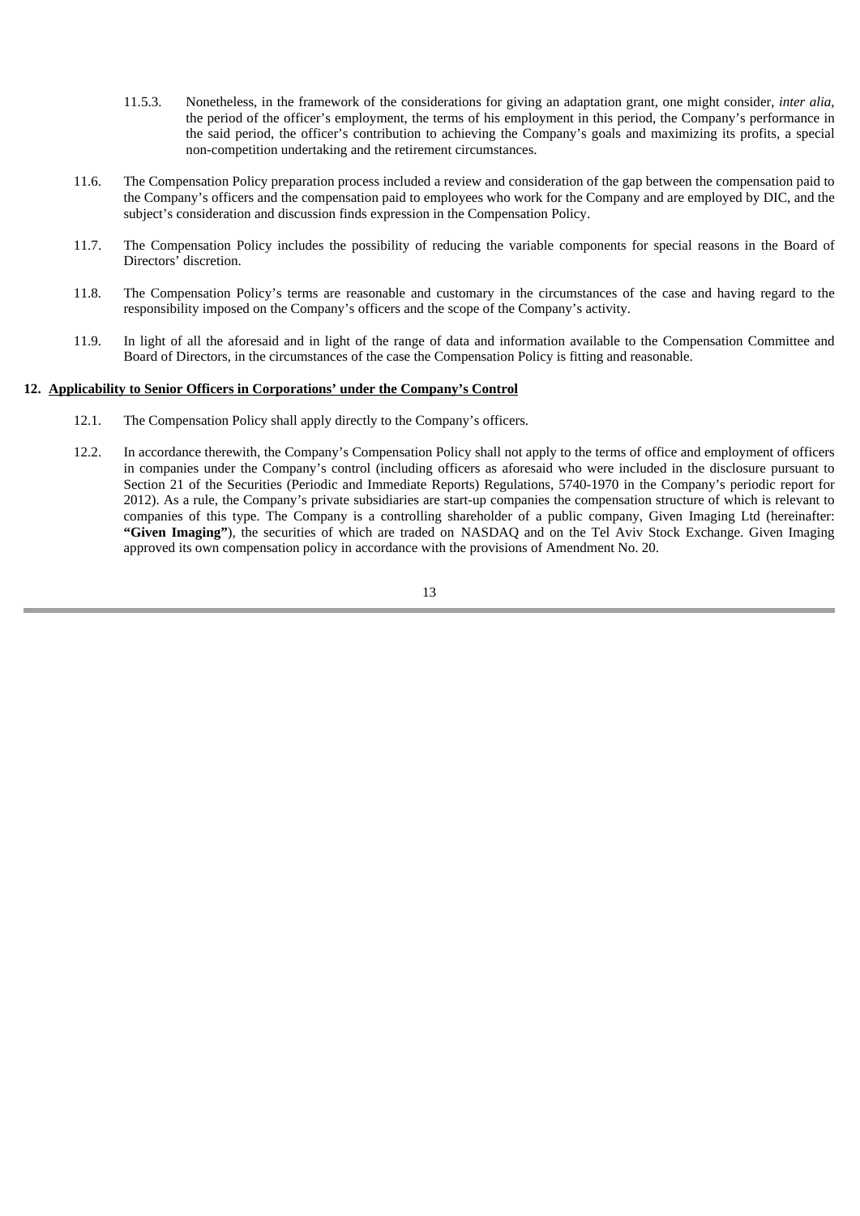11.5.3. Nonetheless, in the framework of the considerations for giving an adaptation grant, one might consider, *inter alia*, the period of the officer's employment, the terms of his employment in this period, the Company's performance in the said period, the officer's contribution to achieving the Company's goals and maximizing its profits, a special non-competition undertaking and the retirement circumstances.

11.6. The Compensation Policy preparation process included a review and consideration of the gap between the compensation paid to the Company's officers and the compensation paid to employees who work for the Company and are employed by DIC, and the subject's consideration and discussion finds expression in the Compensation Policy.

11.7. The Compensation Policy includes the possibility of reducing the variable components for special reasons in the Board of Directors' discretion.

11.8. The Compensation Policy's terms are reasonable and customary in the circumstances of the case and having regard to the responsibility imposed on the Company's officers and the scope of the Company's activity.

11.9. In light of all the aforesaid and in light of the range of data and information available to the Compensation Committee and Board of Directors, in the circumstances of the case the Compensation Policy is fitting and reasonable.

**12. Applicability to Senior Officers in Corporations' under the Company's Control**

12.1. The Compensation Policy shall apply directly to the Company's officers.

12.2. In accordance therewith, the Company's Compensation Policy shall not apply to the terms of office and employment of officers in companies under the Company's control (including officers as aforesaid who were included in the disclosure pursuant to Section 21 of the Securities (Periodic and Immediate Reports) Regulations, 5740-1970 in the Company's periodic report for 2012). As a rule, the Company's private subsidiaries are start-up companies the compensation structure of which is relevant to companies of this type. The Company is a controlling shareholder of a public company, Given Imaging Ltd (hereinafter: **"Given Imaging"**), the securities of which are traded on NASDAQ and on the Tel Aviv Stock Exchange. Given Imaging approved its own compensation policy in accordance with the provisions of Amendment No. 20.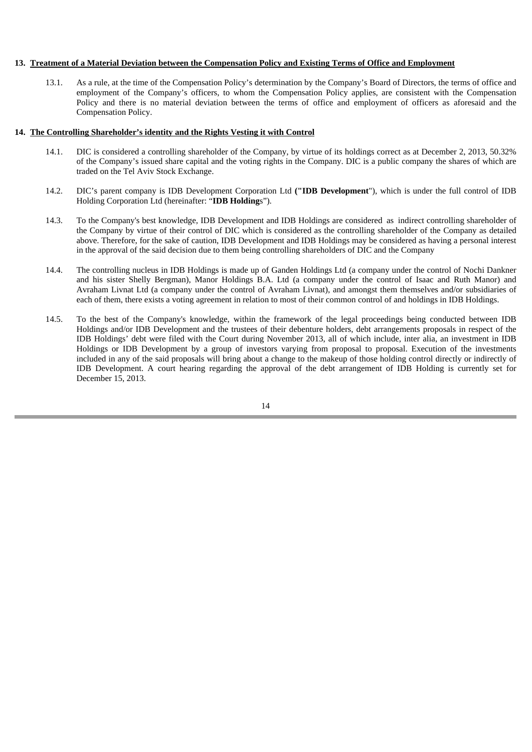## 13. Treatment of a Material Deviation between the Compensation Policy and Existing Terms of Office and Employment

13.1. As a rule, at the time of the Compensation Policy's determination by the Company's Board of Directors, the terms of office and employment of the Company's officers, to whom the Compensation Policy applies, are consistent with the Compensation Policy and there is no material deviation between the terms of office and employment of officers as aforesaid and the Compensation Policy.

## 14. The Controlling Shareholder's identity and the Rights Vesting it with Control

14.1. DIC is considered a controlling shareholder of the Company, by virtue of its holdings correct as at December 2, 2013, 50.32% of the Company's issued share capital and the voting rights in the Company. DIC is a public company the shares of which are traded on the Tel Aviv Stock Exchange.

14.2. DIC's parent company is IDB Development Corporation Ltd **("IDB Development**"), which is under the full control of IDB Holding Corporation Ltd (hereinafter: "**IDB Holding**s").

14.3. To the Company's best knowledge, IDB Development and IDB Holdings are considered as indirect controlling shareholder of the Company by virtue of their control of DIC which is considered as the controlling shareholder of the Company as detailed above. Therefore, for the sake of caution, IDB Development and IDB Holdings may be considered as having a personal interest in the approval of the said decision due to them being controlling shareholders of DIC and the Company

14.4. The controlling nucleus in IDB Holdings is made up of Ganden Holdings Ltd (a company under the control of Nochi Dankner and his sister Shelly Bergman), Manor Holdings B.A. Ltd (a company under the control of Isaac and Ruth Manor) and Avraham Livnat Ltd (a company under the control of Avraham Livnat), and amongst them themselves and/or subsidiaries of each of them, there exists a voting agreement in relation to most of their common control of and holdings in IDB Holdings.

14.5. To the best of the Company's knowledge, within the framework of the legal proceedings being conducted between IDB Holdings and/or IDB Development and the trustees of their debenture holders, debt arrangements proposals in respect of the IDB Holdings' debt were filed with the Court during November 2013, all of which include, inter alia, an investment in IDB Holdings or IDB Development by a group of investors varying from proposal to proposal. Execution of the investments included in any of the said proposals will bring about a change to the makeup of those holding control directly or indirectly of IDB Development. A court hearing regarding the approval of the debt arrangement of IDB Holding is currently set for December 15, 2013.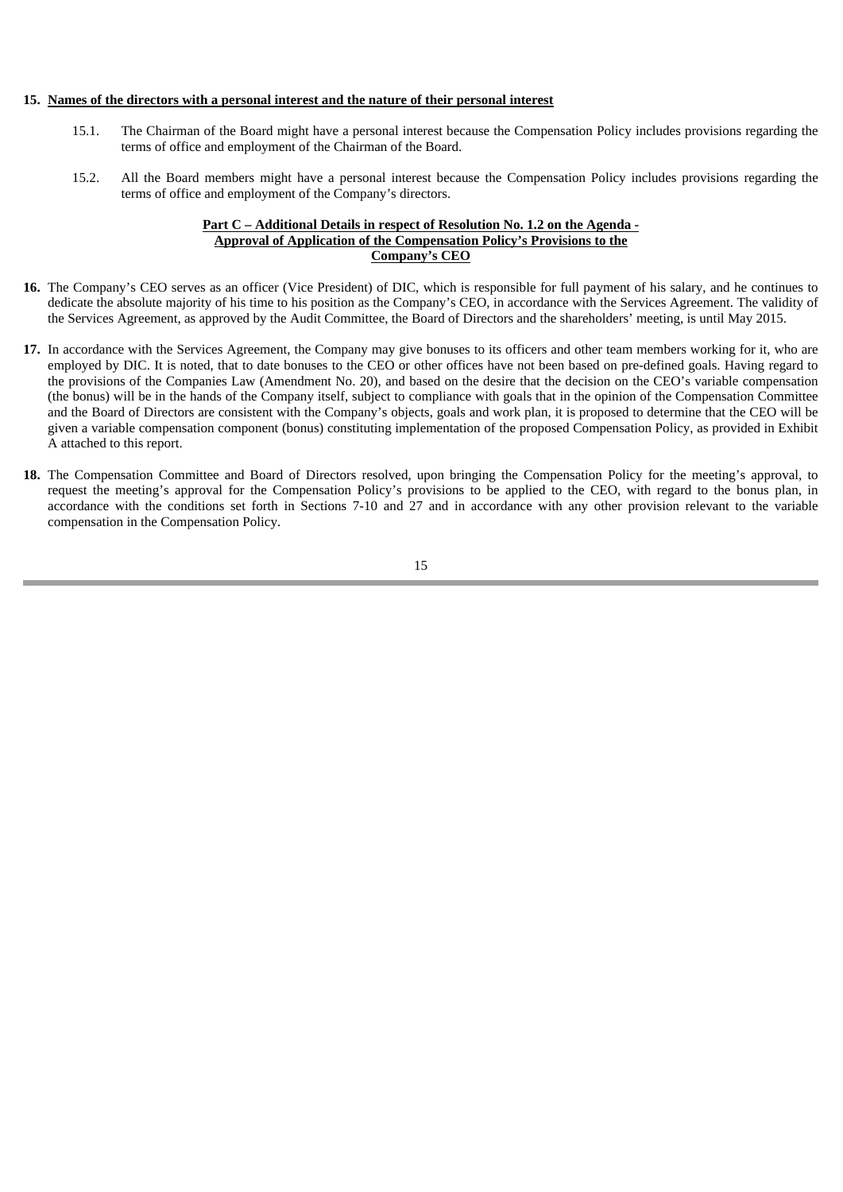**15. Names of the directors with a personal interest and the nature of their personal interest**

15.1. The Chairman of the Board might have a personal interest because the Compensation Policy includes provisions regarding the terms of office and employment of the Chairman of the Board.

15.2. All the Board members might have a personal interest because the Compensation Policy includes provisions regarding the terms of office and employment of the Company's directors.

**Part C – Additional Details in respect of Resolution No. 1.2 on the Agenda - Approval of Application of the Compensation Policy's Provisions to the Company's CEO**

**16.** The Company's CEO serves as an officer (Vice President) of DIC, which is responsible for full payment of his salary, and he continues to dedicate the absolute majority of his time to his position as the Company's CEO, in accordance with the Services Agreement. The validity of the Services Agreement, as approved by the Audit Committee, the Board of Directors and the shareholders' meeting, is until May 2015.

**17.** In accordance with the Services Agreement, the Company may give bonuses to its officers and other team members working for it, who are employed by DIC. It is noted, that to date bonuses to the CEO or other offices have not been based on pre-defined goals. Having regard to the provisions of the Companies Law (Amendment No. 20), and based on the desire that the decision on the CEO's variable compensation (the bonus) will be in the hands of the Company itself, subject to compliance with goals that in the opinion of the Compensation Committee and the Board of Directors are consistent with the Company's objects, goals and work plan, it is proposed to determine that the CEO will be given a variable compensation component (bonus) constituting implementation of the proposed Compensation Policy, as provided in Exhibit A attached to this report.

**18.** The Compensation Committee and Board of Directors resolved, upon bringing the Compensation Policy for the meeting's approval, to request the meeting's approval for the Compensation Policy's provisions to be applied to the CEO, with regard to the bonus plan, in accordance with the conditions set forth in Sections 7-10 and 27 and in accordance with any other provision relevant to the variable compensation in the Compensation Policy.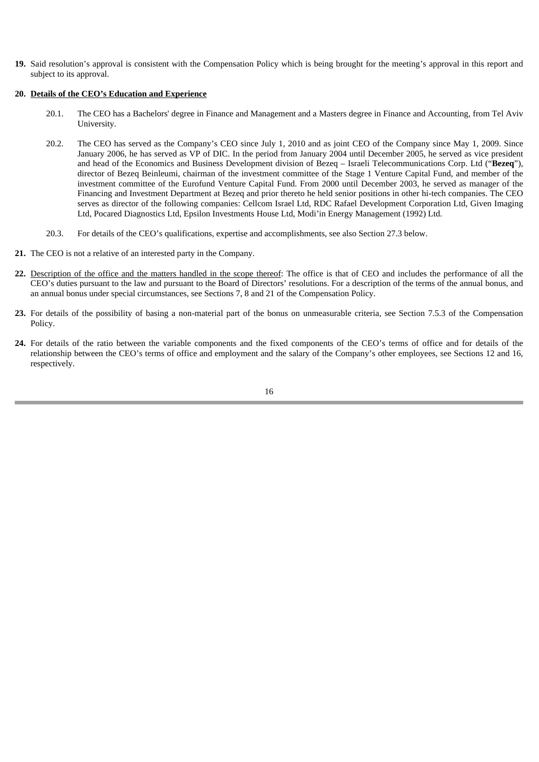**19.** Said resolution's approval is consistent with the Compensation Policy which is being brought for the meeting's approval in this report and subject to its approval.

**20. <u>Details of the CEO's Education and Experience</u>**

20.1. The CEO has a Bachelors' degree in Finance and Management and a Masters degree in Finance and Accounting, from Tel Aviv University.

20.2. The CEO has served as the Company's CEO since July 1, 2010 and as joint CEO of the Company since May 1, 2009. Since January 2006, he has served as VP of DIC. In the period from January 2004 until December 2005, he served as vice president and head of the Economics and Business Development division of Bezeq – Israeli Telecommunications Corp. Ltd ("**Bezeq**"), director of Bezeq Beinleumi, chairman of the investment committee of the Stage 1 Venture Capital Fund, and member of the investment committee of the Eurofund Venture Capital Fund. From 2000 until December 2003, he served as manager of the Financing and Investment Department at Bezeq and prior thereto he held senior positions in other hi-tech companies. The CEO serves as director of the following companies: Cellcom Israel Ltd, RDC Rafael Development Corporation Ltd, Given Imaging Ltd, Pocared Diagnostics Ltd, Epsilon Investments House Ltd, Modi'in Energy Management (1992) Ltd.

20.3. For details of the CEO's qualifications, expertise and accomplishments, see also Section 27.3 below.

**21.** The CEO is not a relative of an interested party in the Company.

**22.** <u>Description of the office and the matters handled in the scope thereof</u>: The office is that of CEO and includes the performance of all the CEO's duties pursuant to the law and pursuant to the Board of Directors' resolutions. For a description of the terms of the annual bonus, and an annual bonus under special circumstances, see Sections 7, 8 and 21 of the Compensation Policy.

**23.** For details of the possibility of basing a non-material part of the bonus on unmeasurable criteria, see Section 7.5.3 of the Compensation Policy.

**24.** For details of the ratio between the variable components and the fixed components of the CEO's terms of office and for details of the relationship between the CEO's terms of office and employment and the salary of the Company's other employees, see Sections 12 and 16, respectively.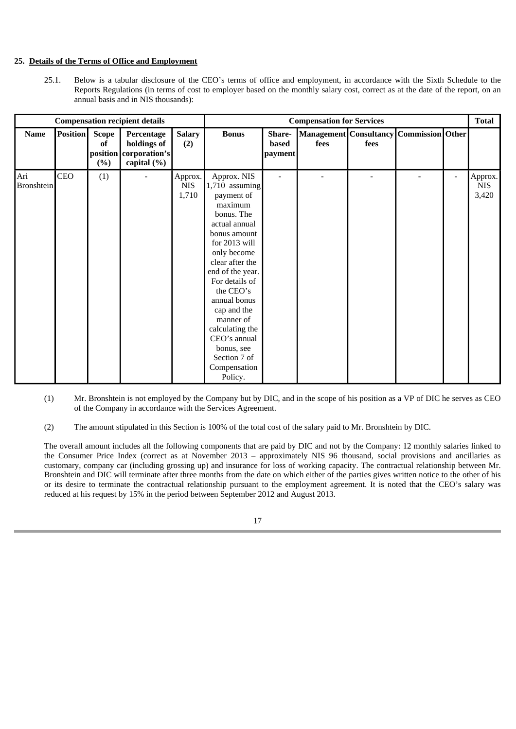**25. Details of the Terms of Office and Employment**

25.1. Below is a tabular disclosure of the CEO's terms of office and employment, in accordance with the Sixth Schedule to the Reports Regulations (in terms of cost to employer based on the monthly salary cost, correct as at the date of the report, on an annual basis and in NIS thousands):

| Compensation recipient details | | | | Compensation for Services | | | | | | | Total |
|---|---|---|---|---|---|---|---|---|---|---|---|
| **Name** | **Position** | **Scope of position (%)** | **Percentage holdings of corporation's capital (%)** | **Salary (2)** | **Bonus** | **Share-based payment** | **Management fees** | **Consultancy fees** | **Commission** | **Other** | |
| Ari Bronshtein | CEO | (1) | - | Approx. NIS 1,710 | Approx. NIS 1,710 assuming payment of maximum bonus. The actual annual bonus amount for 2013 will only become clear after the end of the year. For details of the CEO's annual bonus cap and the manner of calculating the CEO's annual bonus, see Section 7 of Compensation Policy. | - | - | - | - | - | Approx. NIS 3,420 |

(1) Mr. Bronshtein is not employed by the Company but by DIC, and in the scope of his position as a VP of DIC he serves as CEO of the Company in accordance with the Services Agreement.

(2) The amount stipulated in this Section is 100% of the total cost of the salary paid to Mr. Bronshtein by DIC.

The overall amount includes all the following components that are paid by DIC and not by the Company: 12 monthly salaries linked to the Consumer Price Index (correct as at November 2013 – approximately NIS 96 thousand, social provisions and ancillaries as customary, company car (including grossing up) and insurance for loss of working capacity. The contractual relationship between Mr. Bronshtein and DIC will terminate after three months from the date on which either of the parties gives written notice to the other of his or its desire to terminate the contractual relationship pursuant to the employment agreement. It is noted that the CEO's salary was reduced at his request by 15% in the period between September 2012 and August 2013.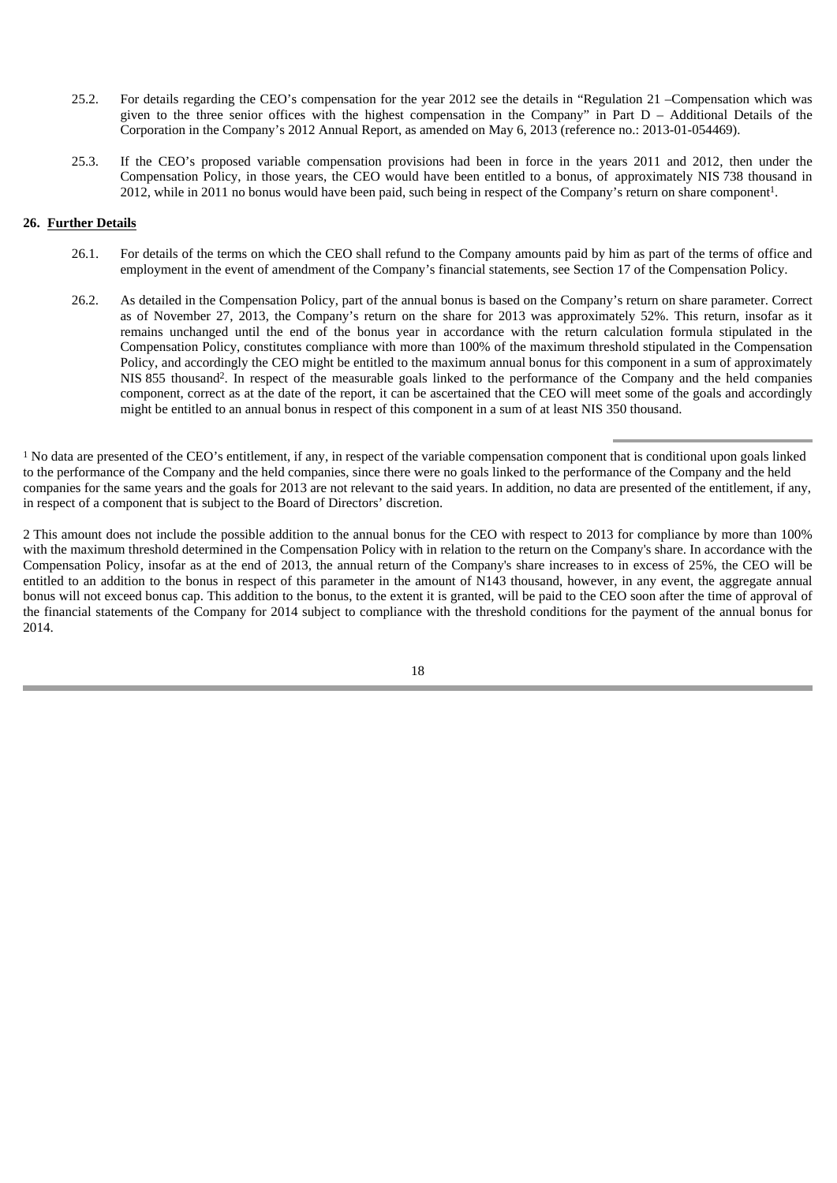25.2. For details regarding the CEO's compensation for the year 2012 see the details in "Regulation 21 –Compensation which was given to the three senior offices with the highest compensation in the Company" in Part D – Additional Details of the Corporation in the Company's 2012 Annual Report, as amended on May 6, 2013 (reference no.: 2013-01-054469).

25.3. If the CEO's proposed variable compensation provisions had been in force in the years 2011 and 2012, then under the Compensation Policy, in those years, the CEO would have been entitled to a bonus, of approximately NIS 738 thousand in 2012, while in 2011 no bonus would have been paid, such being in respect of the Company's return on share component[1].

## 26. Further Details

26.1. For details of the terms on which the CEO shall refund to the Company amounts paid by him as part of the terms of office and employment in the event of amendment of the Company's financial statements, see Section 17 of the Compensation Policy.

26.2. As detailed in the Compensation Policy, part of the annual bonus is based on the Company's return on share parameter. Correct as of November 27, 2013, the Company's return on the share for 2013 was approximately 52%. This return, insofar as it remains unchanged until the end of the bonus year in accordance with the return calculation formula stipulated in the Compensation Policy, constitutes compliance with more than 100% of the maximum threshold stipulated in the Compensation Policy, and accordingly the CEO might be entitled to the maximum annual bonus for this component in a sum of approximately NIS 855 thousand[2]. In respect of the measurable goals linked to the performance of the Company and the held companies component, correct as at the date of the report, it can be ascertained that the CEO will meet some of the goals and accordingly might be entitled to an annual bonus in respect of this component in a sum of at least NIS 350 thousand.

---

[1] No data are presented of the CEO's entitlement, if any, in respect of the variable compensation component that is conditional upon goals linked to the performance of the Company and the held companies, since there were no goals linked to the performance of the Company and the held companies for the same years and the goals for 2013 are not relevant to the said years. In addition, no data are presented of the entitlement, if any, in respect of a component that is subject to the Board of Directors' discretion.

[2] This amount does not include the possible addition to the annual bonus for the CEO with respect to 2013 for compliance by more than 100% with the maximum threshold determined in the Compensation Policy with in relation to the return on the Company's share. In accordance with the Compensation Policy, insofar as at the end of 2013, the annual return of the Company's share increases to in excess of 25%, the CEO will be entitled to an addition to the bonus in respect of this parameter in the amount of N143 thousand, however, in any event, the aggregate annual bonus will not exceed bonus cap. This addition to the bonus, to the extent it is granted, will be paid to the CEO soon after the time of approval of the financial statements of the Company for 2014 subject to compliance with the threshold conditions for the payment of the annual bonus for 2014.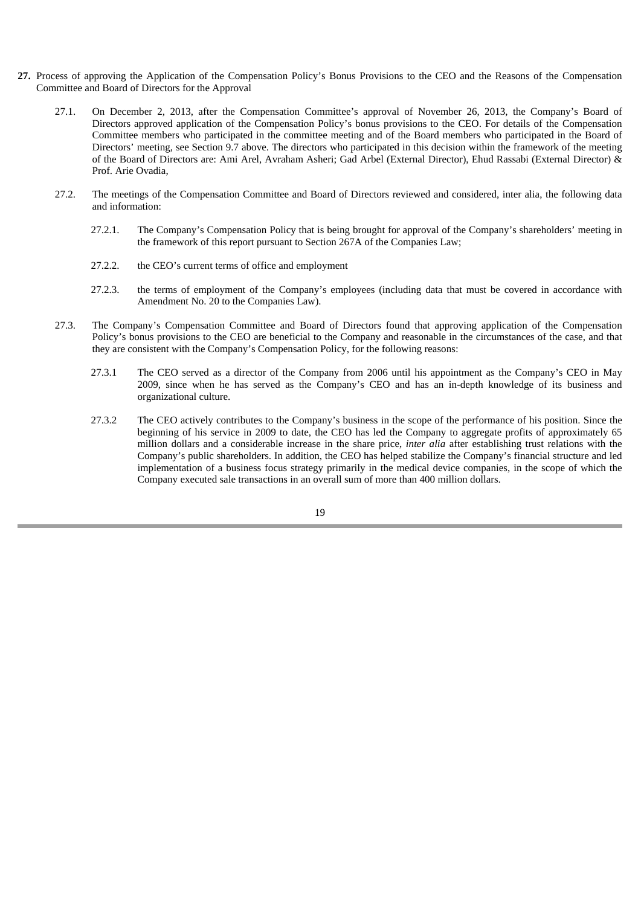**27.** Process of approving the Application of the Compensation Policy's Bonus Provisions to the CEO and the Reasons of the Compensation Committee and Board of Directors for the Approval

27.1. On December 2, 2013, after the Compensation Committee's approval of November 26, 2013, the Company's Board of Directors approved application of the Compensation Policy's bonus provisions to the CEO. For details of the Compensation Committee members who participated in the committee meeting and of the Board members who participated in the Board of Directors' meeting, see Section 9.7 above. The directors who participated in this decision within the framework of the meeting of the Board of Directors are: Ami Arel, Avraham Asheri; Gad Arbel (External Director), Ehud Rassabi (External Director) & Prof. Arie Ovadia,

27.2. The meetings of the Compensation Committee and Board of Directors reviewed and considered, inter alia, the following data and information:

27.2.1. The Company's Compensation Policy that is being brought for approval of the Company's shareholders' meeting in the framework of this report pursuant to Section 267A of the Companies Law;

27.2.2. the CEO's current terms of office and employment

27.2.3. the terms of employment of the Company's employees (including data that must be covered in accordance with Amendment No. 20 to the Companies Law).

27.3. The Company's Compensation Committee and Board of Directors found that approving application of the Compensation Policy's bonus provisions to the CEO are beneficial to the Company and reasonable in the circumstances of the case, and that they are consistent with the Company's Compensation Policy, for the following reasons:

27.3.1 The CEO served as a director of the Company from 2006 until his appointment as the Company's CEO in May 2009, since when he has served as the Company's CEO and has an in-depth knowledge of its business and organizational culture.

27.3.2 The CEO actively contributes to the Company's business in the scope of the performance of his position. Since the beginning of his service in 2009 to date, the CEO has led the Company to aggregate profits of approximately 65 million dollars and a considerable increase in the share price, *inter alia* after establishing trust relations with the Company's public shareholders. In addition, the CEO has helped stabilize the Company's financial structure and led implementation of a business focus strategy primarily in the medical device companies, in the scope of which the Company executed sale transactions in an overall sum of more than 400 million dollars.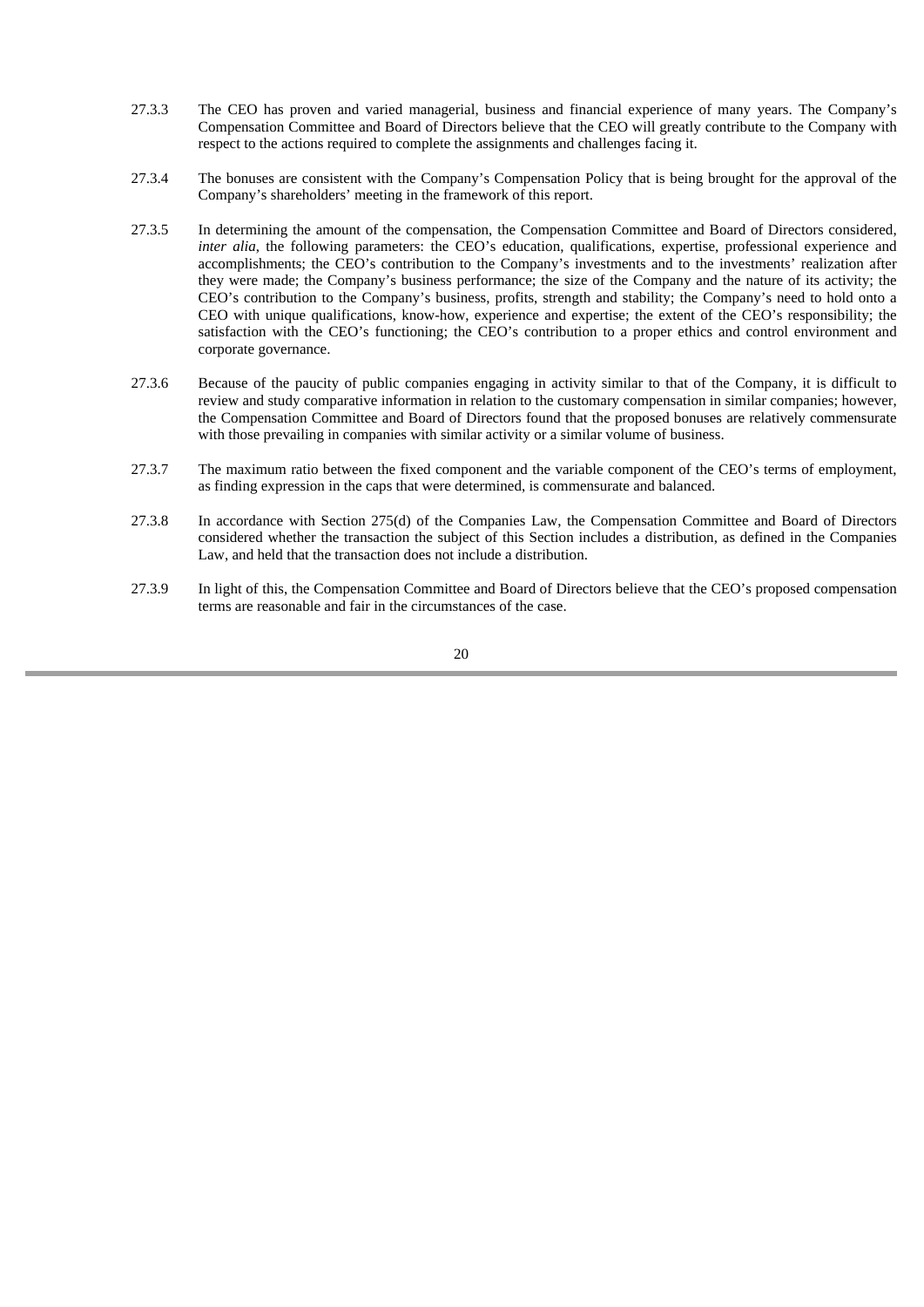27.3.3 The CEO has proven and varied managerial, business and financial experience of many years. The Company's Compensation Committee and Board of Directors believe that the CEO will greatly contribute to the Company with respect to the actions required to complete the assignments and challenges facing it.

27.3.4 The bonuses are consistent with the Company's Compensation Policy that is being brought for the approval of the Company's shareholders' meeting in the framework of this report.

27.3.5 In determining the amount of the compensation, the Compensation Committee and Board of Directors considered, *inter alia*, the following parameters: the CEO's education, qualifications, expertise, professional experience and accomplishments; the CEO's contribution to the Company's investments and to the investments' realization after they were made; the Company's business performance; the size of the Company and the nature of its activity; the CEO's contribution to the Company's business, profits, strength and stability; the Company's need to hold onto a CEO with unique qualifications, know-how, experience and expertise; the extent of the CEO's responsibility; the satisfaction with the CEO's functioning; the CEO's contribution to a proper ethics and control environment and corporate governance.

27.3.6 Because of the paucity of public companies engaging in activity similar to that of the Company, it is difficult to review and study comparative information in relation to the customary compensation in similar companies; however, the Compensation Committee and Board of Directors found that the proposed bonuses are relatively commensurate with those prevailing in companies with similar activity or a similar volume of business.

27.3.7 The maximum ratio between the fixed component and the variable component of the CEO's terms of employment, as finding expression in the caps that were determined, is commensurate and balanced.

27.3.8 In accordance with Section 275(d) of the Companies Law, the Compensation Committee and Board of Directors considered whether the transaction the subject of this Section includes a distribution, as defined in the Companies Law, and held that the transaction does not include a distribution.

27.3.9 In light of this, the Compensation Committee and Board of Directors believe that the CEO's proposed compensation terms are reasonable and fair in the circumstances of the case.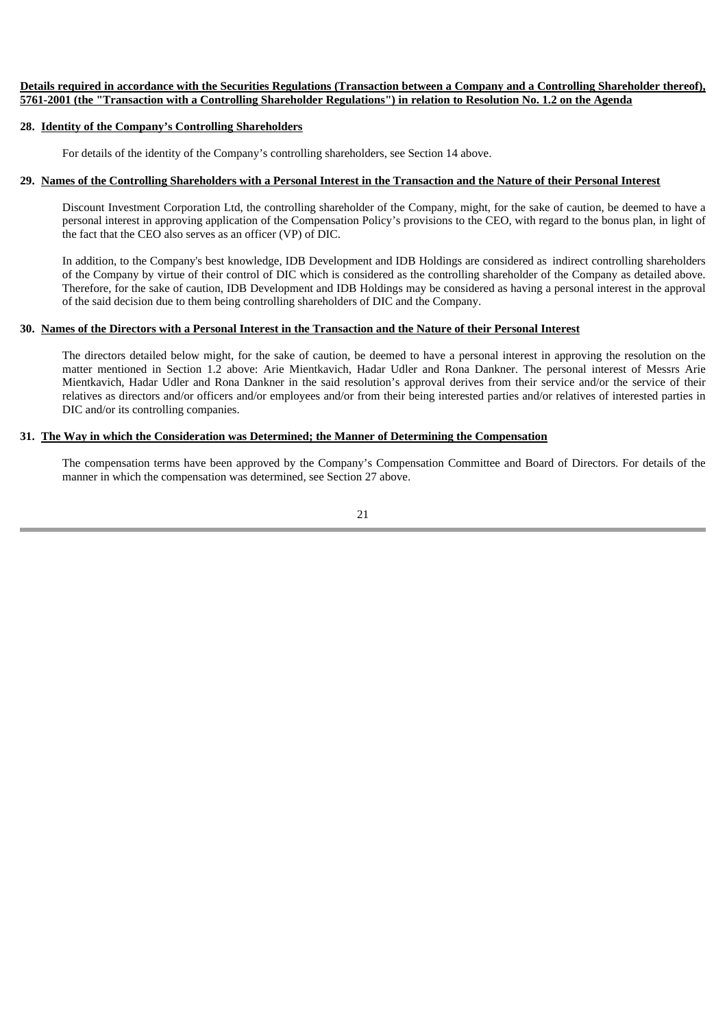**Details required in accordance with the Securities Regulations (Transaction between a Company and a Controlling Shareholder thereof), 5761-2001 (the "Transaction with a Controlling Shareholder Regulations") in relation to Resolution No. 1.2 on the Agenda**

**28. Identity of the Company's Controlling Shareholders**

For details of the identity of the Company's controlling shareholders, see Section 14 above.

**29. Names of the Controlling Shareholders with a Personal Interest in the Transaction and the Nature of their Personal Interest**

Discount Investment Corporation Ltd, the controlling shareholder of the Company, might, for the sake of caution, be deemed to have a personal interest in approving application of the Compensation Policy's provisions to the CEO, with regard to the bonus plan, in light of the fact that the CEO also serves as an officer (VP) of DIC.

In addition, to the Company's best knowledge, IDB Development and IDB Holdings are considered as indirect controlling shareholders of the Company by virtue of their control of DIC which is considered as the controlling shareholder of the Company as detailed above. Therefore, for the sake of caution, IDB Development and IDB Holdings may be considered as having a personal interest in the approval of the said decision due to them being controlling shareholders of DIC and the Company.

**30. Names of the Directors with a Personal Interest in the Transaction and the Nature of their Personal Interest**

The directors detailed below might, for the sake of caution, be deemed to have a personal interest in approving the resolution on the matter mentioned in Section 1.2 above: Arie Mientkavich, Hadar Udler and Rona Dankner. The personal interest of Messrs Arie Mientkavich, Hadar Udler and Rona Dankner in the said resolution's approval derives from their service and/or the service of their relatives as directors and/or officers and/or employees and/or from their being interested parties and/or relatives of interested parties in DIC and/or its controlling companies.

**31. The Way in which the Consideration was Determined; the Manner of Determining the Compensation**

The compensation terms have been approved by the Company's Compensation Committee and Board of Directors. For details of the manner in which the compensation was determined, see Section 27 above.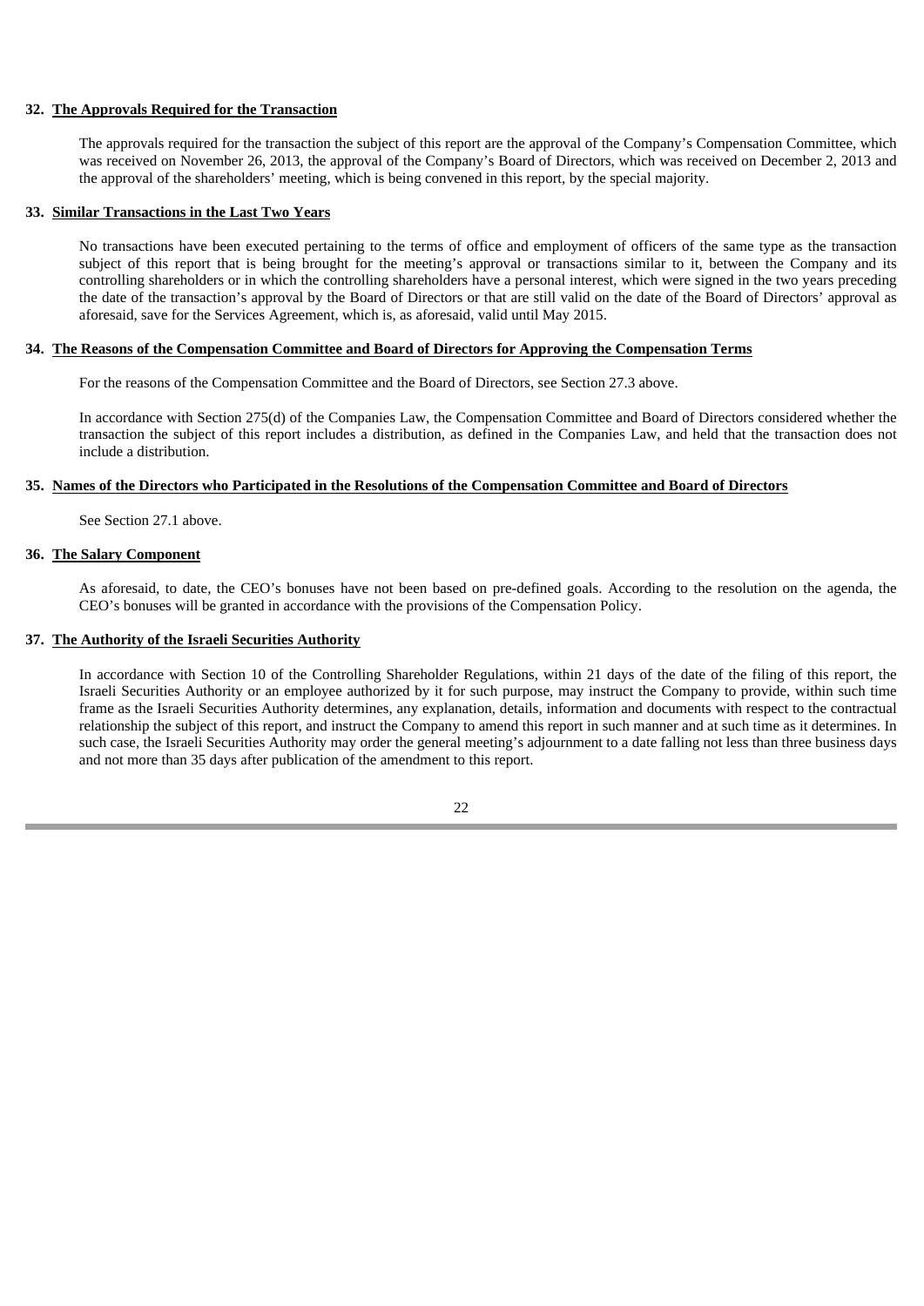**32. The Approvals Required for the Transaction**

The approvals required for the transaction the subject of this report are the approval of the Company's Compensation Committee, which was received on November 26, 2013, the approval of the Company's Board of Directors, which was received on December 2, 2013 and the approval of the shareholders' meeting, which is being convened in this report, by the special majority.

**33. Similar Transactions in the Last Two Years**

No transactions have been executed pertaining to the terms of office and employment of officers of the same type as the transaction subject of this report that is being brought for the meeting's approval or transactions similar to it, between the Company and its controlling shareholders or in which the controlling shareholders have a personal interest, which were signed in the two years preceding the date of the transaction's approval by the Board of Directors or that are still valid on the date of the Board of Directors' approval as aforesaid, save for the Services Agreement, which is, as aforesaid, valid until May 2015.

**34. The Reasons of the Compensation Committee and Board of Directors for Approving the Compensation Terms**

For the reasons of the Compensation Committee and the Board of Directors, see Section 27.3 above.

In accordance with Section 275(d) of the Companies Law, the Compensation Committee and Board of Directors considered whether the transaction the subject of this report includes a distribution, as defined in the Companies Law, and held that the transaction does not include a distribution.

**35. Names of the Directors who Participated in the Resolutions of the Compensation Committee and Board of Directors**

See Section 27.1 above.

**36. The Salary Component**

As aforesaid, to date, the CEO's bonuses have not been based on pre-defined goals. According to the resolution on the agenda, the CEO's bonuses will be granted in accordance with the provisions of the Compensation Policy.

**37. The Authority of the Israeli Securities Authority**

In accordance with Section 10 of the Controlling Shareholder Regulations, within 21 days of the date of the filing of this report, the Israeli Securities Authority or an employee authorized by it for such purpose, may instruct the Company to provide, within such time frame as the Israeli Securities Authority determines, any explanation, details, information and documents with respect to the contractual relationship the subject of this report, and instruct the Company to amend this report in such manner and at such time as it determines. In such case, the Israeli Securities Authority may order the general meeting's adjournment to a date falling not less than three business days and not more than 35 days after publication of the amendment to this report.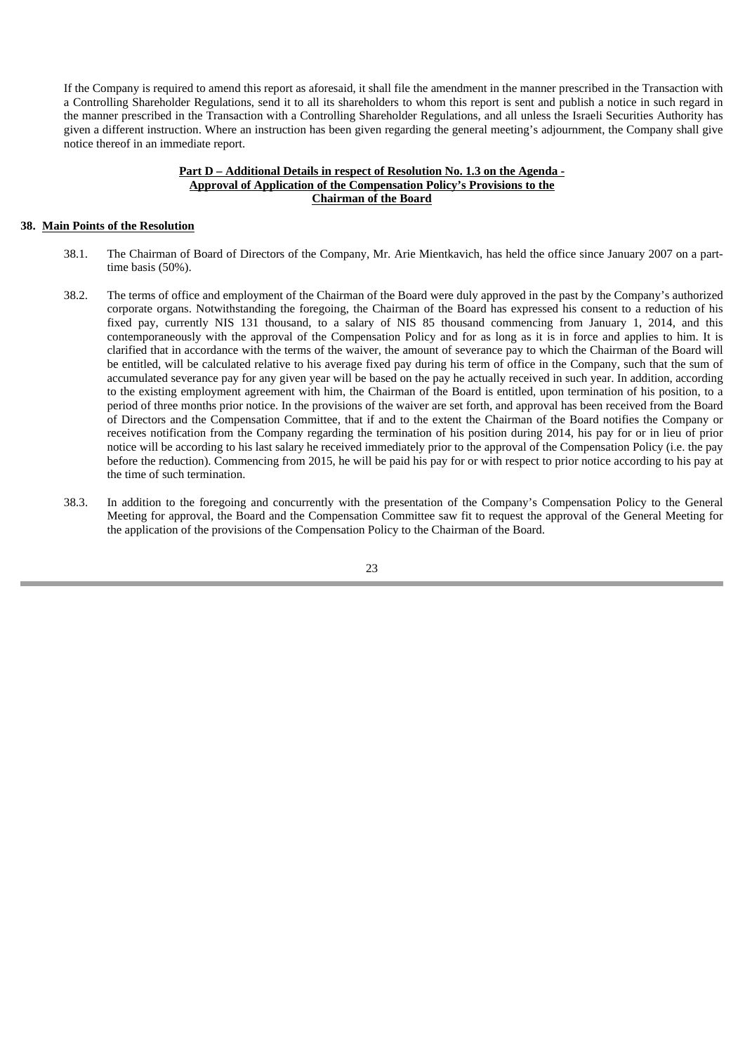If the Company is required to amend this report as aforesaid, it shall file the amendment in the manner prescribed in the Transaction with a Controlling Shareholder Regulations, send it to all its shareholders to whom this report is sent and publish a notice in such regard in the manner prescribed in the Transaction with a Controlling Shareholder Regulations, and all unless the Israeli Securities Authority has given a different instruction. Where an instruction has been given regarding the general meeting's adjournment, the Company shall give notice thereof in an immediate report.

## Part D – Additional Details in respect of Resolution No. 1.3 on the Agenda - Approval of Application of the Compensation Policy's Provisions to the Chairman of the Board

### 38. Main Points of the Resolution

38.1. The Chairman of Board of Directors of the Company, Mr. Arie Mientkavich, has held the office since January 2007 on a part-time basis (50%).

38.2. The terms of office and employment of the Chairman of the Board were duly approved in the past by the Company's authorized corporate organs. Notwithstanding the foregoing, the Chairman of the Board has expressed his consent to a reduction of his fixed pay, currently NIS 131 thousand, to a salary of NIS 85 thousand commencing from January 1, 2014, and this contemporaneously with the approval of the Compensation Policy and for as long as it is in force and applies to him. It is clarified that in accordance with the terms of the waiver, the amount of severance pay to which the Chairman of the Board will be entitled, will be calculated relative to his average fixed pay during his term of office in the Company, such that the sum of accumulated severance pay for any given year will be based on the pay he actually received in such year. In addition, according to the existing employment agreement with him, the Chairman of the Board is entitled, upon termination of his position, to a period of three months prior notice. In the provisions of the waiver are set forth, and approval has been received from the Board of Directors and the Compensation Committee, that if and to the extent the Chairman of the Board notifies the Company or receives notification from the Company regarding the termination of his position during 2014, his pay for or in lieu of prior notice will be according to his last salary he received immediately prior to the approval of the Compensation Policy (i.e. the pay before the reduction). Commencing from 2015, he will be paid his pay for or with respect to prior notice according to his pay at the time of such termination.

38.3. In addition to the foregoing and concurrently with the presentation of the Company's Compensation Policy to the General Meeting for approval, the Board and the Compensation Committee saw fit to request the approval of the General Meeting for the application of the provisions of the Compensation Policy to the Chairman of the Board.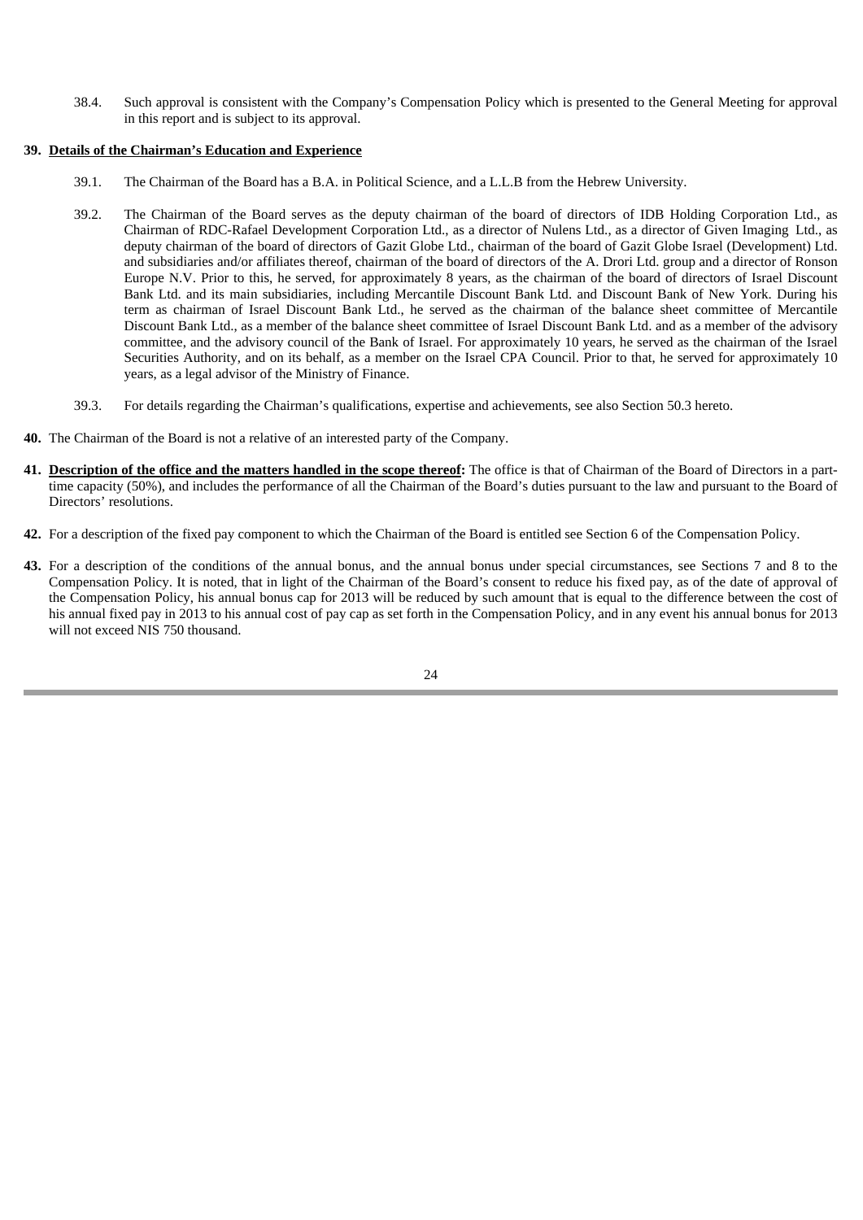38.4. Such approval is consistent with the Company's Compensation Policy which is presented to the General Meeting for approval in this report and is subject to its approval.

**39. <u>Details of the Chairman's Education and Experience</u>**

39.1. The Chairman of the Board has a B.A. in Political Science, and a L.L.B from the Hebrew University.

39.2. The Chairman of the Board serves as the deputy chairman of the board of directors of IDB Holding Corporation Ltd., as Chairman of RDC-Rafael Development Corporation Ltd., as a director of Nulens Ltd., as a director of Given Imaging Ltd., as deputy chairman of the board of directors of Gazit Globe Ltd., chairman of the board of Gazit Globe Israel (Development) Ltd. and subsidiaries and/or affiliates thereof, chairman of the board of directors of the A. Drori Ltd. group and a director of Ronson Europe N.V. Prior to this, he served, for approximately 8 years, as the chairman of the board of directors of Israel Discount Bank Ltd. and its main subsidiaries, including Mercantile Discount Bank Ltd. and Discount Bank of New York. During his term as chairman of Israel Discount Bank Ltd., he served as the chairman of the balance sheet committee of Mercantile Discount Bank Ltd., as a member of the balance sheet committee of Israel Discount Bank Ltd. and as a member of the advisory committee, and the advisory council of the Bank of Israel. For approximately 10 years, he served as the chairman of the Israel Securities Authority, and on its behalf, as a member on the Israel CPA Council. Prior to that, he served for approximately 10 years, as a legal advisor of the Ministry of Finance.

39.3. For details regarding the Chairman's qualifications, expertise and achievements, see also Section 50.3 hereto.

**40.** The Chairman of the Board is not a relative of an interested party of the Company.

**41. <u>Description of the office and the matters handled in the scope thereof</u>:** The office is that of Chairman of the Board of Directors in a part-time capacity (50%), and includes the performance of all the Chairman of the Board's duties pursuant to the law and pursuant to the Board of Directors' resolutions.

**42.** For a description of the fixed pay component to which the Chairman of the Board is entitled see Section 6 of the Compensation Policy.

**43.** For a description of the conditions of the annual bonus, and the annual bonus under special circumstances, see Sections 7 and 8 to the Compensation Policy. It is noted, that in light of the Chairman of the Board's consent to reduce his fixed pay, as of the date of approval of the Compensation Policy, his annual bonus cap for 2013 will be reduced by such amount that is equal to the difference between the cost of his annual fixed pay in 2013 to his annual cost of pay cap as set forth in the Compensation Policy, and in any event his annual bonus for 2013 will not exceed NIS 750 thousand.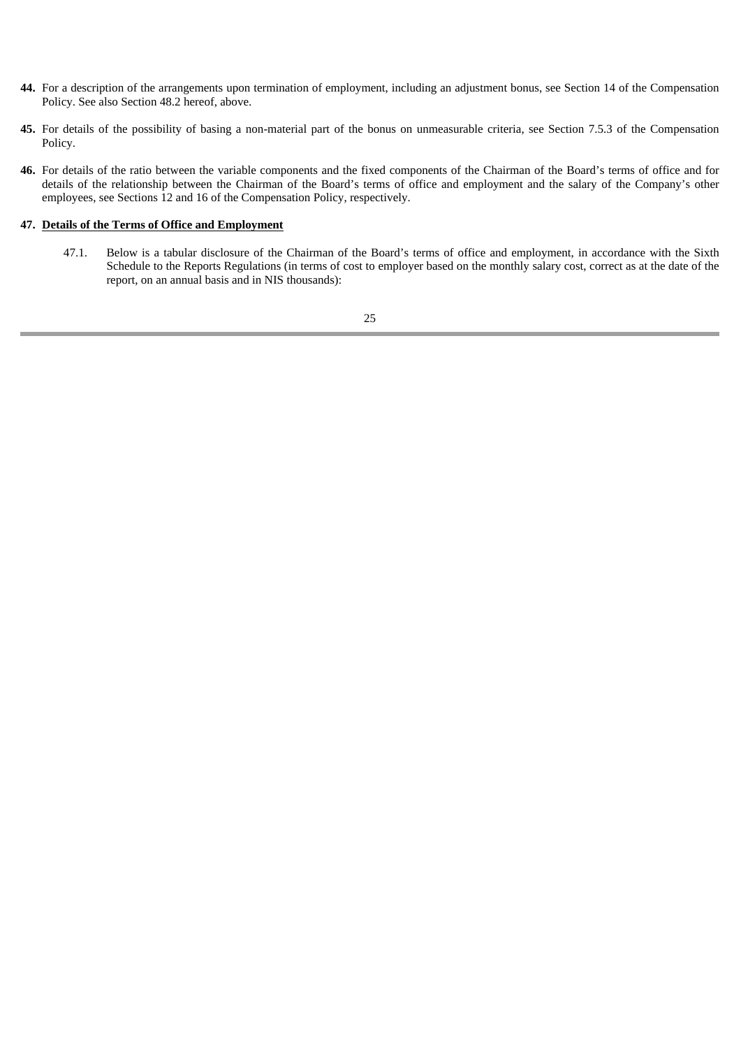**44.** For a description of the arrangements upon termination of employment, including an adjustment bonus, see Section 14 of the Compensation Policy. See also Section 48.2 hereof, above.

**45.** For details of the possibility of basing a non-material part of the bonus on unmeasurable criteria, see Section 7.5.3 of the Compensation Policy.

**46.** For details of the ratio between the variable components and the fixed components of the Chairman of the Board's terms of office and for details of the relationship between the Chairman of the Board's terms of office and employment and the salary of the Company's other employees, see Sections 12 and 16 of the Compensation Policy, respectively.

**47. Details of the Terms of Office and Employment**

47.1. Below is a tabular disclosure of the Chairman of the Board's terms of office and employment, in accordance with the Sixth Schedule to the Reports Regulations (in terms of cost to employer based on the monthly salary cost, correct as at the date of the report, on an annual basis and in NIS thousands):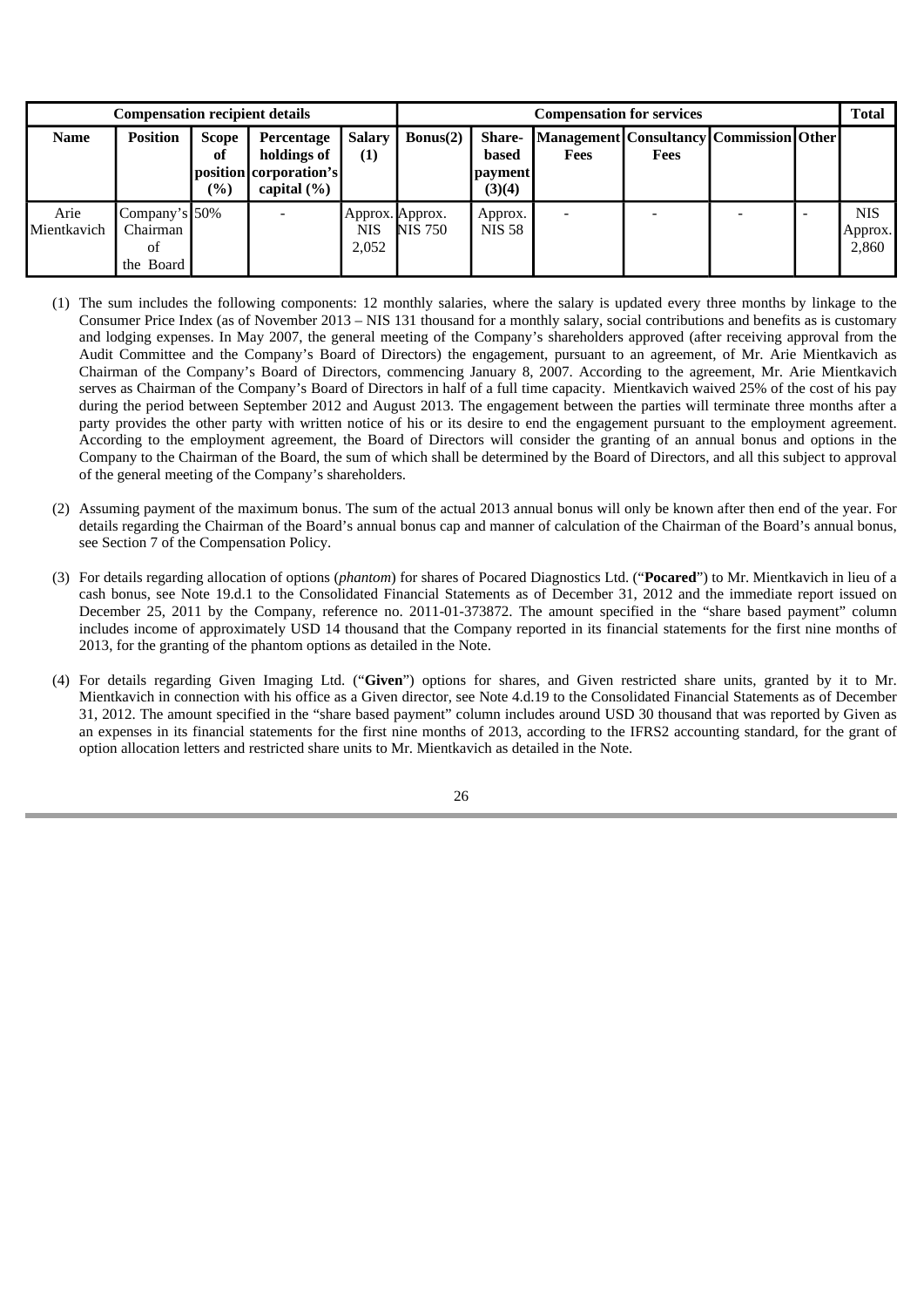| Compensation recipient details | | | | Compensation for services | | | | | | | Total |
|---|---|---|---|---|---|---|---|---|---|---|---|
| **Name** | **Position** | **Scope of position (%)** | **Percentage holdings of corporation's capital (%)** | **Salary (1)** | **Bonus(2)** | **Share-based payment (3)(4)** | **Management Fees** | **Consultancy Fees** | **Commission** | **Other** | |
| Arie Mientkavich | Company's Chairman of the Board | 50% | - | Approx. NIS 2,052 | Approx. NIS 750 | Approx. NIS 58 | - | - | - | - | NIS Approx. 2,860 |

(1) The sum includes the following components: 12 monthly salaries, where the salary is updated every three months by linkage to the Consumer Price Index (as of November 2013 – NIS 131 thousand for a monthly salary, social contributions and benefits as is customary and lodging expenses. In May 2007, the general meeting of the Company's shareholders approved (after receiving approval from the Audit Committee and the Company's Board of Directors) the engagement, pursuant to an agreement, of Mr. Arie Mientkavich as Chairman of the Company's Board of Directors, commencing January 8, 2007. According to the agreement, Mr. Arie Mientkavich serves as Chairman of the Company's Board of Directors in half of a full time capacity. Mientkavich waived 25% of the cost of his pay during the period between September 2012 and August 2013. The engagement between the parties will terminate three months after a party provides the other party with written notice of his or its desire to end the engagement pursuant to the employment agreement. According to the employment agreement, the Board of Directors will consider the granting of an annual bonus and options in the Company to the Chairman of the Board, the sum of which shall be determined by the Board of Directors, and all this subject to approval of the general meeting of the Company's shareholders.

(2) Assuming payment of the maximum bonus. The sum of the actual 2013 annual bonus will only be known after then end of the year. For details regarding the Chairman of the Board's annual bonus cap and manner of calculation of the Chairman of the Board's annual bonus, see Section 7 of the Compensation Policy.

(3) For details regarding allocation of options (*phantom*) for shares of Pocared Diagnostics Ltd. ("**Pocared**") to Mr. Mientkavich in lieu of a cash bonus, see Note 19.d.1 to the Consolidated Financial Statements as of December 31, 2012 and the immediate report issued on December 25, 2011 by the Company, reference no. 2011-01-373872. The amount specified in the "share based payment" column includes income of approximately USD 14 thousand that the Company reported in its financial statements for the first nine months of 2013, for the granting of the phantom options as detailed in the Note.

(4) For details regarding Given Imaging Ltd. ("**Given**") options for shares, and Given restricted share units, granted by it to Mr. Mientkavich in connection with his office as a Given director, see Note 4.d.19 to the Consolidated Financial Statements as of December 31, 2012. The amount specified in the "share based payment" column includes around USD 30 thousand that was reported by Given as an expenses in its financial statements for the first nine months of 2013, according to the IFRS2 accounting standard, for the grant of option allocation letters and restricted share units to Mr. Mientkavich as detailed in the Note.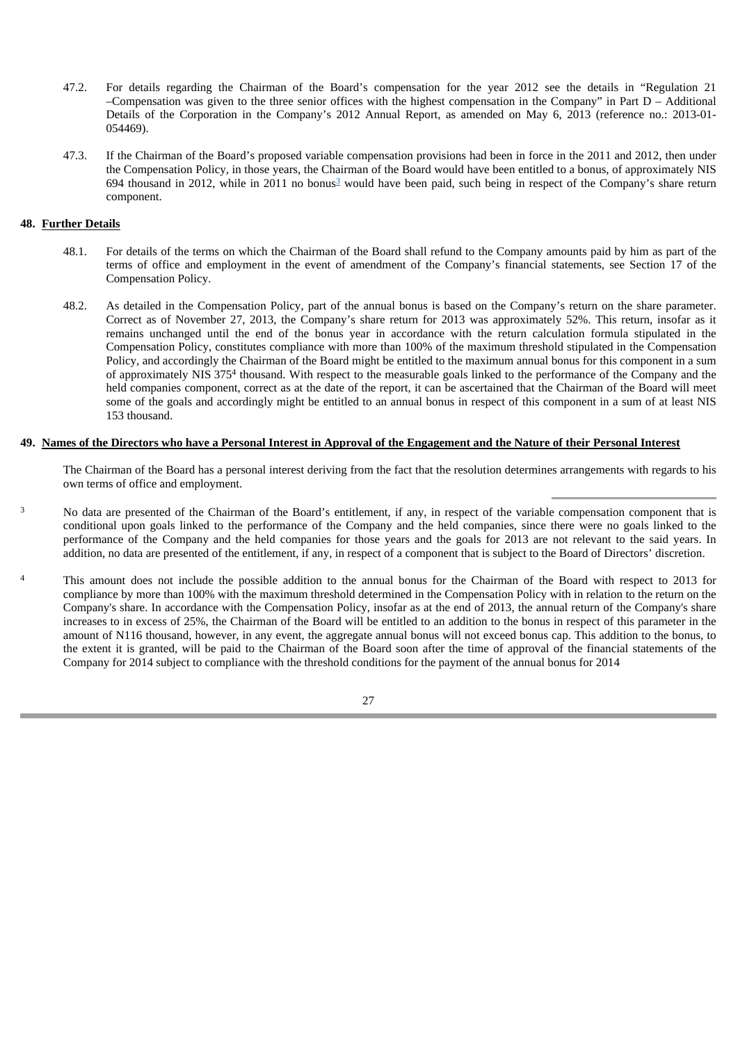47.2. For details regarding the Chairman of the Board's compensation for the year 2012 see the details in "Regulation 21 –Compensation was given to the three senior offices with the highest compensation in the Company" in Part D – Additional Details of the Corporation in the Company's 2012 Annual Report, as amended on May 6, 2013 (reference no.: 2013-01-054469).

47.3. If the Chairman of the Board's proposed variable compensation provisions had been in force in the 2011 and 2012, then under the Compensation Policy, in those years, the Chairman of the Board would have been entitled to a bonus, of approximately NIS 694 thousand in 2012, while in 2011 no bonus[3] would have been paid, such being in respect of the Company's share return component.

## 48. Further Details

48.1. For details of the terms on which the Chairman of the Board shall refund to the Company amounts paid by him as part of the terms of office and employment in the event of amendment of the Company's financial statements, see Section 17 of the Compensation Policy.

48.2. As detailed in the Compensation Policy, part of the annual bonus is based on the Company's return on the share parameter. Correct as of November 27, 2013, the Company's share return for 2013 was approximately 52%. This return, insofar as it remains unchanged until the end of the bonus year in accordance with the return calculation formula stipulated in the Compensation Policy, constitutes compliance with more than 100% of the maximum threshold stipulated in the Compensation Policy, and accordingly the Chairman of the Board might be entitled to the maximum annual bonus for this component in a sum of approximately NIS 375[4] thousand. With respect to the measurable goals linked to the performance of the Company and the held companies component, correct as at the date of the report, it can be ascertained that the Chairman of the Board will meet some of the goals and accordingly might be entitled to an annual bonus in respect of this component in a sum of at least NIS 153 thousand.

## 49. Names of the Directors who have a Personal Interest in Approval of the Engagement and the Nature of their Personal Interest

The Chairman of the Board has a personal interest deriving from the fact that the resolution determines arrangements with regards to his own terms of office and employment.

---

[3] No data are presented of the Chairman of the Board's entitlement, if any, in respect of the variable compensation component that is conditional upon goals linked to the performance of the Company and the held companies, since there were no goals linked to the performance of the Company and the held companies for those years and the goals for 2013 are not relevant to the said years. In addition, no data are presented of the entitlement, if any, in respect of a component that is subject to the Board of Directors' discretion.

[4] This amount does not include the possible addition to the annual bonus for the Chairman of the Board with respect to 2013 for compliance by more than 100% with the maximum threshold determined in the Compensation Policy with in relation to the return on the Company's share. In accordance with the Compensation Policy, insofar as at the end of 2013, the annual return of the Company's share increases to in excess of 25%, the Chairman of the Board will be entitled to an addition to the bonus in respect of this parameter in the amount of N116 thousand, however, in any event, the aggregate annual bonus will not exceed bonus cap. This addition to the bonus, to the extent it is granted, will be paid to the Chairman of the Board soon after the time of approval of the financial statements of the Company for 2014 subject to compliance with the threshold conditions for the payment of the annual bonus for 2014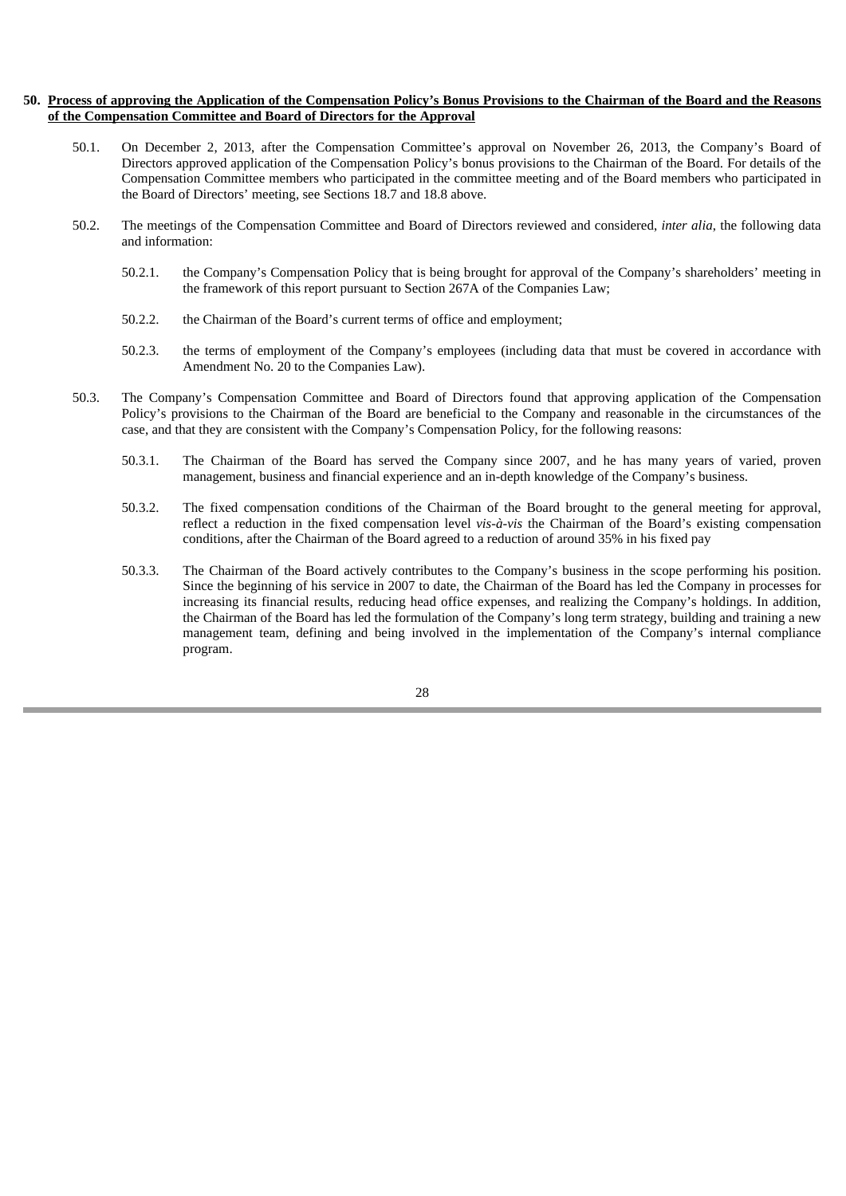**50. Process of approving the Application of the Compensation Policy's Bonus Provisions to the Chairman of the Board and the Reasons of the Compensation Committee and Board of Directors for the Approval**

50.1. On December 2, 2013, after the Compensation Committee's approval on November 26, 2013, the Company's Board of Directors approved application of the Compensation Policy's bonus provisions to the Chairman of the Board. For details of the Compensation Committee members who participated in the committee meeting and of the Board members who participated in the Board of Directors' meeting, see Sections 18.7 and 18.8 above.

50.2. The meetings of the Compensation Committee and Board of Directors reviewed and considered, *inter alia*, the following data and information:

50.2.1. the Company's Compensation Policy that is being brought for approval of the Company's shareholders' meeting in the framework of this report pursuant to Section 267A of the Companies Law;

50.2.2. the Chairman of the Board's current terms of office and employment;

50.2.3. the terms of employment of the Company's employees (including data that must be covered in accordance with Amendment No. 20 to the Companies Law).

50.3. The Company's Compensation Committee and Board of Directors found that approving application of the Compensation Policy's provisions to the Chairman of the Board are beneficial to the Company and reasonable in the circumstances of the case, and that they are consistent with the Company's Compensation Policy, for the following reasons:

50.3.1. The Chairman of the Board has served the Company since 2007, and he has many years of varied, proven management, business and financial experience and an in-depth knowledge of the Company's business.

50.3.2. The fixed compensation conditions of the Chairman of the Board brought to the general meeting for approval, reflect a reduction in the fixed compensation level *vis-à-vis* the Chairman of the Board's existing compensation conditions, after the Chairman of the Board agreed to a reduction of around 35% in his fixed pay

50.3.3. The Chairman of the Board actively contributes to the Company's business in the scope performing his position. Since the beginning of his service in 2007 to date, the Chairman of the Board has led the Company in processes for increasing its financial results, reducing head office expenses, and realizing the Company's holdings. In addition, the Chairman of the Board has led the formulation of the Company's long term strategy, building and training a new management team, defining and being involved in the implementation of the Company's internal compliance program.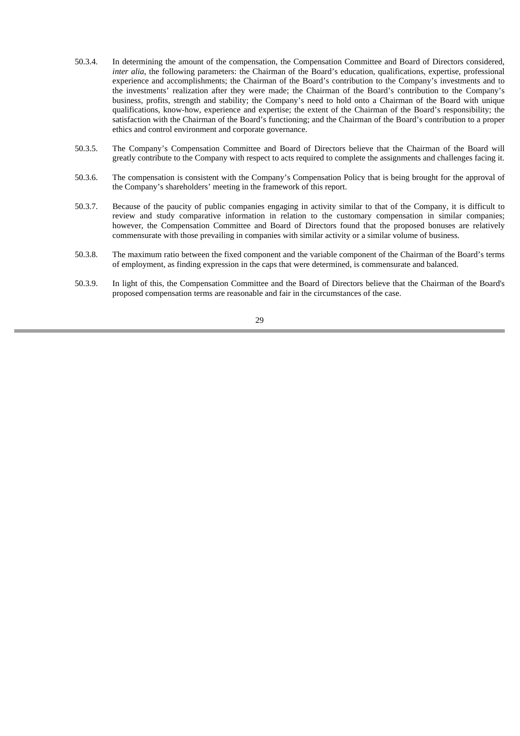50.3.4. In determining the amount of the compensation, the Compensation Committee and Board of Directors considered, *inter alia*, the following parameters: the Chairman of the Board's education, qualifications, expertise, professional experience and accomplishments; the Chairman of the Board's contribution to the Company's investments and to the investments' realization after they were made; the Chairman of the Board's contribution to the Company's business, profits, strength and stability; the Company's need to hold onto a Chairman of the Board with unique qualifications, know-how, experience and expertise; the extent of the Chairman of the Board's responsibility; the satisfaction with the Chairman of the Board's functioning; and the Chairman of the Board's contribution to a proper ethics and control environment and corporate governance.

50.3.5. The Company's Compensation Committee and Board of Directors believe that the Chairman of the Board will greatly contribute to the Company with respect to acts required to complete the assignments and challenges facing it.

50.3.6. The compensation is consistent with the Company's Compensation Policy that is being brought for the approval of the Company's shareholders' meeting in the framework of this report.

50.3.7. Because of the paucity of public companies engaging in activity similar to that of the Company, it is difficult to review and study comparative information in relation to the customary compensation in similar companies; however, the Compensation Committee and Board of Directors found that the proposed bonuses are relatively commensurate with those prevailing in companies with similar activity or a similar volume of business.

50.3.8. The maximum ratio between the fixed component and the variable component of the Chairman of the Board's terms of employment, as finding expression in the caps that were determined, is commensurate and balanced.

50.3.9. In light of this, the Compensation Committee and the Board of Directors believe that the Chairman of the Board's proposed compensation terms are reasonable and fair in the circumstances of the case.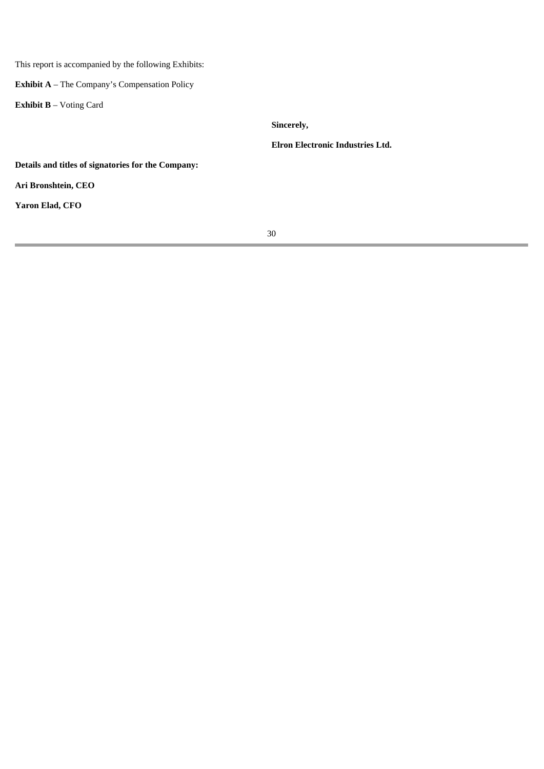This report is accompanied by the following Exhibits:

**Exhibit A** – The Company's Compensation Policy

**Exhibit B** – Voting Card

**Sincerely,**

**Elron Electronic Industries Ltd.**

**Details and titles of signatories for the Company:**

**Ari Bronshtein, CEO**

**Yaron Elad, CFO**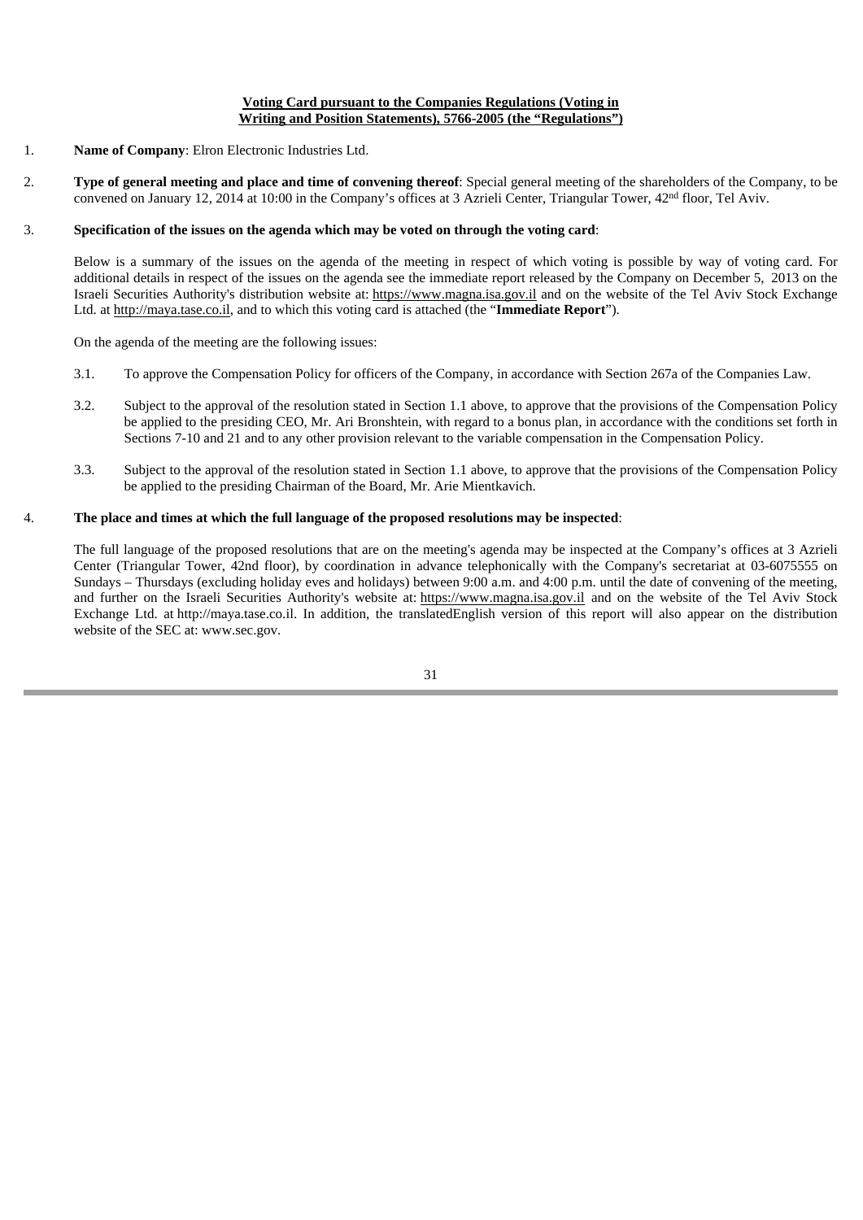**Voting Card pursuant to the Companies Regulations (Voting in Writing and Position Statements), 5766-2005 (the "Regulations")**

1. **Name of Company**: Elron Electronic Industries Ltd.

2. **Type of general meeting and place and time of convening thereof**: Special general meeting of the shareholders of the Company, to be convened on January 12, 2014 at 10:00 in the Company's offices at 3 Azrieli Center, Triangular Tower, 42nd floor, Tel Aviv.

3. **Specification of the issues on the agenda which may be voted on through the voting card**:

   Below is a summary of the issues on the agenda of the meeting in respect of which voting is possible by way of voting card. For additional details in respect of the issues on the agenda see the immediate report released by the Company on December 5, 2013 on the Israeli Securities Authority's distribution website at: https://www.magna.isa.gov.il and on the website of the Tel Aviv Stock Exchange Ltd. at http://maya.tase.co.il, and to which this voting card is attached (the "**Immediate Report**").

   On the agenda of the meeting are the following issues:

   3.1. To approve the Compensation Policy for officers of the Company, in accordance with Section 267a of the Companies Law.

   3.2. Subject to the approval of the resolution stated in Section 1.1 above, to approve that the provisions of the Compensation Policy be applied to the presiding CEO, Mr. Ari Bronshtein, with regard to a bonus plan, in accordance with the conditions set forth in Sections 7-10 and 21 and to any other provision relevant to the variable compensation in the Compensation Policy.

   3.3. Subject to the approval of the resolution stated in Section 1.1 above, to approve that the provisions of the Compensation Policy be applied to the presiding Chairman of the Board, Mr. Arie Mientkavich.

4. **The place and times at which the full language of the proposed resolutions may be inspected**:

   The full language of the proposed resolutions that are on the meeting's agenda may be inspected at the Company's offices at 3 Azrieli Center (Triangular Tower, 42nd floor), by coordination in advance telephonically with the Company's secretariat at 03-6075555 on Sundays – Thursdays (excluding holiday eves and holidays) between 9:00 a.m. and 4:00 p.m. until the date of convening of the meeting, and further on the Israeli Securities Authority's website at: https://www.magna.isa.gov.il and on the website of the Tel Aviv Stock Exchange Ltd. at http://maya.tase.co.il. In addition, the translatedEnglish version of this report will also appear on the distribution website of the SEC at: www.sec.gov.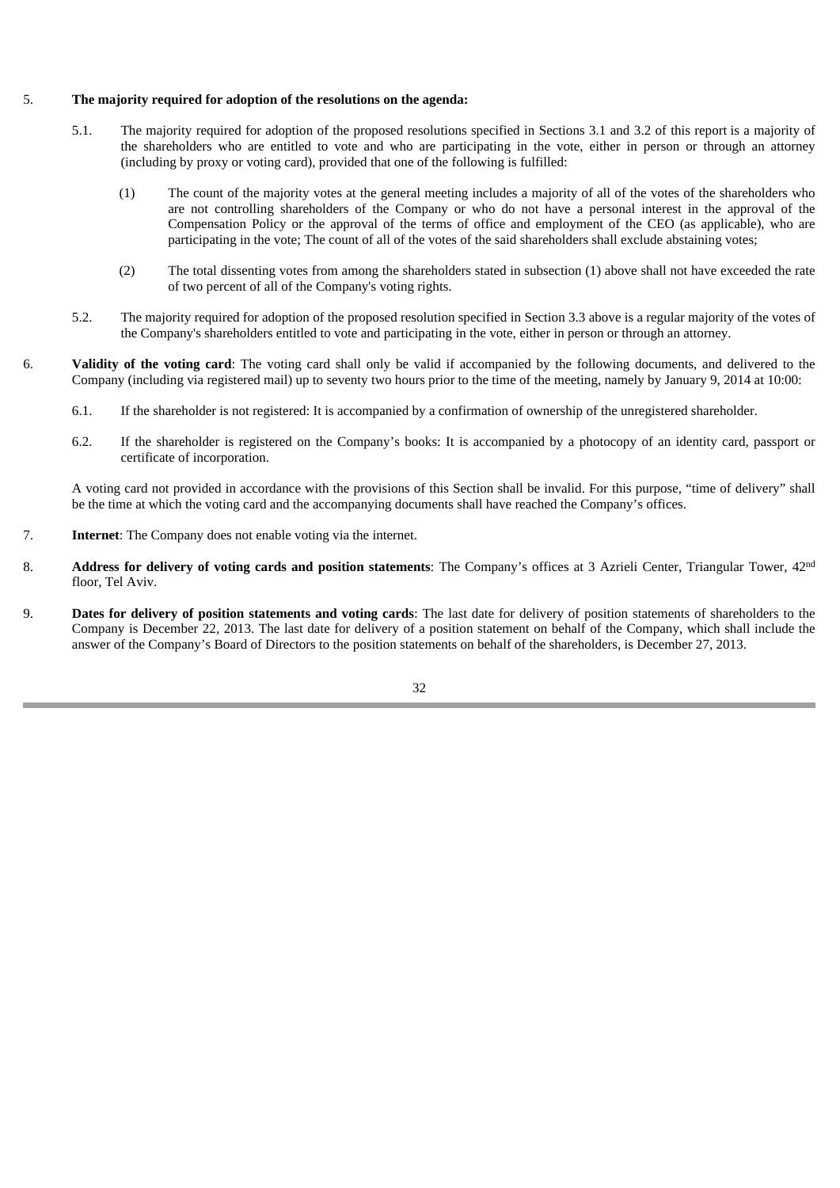5. **The majority required for adoption of the resolutions on the agenda:**

   5.1. The majority required for adoption of the proposed resolutions specified in Sections 3.1 and 3.2 of this report is a majority of the shareholders who are entitled to vote and who are participating in the vote, either in person or through an attorney (including by proxy or voting card), provided that one of the following is fulfilled:

      (1) The count of the majority votes at the general meeting includes a majority of all of the votes of the shareholders who are not controlling shareholders of the Company or who do not have a personal interest in the approval of the Compensation Policy or the approval of the terms of office and employment of the CEO (as applicable), who are participating in the vote; The count of all of the votes of the said shareholders shall exclude abstaining votes;

      (2) The total dissenting votes from among the shareholders stated in subsection (1) above shall not have exceeded the rate of two percent of all of the Company's voting rights.

   5.2. The majority required for adoption of the proposed resolution specified in Section 3.3 above is a regular majority of the votes of the Company's shareholders entitled to vote and participating in the vote, either in person or through an attorney.

6. **Validity of the voting card**: The voting card shall only be valid if accompanied by the following documents, and delivered to the Company (including via registered mail) up to seventy two hours prior to the time of the meeting, namely by January 9, 2014 at 10:00:

   6.1. If the shareholder is not registered: It is accompanied by a confirmation of ownership of the unregistered shareholder.

   6.2. If the shareholder is registered on the Company's books: It is accompanied by a photocopy of an identity card, passport or certificate of incorporation.

   A voting card not provided in accordance with the provisions of this Section shall be invalid. For this purpose, "time of delivery" shall be the time at which the voting card and the accompanying documents shall have reached the Company's offices.

7. **Internet**: The Company does not enable voting via the internet.

8. **Address for delivery of voting cards and position statements**: The Company's offices at 3 Azrieli Center, Triangular Tower, 42nd floor, Tel Aviv.

9. **Dates for delivery of position statements and voting cards**: The last date for delivery of position statements of shareholders to the Company is December 22, 2013. The last date for delivery of a position statement on behalf of the Company, which shall include the answer of the Company's Board of Directors to the position statements on behalf of the shareholders, is December 27, 2013.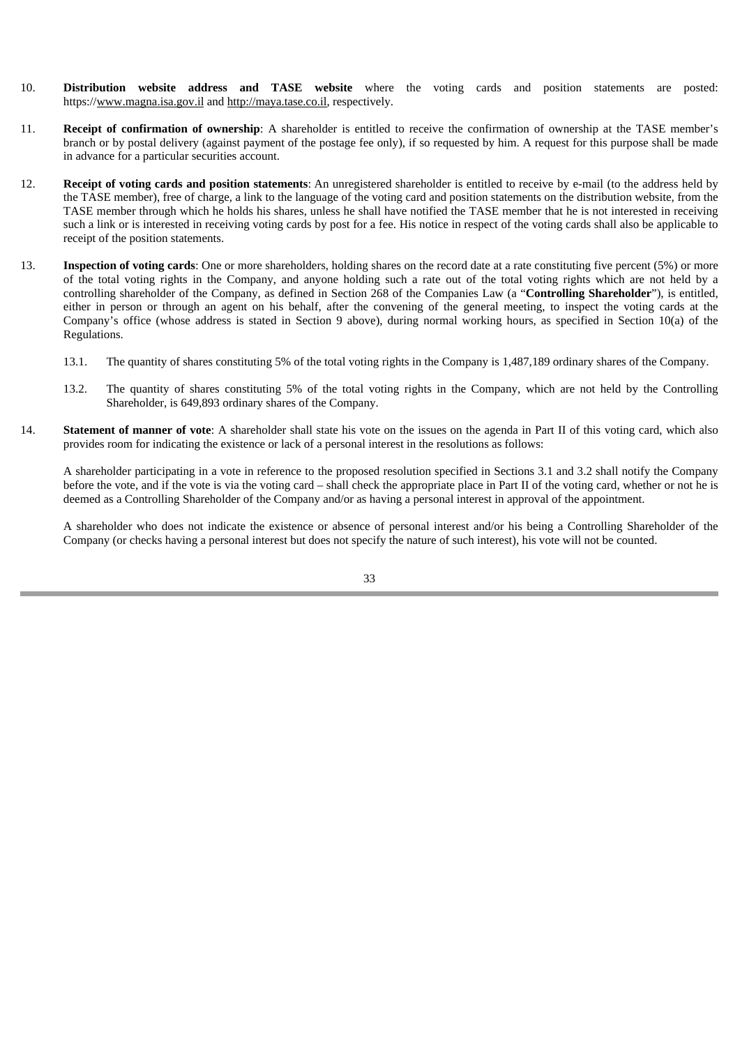10. **Distribution website address and TASE website** where the voting cards and position statements are posted: https://www.magna.isa.gov.il and http://maya.tase.co.il, respectively.

11. **Receipt of confirmation of ownership**: A shareholder is entitled to receive the confirmation of ownership at the TASE member's branch or by postal delivery (against payment of the postage fee only), if so requested by him. A request for this purpose shall be made in advance for a particular securities account.

12. **Receipt of voting cards and position statements**: An unregistered shareholder is entitled to receive by e-mail (to the address held by the TASE member), free of charge, a link to the language of the voting card and position statements on the distribution website, from the TASE member through which he holds his shares, unless he shall have notified the TASE member that he is not interested in receiving such a link or is interested in receiving voting cards by post for a fee. His notice in respect of the voting cards shall also be applicable to receipt of the position statements.

13. **Inspection of voting cards**: One or more shareholders, holding shares on the record date at a rate constituting five percent (5%) or more of the total voting rights in the Company, and anyone holding such a rate out of the total voting rights which are not held by a controlling shareholder of the Company, as defined in Section 268 of the Companies Law (a "**Controlling Shareholder**"), is entitled, either in person or through an agent on his behalf, after the convening of the general meeting, to inspect the voting cards at the Company's office (whose address is stated in Section 9 above), during normal working hours, as specified in Section 10(a) of the Regulations.

    13.1. The quantity of shares constituting 5% of the total voting rights in the Company is 1,487,189 ordinary shares of the Company.

    13.2. The quantity of shares constituting 5% of the total voting rights in the Company, which are not held by the Controlling Shareholder, is 649,893 ordinary shares of the Company.

14. **Statement of manner of vote**: A shareholder shall state his vote on the issues on the agenda in Part II of this voting card, which also provides room for indicating the existence or lack of a personal interest in the resolutions as follows:

    A shareholder participating in a vote in reference to the proposed resolution specified in Sections 3.1 and 3.2 shall notify the Company before the vote, and if the vote is via the voting card – shall check the appropriate place in Part II of the voting card, whether or not he is deemed as a Controlling Shareholder of the Company and/or as having a personal interest in approval of the appointment.

    A shareholder who does not indicate the existence or absence of personal interest and/or his being a Controlling Shareholder of the Company (or checks having a personal interest but does not specify the nature of such interest), his vote will not be counted.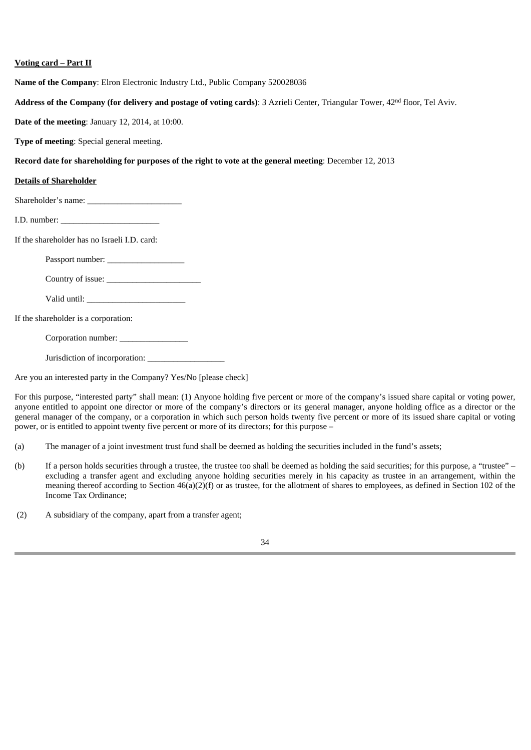**Voting card – Part II**

**Name of the Company**: Elron Electronic Industry Ltd., Public Company 520028036

**Address of the Company (for delivery and postage of voting cards)**: 3 Azrieli Center, Triangular Tower, 42nd floor, Tel Aviv.

**Date of the meeting**: January 12, 2014, at 10:00.

**Type of meeting**: Special general meeting.

**Record date for shareholding for purposes of the right to vote at the general meeting**: December 12, 2013

**Details of Shareholder**

Shareholder's name: ______________________

I.D. number: _______________________

If the shareholder has no Israeli I.D. card:

Passport number: __________________

Country of issue: ______________________

Valid until: _______________________

If the shareholder is a corporation:

Corporation number: ________________

Jurisdiction of incorporation: __________________

Are you an interested party in the Company? Yes/No [please check]

For this purpose, "interested party" shall mean: (1) Anyone holding five percent or more of the company's issued share capital or voting power, anyone entitled to appoint one director or more of the company's directors or its general manager, anyone holding office as a director or the general manager of the company, or a corporation in which such person holds twenty five percent or more of its issued share capital or voting power, or is entitled to appoint twenty five percent or more of its directors; for this purpose –

(a) The manager of a joint investment trust fund shall be deemed as holding the securities included in the fund's assets;

(b) If a person holds securities through a trustee, the trustee too shall be deemed as holding the said securities; for this purpose, a "trustee" – excluding a transfer agent and excluding anyone holding securities merely in his capacity as trustee in an arrangement, within the meaning thereof according to Section 46(a)(2)(f) or as trustee, for the allotment of shares to employees, as defined in Section 102 of the Income Tax Ordinance;

(2) A subsidiary of the company, apart from a transfer agent;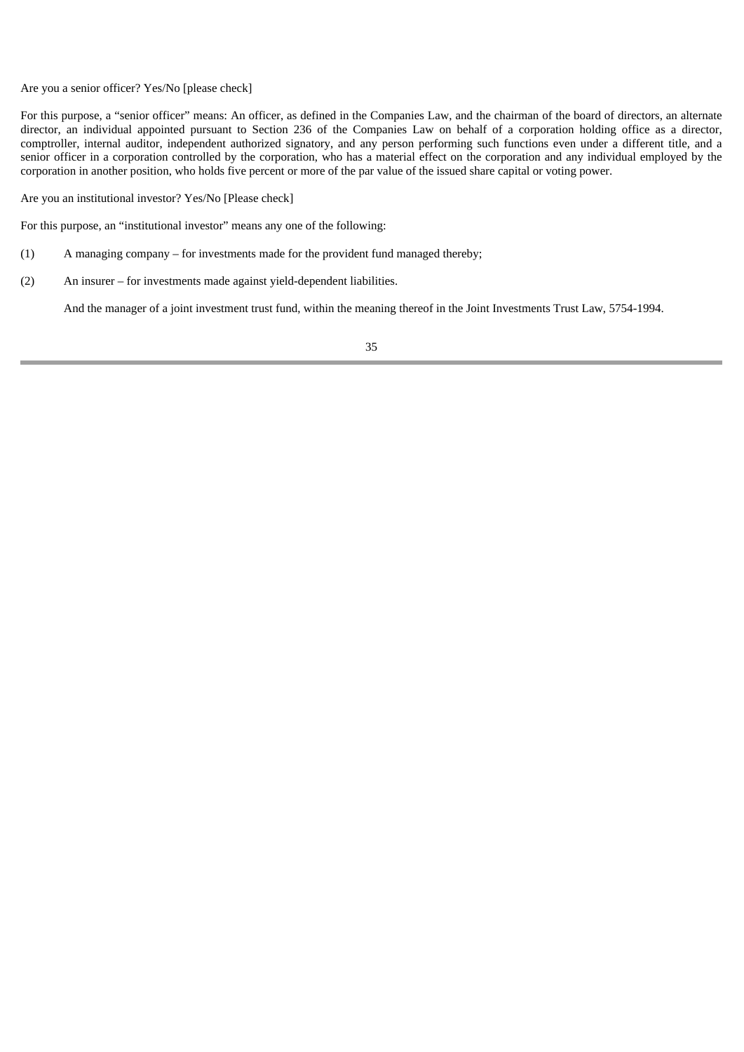Are you a senior officer? Yes/No [please check]

For this purpose, a "senior officer" means: An officer, as defined in the Companies Law, and the chairman of the board of directors, an alternate director, an individual appointed pursuant to Section 236 of the Companies Law on behalf of a corporation holding office as a director, comptroller, internal auditor, independent authorized signatory, and any person performing such functions even under a different title, and a senior officer in a corporation controlled by the corporation, who has a material effect on the corporation and any individual employed by the corporation in another position, who holds five percent or more of the par value of the issued share capital or voting power.

Are you an institutional investor? Yes/No [Please check]

For this purpose, an "institutional investor" means any one of the following:

(1) A managing company – for investments made for the provident fund managed thereby;

(2) An insurer – for investments made against yield-dependent liabilities.

And the manager of a joint investment trust fund, within the meaning thereof in the Joint Investments Trust Law, 5754-1994.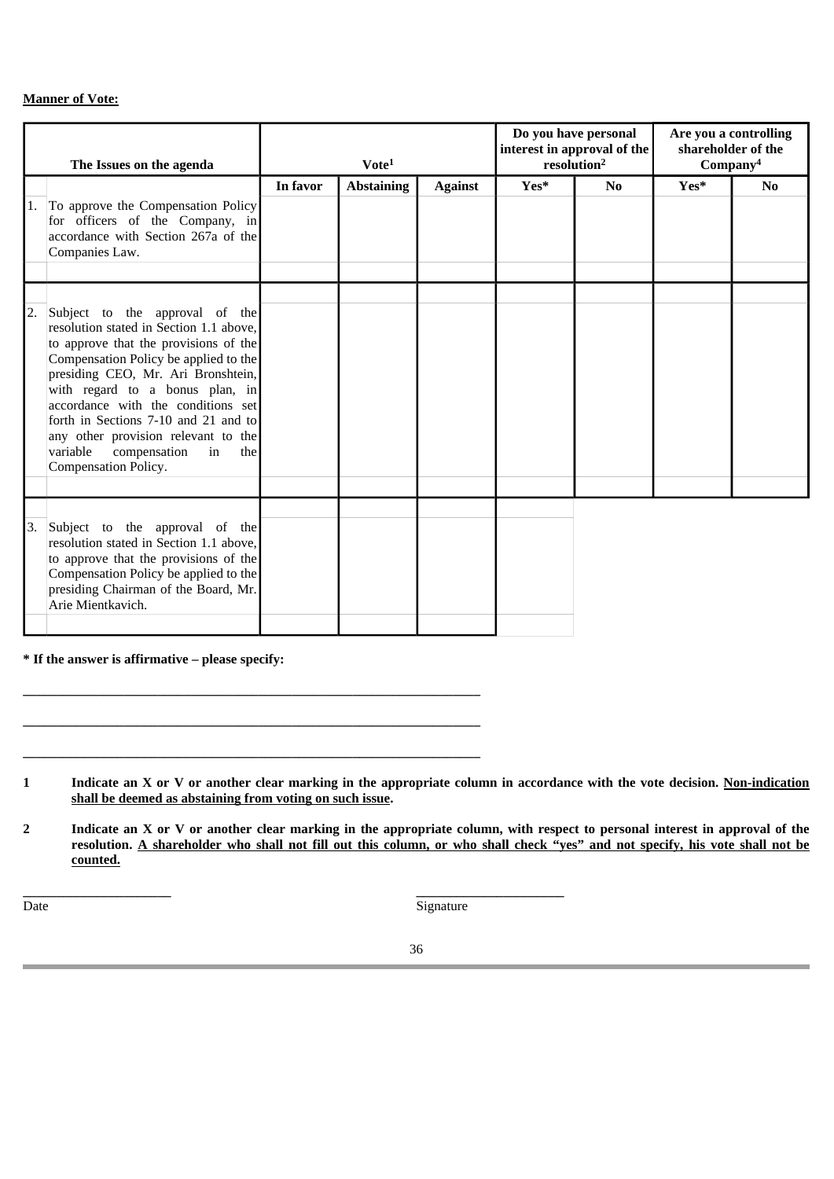**Manner of Vote:**

| The Issues on the agenda | Vote[1] | | | Do you have personal interest in approval of the resolution[2] | | Are you a controlling shareholder of the Company[4] | |
|---|---|---|---|---|---|---|---|
| | In favor | Abstaining | Against | Yes* | No | Yes* | No |
| 1. To approve the Compensation Policy for officers of the Company, in accordance with Section 267a of the Companies Law. | | | | | | | |
| 2. Subject to the approval of the resolution stated in Section 1.1 above, to approve that the provisions of the Compensation Policy be applied to the presiding CEO, Mr. Ari Bronshtein, with regard to a bonus plan, in accordance with the conditions set forth in Sections 7-10 and 21 and to any other provision relevant to the variable compensation in the Compensation Policy. | | | | | | | |
| 3. Subject to the approval of the resolution stated in Section 1.1 above, to approve that the provisions of the Compensation Policy be applied to the presiding Chairman of the Board, Mr. Arie Mientkavich. | | | | | | | |

**\* If the answer is affirmative – please specify:**

\_\_\_\_\_\_\_\_\_\_\_\_\_\_\_\_\_\_\_\_\_\_\_\_\_\_\_\_\_\_\_\_\_\_\_\_\_\_\_\_\_\_\_\_\_\_\_\_\_\_\_\_\_\_\_\_\_\_\_\_\_\_

\_\_\_\_\_\_\_\_\_\_\_\_\_\_\_\_\_\_\_\_\_\_\_\_\_\_\_\_\_\_\_\_\_\_\_\_\_\_\_\_\_\_\_\_\_\_\_\_\_\_\_\_\_\_\_\_\_\_\_\_\_\_

\_\_\_\_\_\_\_\_\_\_\_\_\_\_\_\_\_\_\_\_\_\_\_\_\_\_\_\_\_\_\_\_\_\_\_\_\_\_\_\_\_\_\_\_\_\_\_\_\_\_\_\_\_\_\_\_\_\_\_\_\_\_

**1 Indicate an X or V or another clear marking in the appropriate column in accordance with the vote decision. <u>Non-indication shall be deemed as abstaining from voting on such issue</u>.**

**2 Indicate an X or V or another clear marking in the appropriate column, with respect to personal interest in approval of the resolution. <u>A shareholder who shall not fill out this column, or who shall check "yes" and not specify, his vote shall not be counted.</u>**

\_\_\_\_\_\_\_\_\_\_\_\_\_\_\_\_\_\_\_\_ \_\_\_\_\_\_\_\_\_\_\_\_\_\_\_\_\_\_\_\_

Date Signature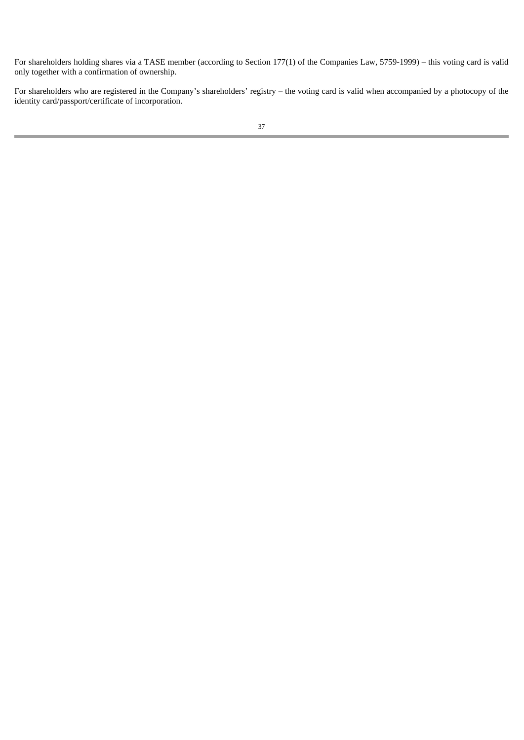For shareholders holding shares via a TASE member (according to Section 177(1) of the Companies Law, 5759-1999) – this voting card is valid only together with a confirmation of ownership.

For shareholders who are registered in the Company's shareholders' registry – the voting card is valid when accompanied by a photocopy of the identity card/passport/certificate of incorporation.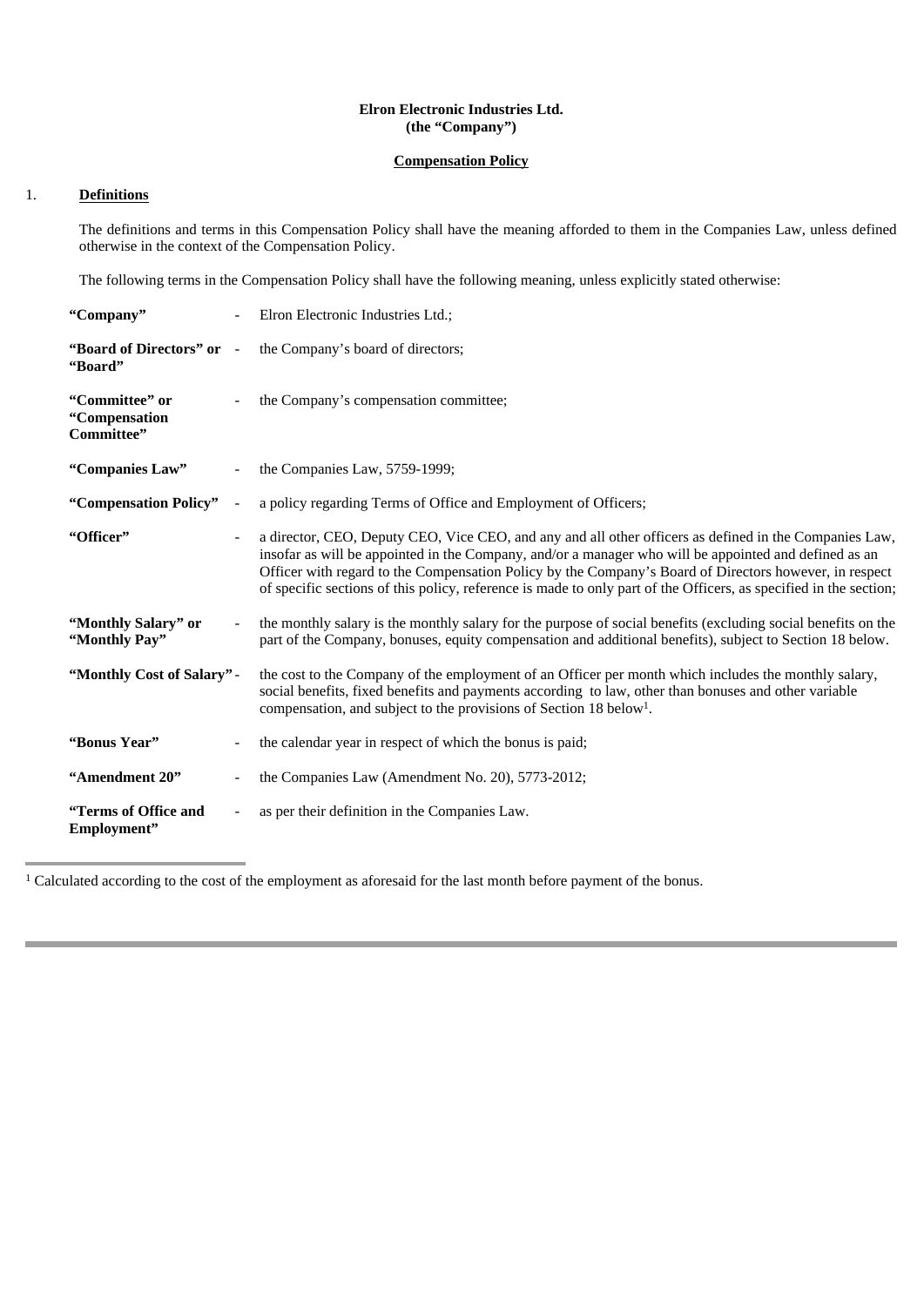**Elron Electronic Industries Ltd.**
**(the "Company")**

**Compensation Policy**

1. **Definitions**

The definitions and terms in this Compensation Policy shall have the meaning afforded to them in the Companies Law, unless defined otherwise in the context of the Compensation Policy.

The following terms in the Compensation Policy shall have the following meaning, unless explicitly stated otherwise:

| | | |
|---|---|---|
| **"Company"** | - | Elron Electronic Industries Ltd.; |
| **"Board of Directors" or "Board"** | - | the Company's board of directors; |
| **"Committee" or "Compensation Committee"** | - | the Company's compensation committee; |
| **"Companies Law"** | - | the Companies Law, 5759-1999; |
| **"Compensation Policy"** | - | a policy regarding Terms of Office and Employment of Officers; |
| **"Officer"** | - | a director, CEO, Deputy CEO, Vice CEO, and any and all other officers as defined in the Companies Law, insofar as will be appointed in the Company, and/or a manager who will be appointed and defined as an Officer with regard to the Compensation Policy by the Company's Board of Directors however, in respect of specific sections of this policy, reference is made to only part of the Officers, as specified in the section; |
| **"Monthly Salary" or "Monthly Pay"** | - | the monthly salary is the monthly salary for the purpose of social benefits (excluding social benefits on the part of the Company, bonuses, equity compensation and additional benefits), subject to Section 18 below. |
| **"Monthly Cost of Salary"** | - | the cost to the Company of the employment of an Officer per month which includes the monthly salary, social benefits, fixed benefits and payments according to law, other than bonuses and other variable compensation, and subject to the provisions of Section 18 below[1]. |
| **"Bonus Year"** | - | the calendar year in respect of which the bonus is paid; |
| **"Amendment 20"** | - | the Companies Law (Amendment No. 20), 5773-2012; |
| **"Terms of Office and Employment"** | - | as per their definition in the Companies Law. |

[1] Calculated according to the cost of the employment as aforesaid for the last month before payment of the bonus.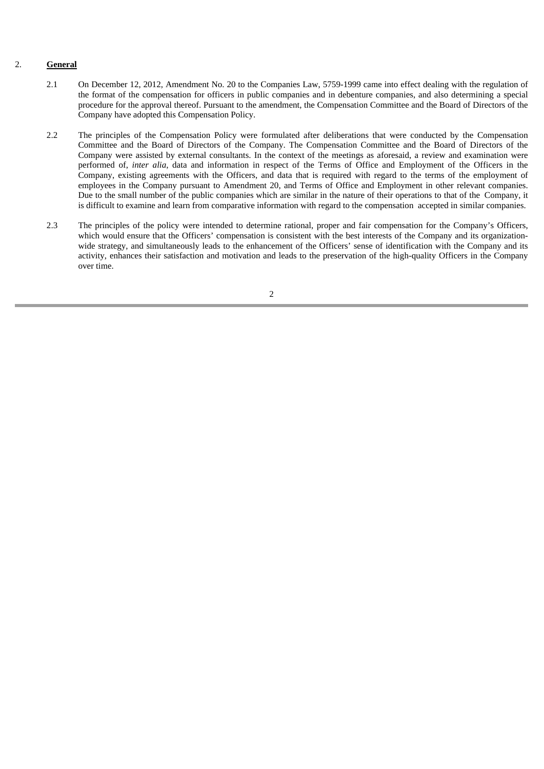## 2. **General**

2.1 On December 12, 2012, Amendment No. 20 to the Companies Law, 5759-1999 came into effect dealing with the regulation of the format of the compensation for officers in public companies and in debenture companies, and also determining a special procedure for the approval thereof. Pursuant to the amendment, the Compensation Committee and the Board of Directors of the Company have adopted this Compensation Policy.

2.2 The principles of the Compensation Policy were formulated after deliberations that were conducted by the Compensation Committee and the Board of Directors of the Company. The Compensation Committee and the Board of Directors of the Company were assisted by external consultants. In the context of the meetings as aforesaid, a review and examination were performed of, *inter alia*, data and information in respect of the Terms of Office and Employment of the Officers in the Company, existing agreements with the Officers, and data that is required with regard to the terms of the employment of employees in the Company pursuant to Amendment 20, and Terms of Office and Employment in other relevant companies. Due to the small number of the public companies which are similar in the nature of their operations to that of the Company, it is difficult to examine and learn from comparative information with regard to the compensation accepted in similar companies.

2.3 The principles of the policy were intended to determine rational, proper and fair compensation for the Company's Officers, which would ensure that the Officers' compensation is consistent with the best interests of the Company and its organization-wide strategy, and simultaneously leads to the enhancement of the Officers' sense of identification with the Company and its activity, enhances their satisfaction and motivation and leads to the preservation of the high-quality Officers in the Company over time.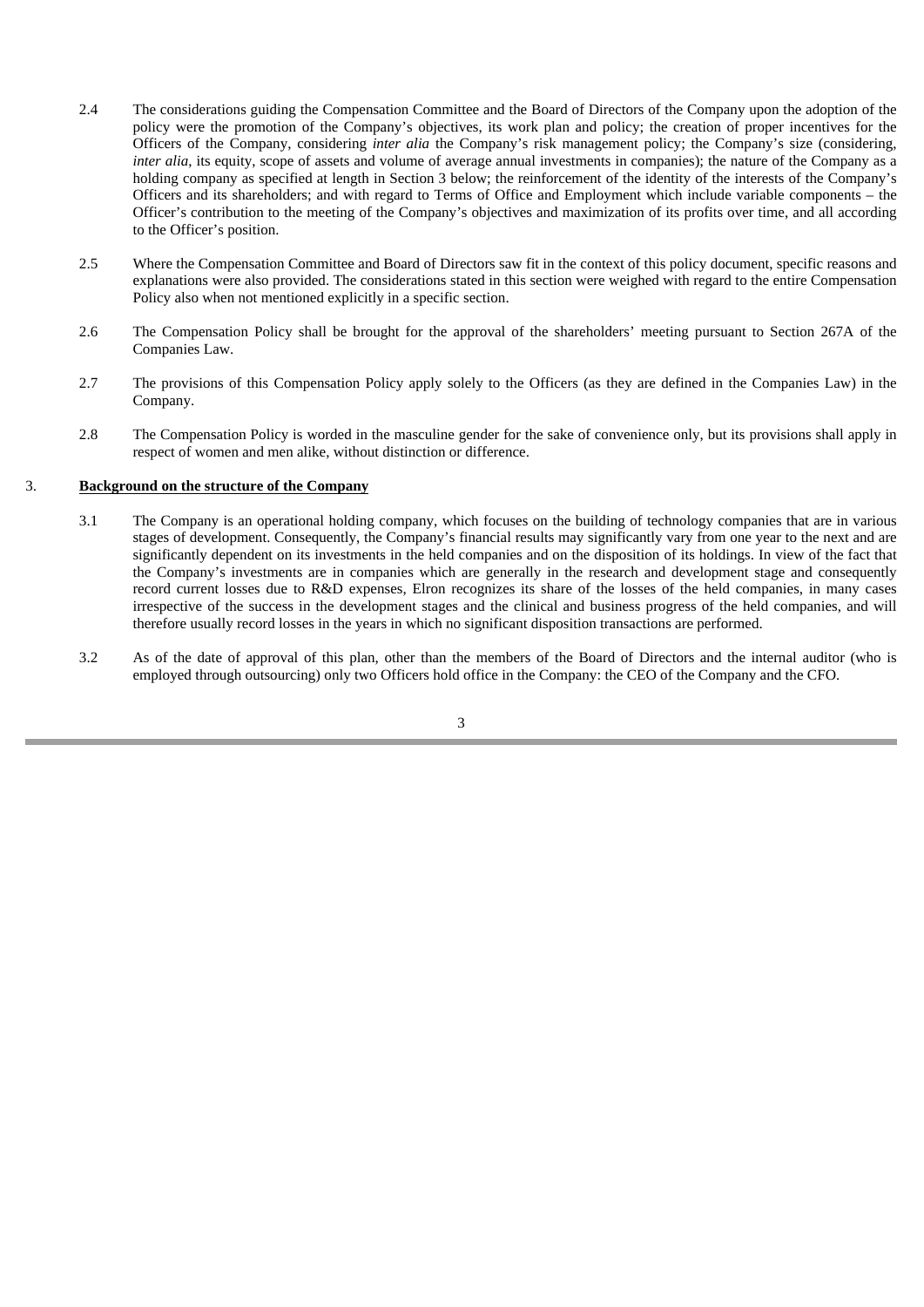2.4 The considerations guiding the Compensation Committee and the Board of Directors of the Company upon the adoption of the policy were the promotion of the Company's objectives, its work plan and policy; the creation of proper incentives for the Officers of the Company, considering *inter alia* the Company's risk management policy; the Company's size (considering, *inter alia*, its equity, scope of assets and volume of average annual investments in companies); the nature of the Company as a holding company as specified at length in Section 3 below; the reinforcement of the identity of the interests of the Company's Officers and its shareholders; and with regard to Terms of Office and Employment which include variable components – the Officer's contribution to the meeting of the Company's objectives and maximization of its profits over time, and all according to the Officer's position.

2.5 Where the Compensation Committee and Board of Directors saw fit in the context of this policy document, specific reasons and explanations were also provided. The considerations stated in this section were weighed with regard to the entire Compensation Policy also when not mentioned explicitly in a specific section.

2.6 The Compensation Policy shall be brought for the approval of the shareholders' meeting pursuant to Section 267A of the Companies Law.

2.7 The provisions of this Compensation Policy apply solely to the Officers (as they are defined in the Companies Law) in the Company.

2.8 The Compensation Policy is worded in the masculine gender for the sake of convenience only, but its provisions shall apply in respect of women and men alike, without distinction or difference.

3. **Background on the structure of the Company**

3.1 The Company is an operational holding company, which focuses on the building of technology companies that are in various stages of development. Consequently, the Company's financial results may significantly vary from one year to the next and are significantly dependent on its investments in the held companies and on the disposition of its holdings. In view of the fact that the Company's investments are in companies which are generally in the research and development stage and consequently record current losses due to R&D expenses, Elron recognizes its share of the losses of the held companies, in many cases irrespective of the success in the development stages and the clinical and business progress of the held companies, and will therefore usually record losses in the years in which no significant disposition transactions are performed.

3.2 As of the date of approval of this plan, other than the members of the Board of Directors and the internal auditor (who is employed through outsourcing) only two Officers hold office in the Company: the CEO of the Company and the CFO.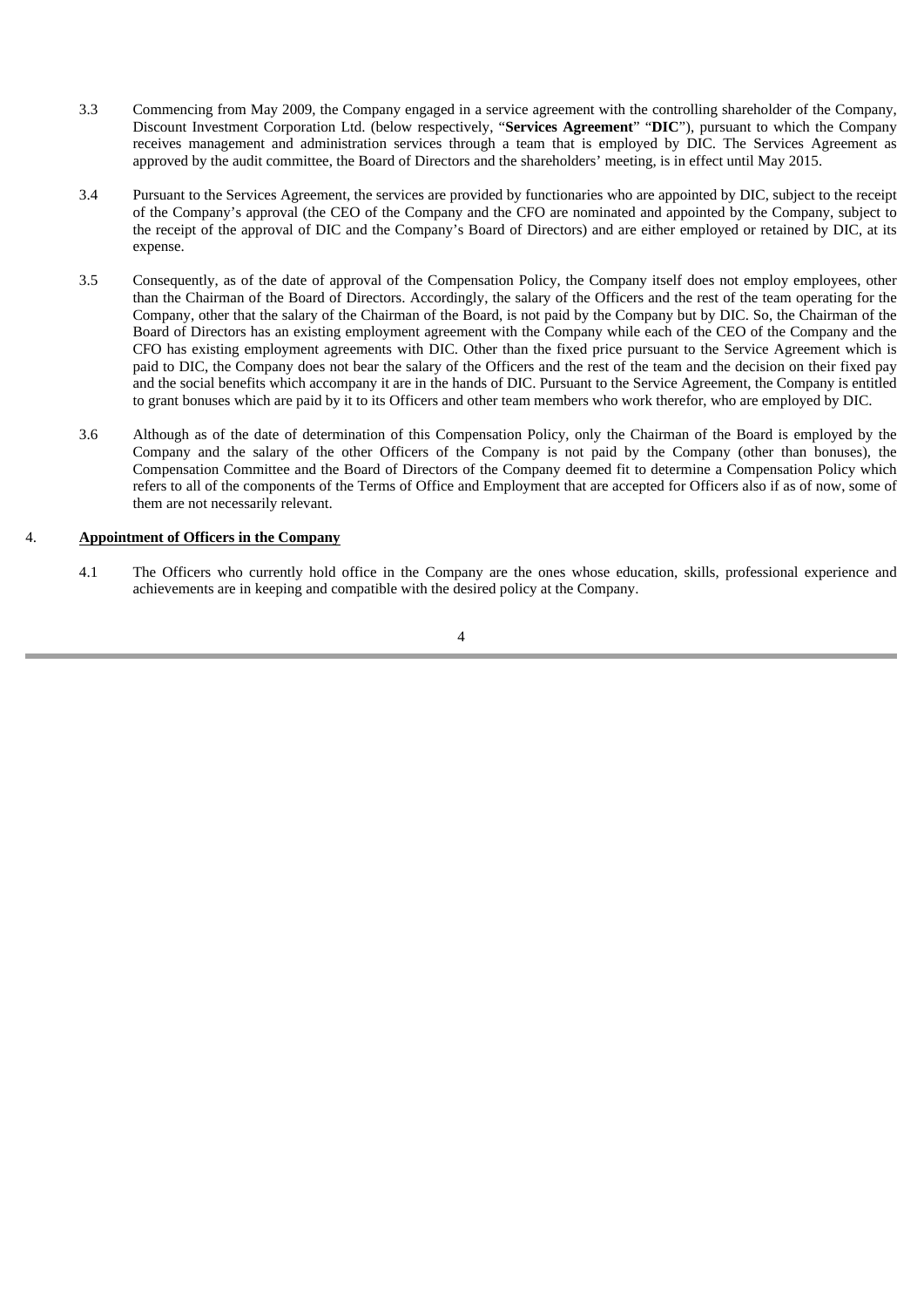3.3 Commencing from May 2009, the Company engaged in a service agreement with the controlling shareholder of the Company, Discount Investment Corporation Ltd. (below respectively, "**Services Agreement**" "**DIC**"), pursuant to which the Company receives management and administration services through a team that is employed by DIC. The Services Agreement as approved by the audit committee, the Board of Directors and the shareholders' meeting, is in effect until May 2015.

3.4 Pursuant to the Services Agreement, the services are provided by functionaries who are appointed by DIC, subject to the receipt of the Company's approval (the CEO of the Company and the CFO are nominated and appointed by the Company, subject to the receipt of the approval of DIC and the Company's Board of Directors) and are either employed or retained by DIC, at its expense.

3.5 Consequently, as of the date of approval of the Compensation Policy, the Company itself does not employ employees, other than the Chairman of the Board of Directors. Accordingly, the salary of the Officers and the rest of the team operating for the Company, other that the salary of the Chairman of the Board, is not paid by the Company but by DIC. So, the Chairman of the Board of Directors has an existing employment agreement with the Company while each of the CEO of the Company and the CFO has existing employment agreements with DIC. Other than the fixed price pursuant to the Service Agreement which is paid to DIC, the Company does not bear the salary of the Officers and the rest of the team and the decision on their fixed pay and the social benefits which accompany it are in the hands of DIC. Pursuant to the Service Agreement, the Company is entitled to grant bonuses which are paid by it to its Officers and other team members who work therefor, who are employed by DIC.

3.6 Although as of the date of determination of this Compensation Policy, only the Chairman of the Board is employed by the Company and the salary of the other Officers of the Company is not paid by the Company (other than bonuses), the Compensation Committee and the Board of Directors of the Company deemed fit to determine a Compensation Policy which refers to all of the components of the Terms of Office and Employment that are accepted for Officers also if as of now, some of them are not necessarily relevant.

4. **Appointment of Officers in the Company**

4.1 The Officers who currently hold office in the Company are the ones whose education, skills, professional experience and achievements are in keeping and compatible with the desired policy at the Company.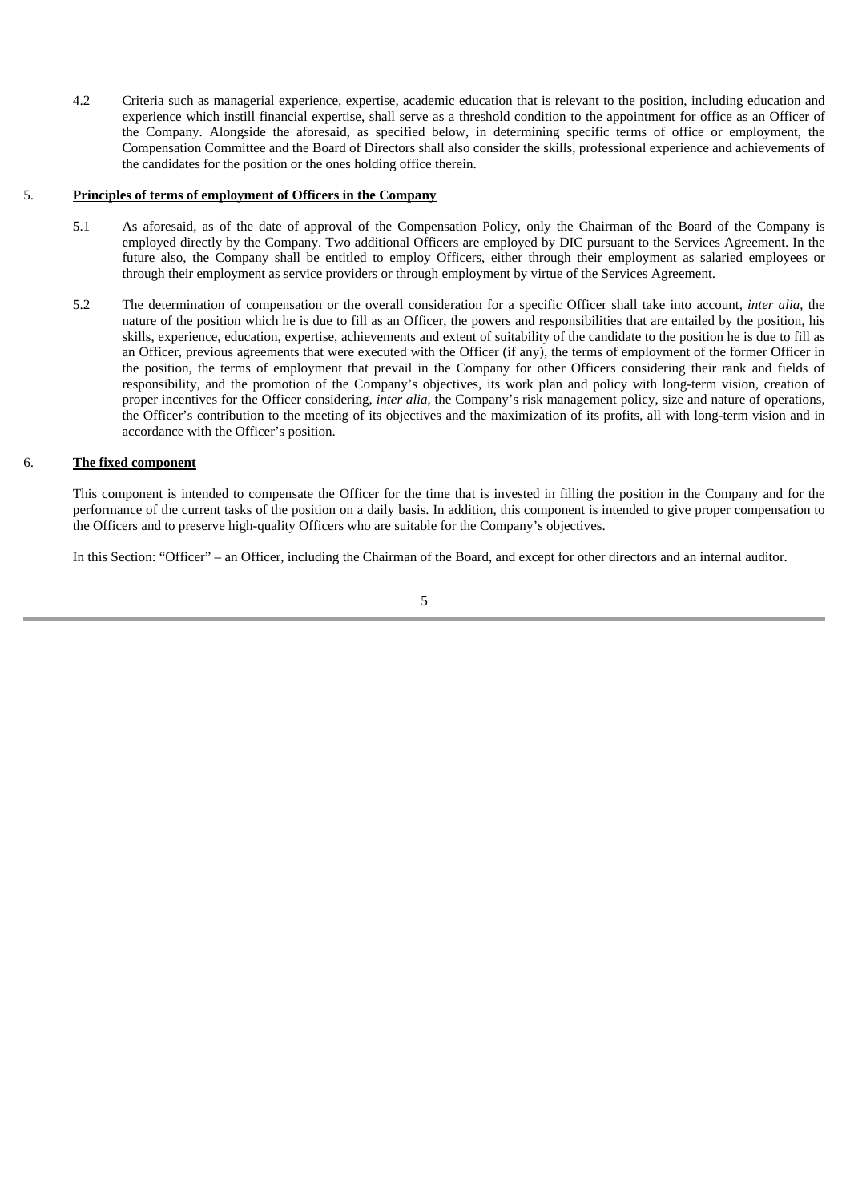4.2 Criteria such as managerial experience, expertise, academic education that is relevant to the position, including education and experience which instill financial expertise, shall serve as a threshold condition to the appointment for office as an Officer of the Company. Alongside the aforesaid, as specified below, in determining specific terms of office or employment, the Compensation Committee and the Board of Directors shall also consider the skills, professional experience and achievements of the candidates for the position or the ones holding office therein.

5. **Principles of terms of employment of Officers in the Company**

5.1 As aforesaid, as of the date of approval of the Compensation Policy, only the Chairman of the Board of the Company is employed directly by the Company. Two additional Officers are employed by DIC pursuant to the Services Agreement. In the future also, the Company shall be entitled to employ Officers, either through their employment as salaried employees or through their employment as service providers or through employment by virtue of the Services Agreement.

5.2 The determination of compensation or the overall consideration for a specific Officer shall take into account, *inter alia*, the nature of the position which he is due to fill as an Officer, the powers and responsibilities that are entailed by the position, his skills, experience, education, expertise, achievements and extent of suitability of the candidate to the position he is due to fill as an Officer, previous agreements that were executed with the Officer (if any), the terms of employment of the former Officer in the position, the terms of employment that prevail in the Company for other Officers considering their rank and fields of responsibility, and the promotion of the Company's objectives, its work plan and policy with long-term vision, creation of proper incentives for the Officer considering, *inter alia*, the Company's risk management policy, size and nature of operations, the Officer's contribution to the meeting of its objectives and the maximization of its profits, all with long-term vision and in accordance with the Officer's position.

6. **The fixed component**

This component is intended to compensate the Officer for the time that is invested in filling the position in the Company and for the performance of the current tasks of the position on a daily basis. In addition, this component is intended to give proper compensation to the Officers and to preserve high-quality Officers who are suitable for the Company's objectives.

In this Section: "Officer" – an Officer, including the Chairman of the Board, and except for other directors and an internal auditor.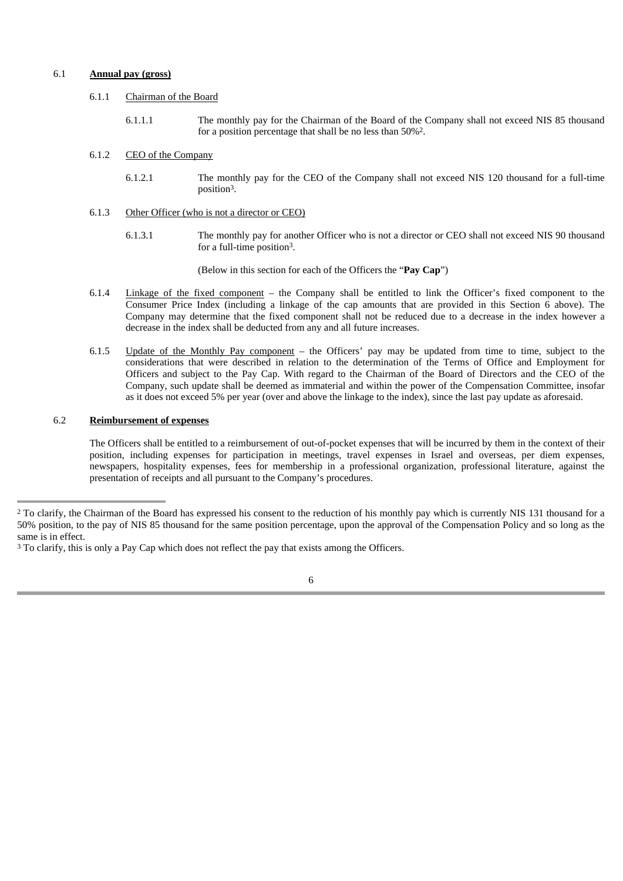6.1 **Annual pay (gross)**

6.1.1 Chairman of the Board

6.1.1.1 The monthly pay for the Chairman of the Board of the Company shall not exceed NIS 85 thousand for a position percentage that shall be no less than 50%[2].

6.1.2 CEO of the Company

6.1.2.1 The monthly pay for the CEO of the Company shall not exceed NIS 120 thousand for a full-time position[3].

6.1.3 Other Officer (who is not a director or CEO)

6.1.3.1 The monthly pay for another Officer who is not a director or CEO shall not exceed NIS 90 thousand for a full-time position[3].

(Below in this section for each of the Officers the "**Pay Cap**")

6.1.4 Linkage of the fixed component – the Company shall be entitled to link the Officer's fixed component to the Consumer Price Index (including a linkage of the cap amounts that are provided in this Section 6 above). The Company may determine that the fixed component shall not be reduced due to a decrease in the index however a decrease in the index shall be deducted from any and all future increases.

6.1.5 Update of the Monthly Pay component – the Officers' pay may be updated from time to time, subject to the considerations that were described in relation to the determination of the Terms of Office and Employment for Officers and subject to the Pay Cap. With regard to the Chairman of the Board of Directors and the CEO of the Company, such update shall be deemed as immaterial and within the power of the Compensation Committee, insofar as it does not exceed 5% per year (over and above the linkage to the index), since the last pay update as aforesaid.

6.2 **Reimbursement of expenses**

The Officers shall be entitled to a reimbursement of out-of-pocket expenses that will be incurred by them in the context of their position, including expenses for participation in meetings, travel expenses in Israel and overseas, per diem expenses, newspapers, hospitality expenses, fees for membership in a professional organization, professional literature, against the presentation of receipts and all pursuant to the Company's procedures.

---

[2] To clarify, the Chairman of the Board has expressed his consent to the reduction of his monthly pay which is currently NIS 131 thousand for a 50% position, to the pay of NIS 85 thousand for the same position percentage, upon the approval of the Compensation Policy and so long as the same is in effect.

[3] To clarify, this is only a Pay Cap which does not reflect the pay that exists among the Officers.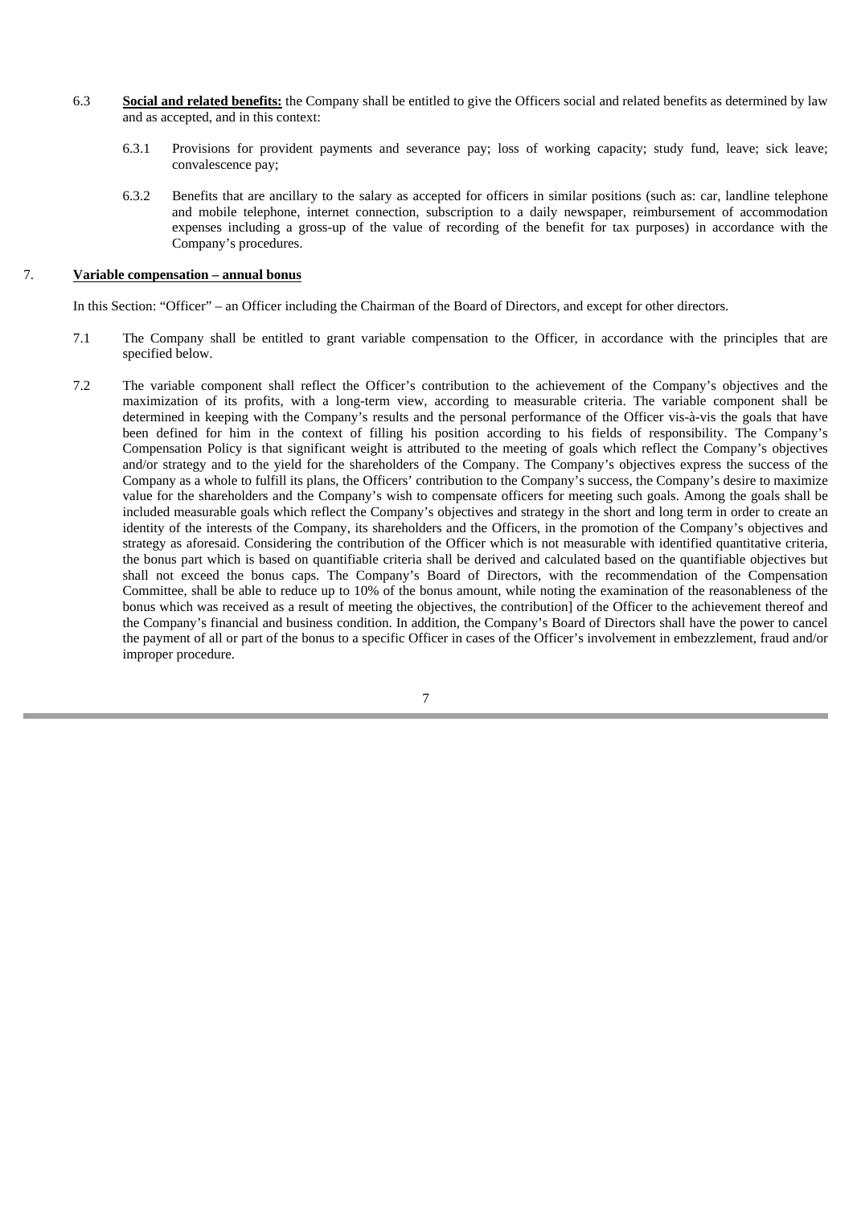6.3 **Social and related benefits:** the Company shall be entitled to give the Officers social and related benefits as determined by law and as accepted, and in this context:

6.3.1 Provisions for provident payments and severance pay; loss of working capacity; study fund, leave; sick leave; convalescence pay;

6.3.2 Benefits that are ancillary to the salary as accepted for officers in similar positions (such as: car, landline telephone and mobile telephone, internet connection, subscription to a daily newspaper, reimbursement of accommodation expenses including a gross-up of the value of recording of the benefit for tax purposes) in accordance with the Company's procedures.

## 7. Variable compensation – annual bonus

In this Section: "Officer" – an Officer including the Chairman of the Board of Directors, and except for other directors.

7.1 The Company shall be entitled to grant variable compensation to the Officer, in accordance with the principles that are specified below.

7.2 The variable component shall reflect the Officer's contribution to the achievement of the Company's objectives and the maximization of its profits, with a long-term view, according to measurable criteria. The variable component shall be determined in keeping with the Company's results and the personal performance of the Officer vis-à-vis the goals that have been defined for him in the context of filling his position according to his fields of responsibility. The Company's Compensation Policy is that significant weight is attributed to the meeting of goals which reflect the Company's objectives and/or strategy and to the yield for the shareholders of the Company. The Company's objectives express the success of the Company as a whole to fulfill its plans, the Officers' contribution to the Company's success, the Company's desire to maximize value for the shareholders and the Company's wish to compensate officers for meeting such goals. Among the goals shall be included measurable goals which reflect the Company's objectives and strategy in the short and long term in order to create an identity of the interests of the Company, its shareholders and the Officers, in the promotion of the Company's objectives and strategy as aforesaid. Considering the contribution of the Officer which is not measurable with identified quantitative criteria, the bonus part which is based on quantifiable criteria shall be derived and calculated based on the quantifiable objectives but shall not exceed the bonus caps. The Company's Board of Directors, with the recommendation of the Compensation Committee, shall be able to reduce up to 10% of the bonus amount, while noting the examination of the reasonableness of the bonus which was received as a result of meeting the objectives, the contribution] of the Officer to the achievement thereof and the Company's financial and business condition. In addition, the Company's Board of Directors shall have the power to cancel the payment of all or part of the bonus to a specific Officer in cases of the Officer's involvement in embezzlement, fraud and/or improper procedure.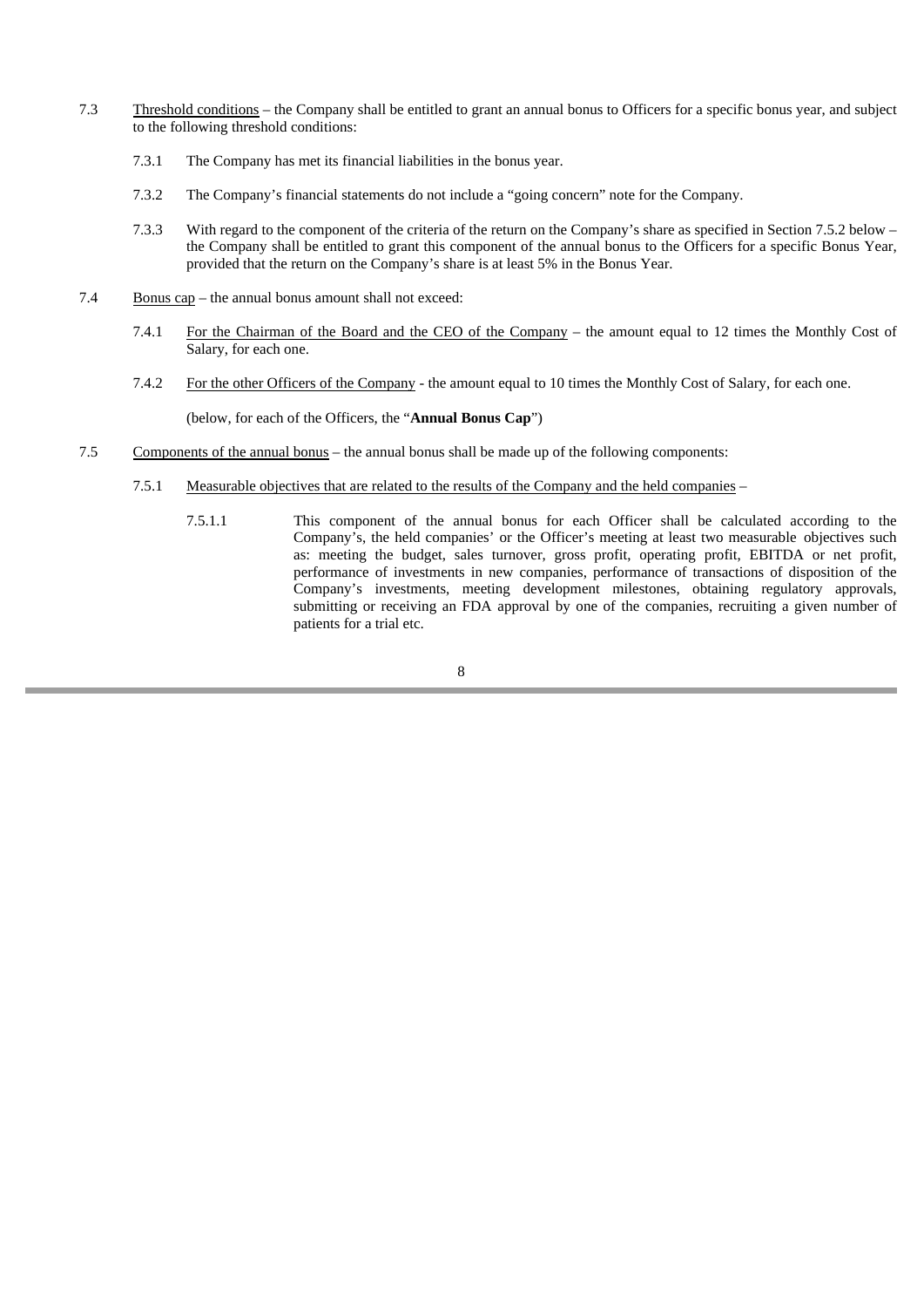7.3 Threshold conditions – the Company shall be entitled to grant an annual bonus to Officers for a specific bonus year, and subject to the following threshold conditions:

7.3.1 The Company has met its financial liabilities in the bonus year.

7.3.2 The Company's financial statements do not include a "going concern" note for the Company.

7.3.3 With regard to the component of the criteria of the return on the Company's share as specified in Section 7.5.2 below – the Company shall be entitled to grant this component of the annual bonus to the Officers for a specific Bonus Year, provided that the return on the Company's share is at least 5% in the Bonus Year.

7.4 Bonus cap – the annual bonus amount shall not exceed:

7.4.1 For the Chairman of the Board and the CEO of the Company – the amount equal to 12 times the Monthly Cost of Salary, for each one.

7.4.2 For the other Officers of the Company - the amount equal to 10 times the Monthly Cost of Salary, for each one.

(below, for each of the Officers, the "**Annual Bonus Cap**")

7.5 Components of the annual bonus – the annual bonus shall be made up of the following components:

7.5.1 Measurable objectives that are related to the results of the Company and the held companies –

7.5.1.1 This component of the annual bonus for each Officer shall be calculated according to the Company's, the held companies' or the Officer's meeting at least two measurable objectives such as: meeting the budget, sales turnover, gross profit, operating profit, EBITDA or net profit, performance of investments in new companies, performance of transactions of disposition of the Company's investments, meeting development milestones, obtaining regulatory approvals, submitting or receiving an FDA approval by one of the companies, recruiting a given number of patients for a trial etc.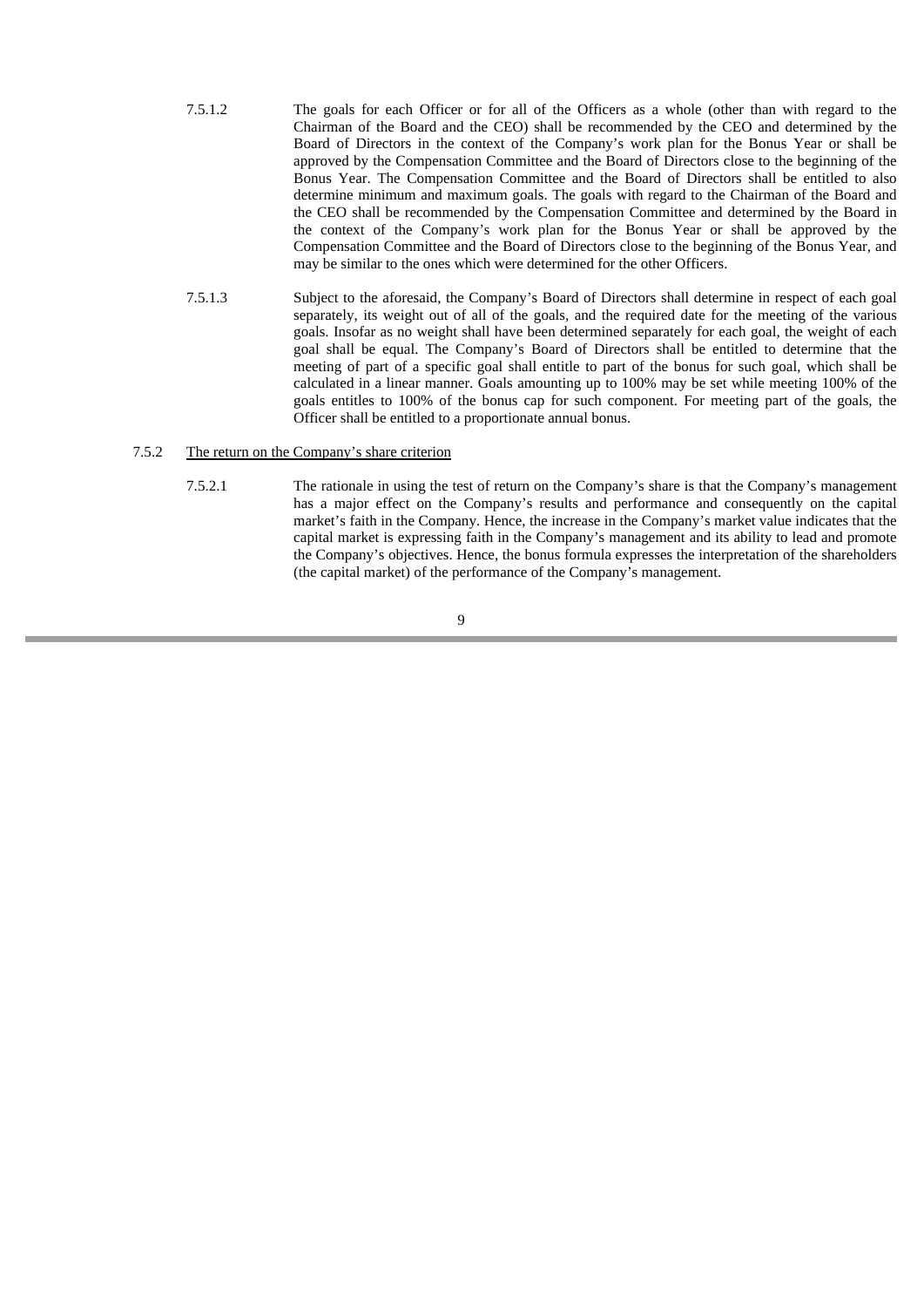7.5.1.2 The goals for each Officer or for all of the Officers as a whole (other than with regard to the Chairman of the Board and the CEO) shall be recommended by the CEO and determined by the Board of Directors in the context of the Company's work plan for the Bonus Year or shall be approved by the Compensation Committee and the Board of Directors close to the beginning of the Bonus Year. The Compensation Committee and the Board of Directors shall be entitled to also determine minimum and maximum goals. The goals with regard to the Chairman of the Board and the CEO shall be recommended by the Compensation Committee and determined by the Board in the context of the Company's work plan for the Bonus Year or shall be approved by the Compensation Committee and the Board of Directors close to the beginning of the Bonus Year, and may be similar to the ones which were determined for the other Officers.

7.5.1.3 Subject to the aforesaid, the Company's Board of Directors shall determine in respect of each goal separately, its weight out of all of the goals, and the required date for the meeting of the various goals. Insofar as no weight shall have been determined separately for each goal, the weight of each goal shall be equal. The Company's Board of Directors shall be entitled to determine that the meeting of part of a specific goal shall entitle to part of the bonus for such goal, which shall be calculated in a linear manner. Goals amounting up to 100% may be set while meeting 100% of the goals entitles to 100% of the bonus cap for such component. For meeting part of the goals, the Officer shall be entitled to a proportionate annual bonus.

7.5.2 <u>The return on the Company's share criterion</u>

7.5.2.1 The rationale in using the test of return on the Company's share is that the Company's management has a major effect on the Company's results and performance and consequently on the capital market's faith in the Company. Hence, the increase in the Company's market value indicates that the capital market is expressing faith in the Company's management and its ability to lead and promote the Company's objectives. Hence, the bonus formula expresses the interpretation of the shareholders (the capital market) of the performance of the Company's management.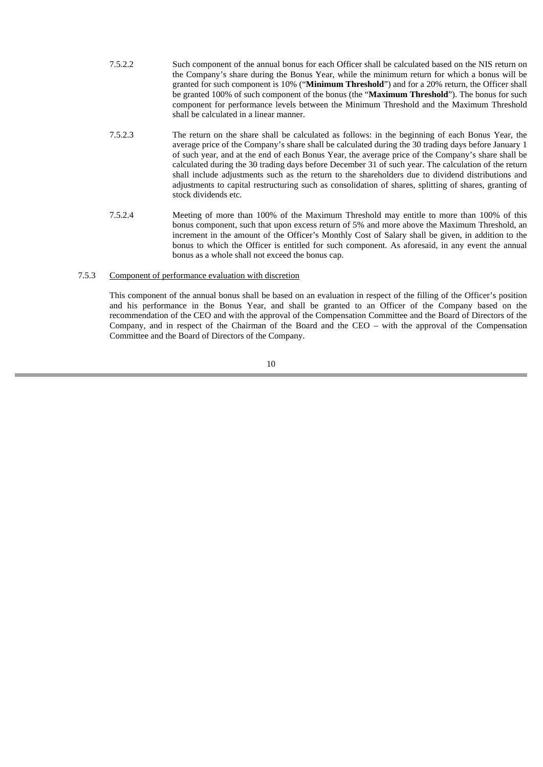7.5.2.2 Such component of the annual bonus for each Officer shall be calculated based on the NIS return on the Company's share during the Bonus Year, while the minimum return for which a bonus will be granted for such component is 10% ("**Minimum Threshold**") and for a 20% return, the Officer shall be granted 100% of such component of the bonus (the "**Maximum Threshold**"). The bonus for such component for performance levels between the Minimum Threshold and the Maximum Threshold shall be calculated in a linear manner.

7.5.2.3 The return on the share shall be calculated as follows: in the beginning of each Bonus Year, the average price of the Company's share shall be calculated during the 30 trading days before January 1 of such year, and at the end of each Bonus Year, the average price of the Company's share shall be calculated during the 30 trading days before December 31 of such year. The calculation of the return shall include adjustments such as the return to the shareholders due to dividend distributions and adjustments to capital restructuring such as consolidation of shares, splitting of shares, granting of stock dividends etc.

7.5.2.4 Meeting of more than 100% of the Maximum Threshold may entitle to more than 100% of this bonus component, such that upon excess return of 5% and more above the Maximum Threshold, an increment in the amount of the Officer's Monthly Cost of Salary shall be given, in addition to the bonus to which the Officer is entitled for such component. As aforesaid, in any event the annual bonus as a whole shall not exceed the bonus cap.

7.5.3 Component of performance evaluation with discretion

This component of the annual bonus shall be based on an evaluation in respect of the filling of the Officer's position and his performance in the Bonus Year, and shall be granted to an Officer of the Company based on the recommendation of the CEO and with the approval of the Compensation Committee and the Board of Directors of the Company, and in respect of the Chairman of the Board and the CEO – with the approval of the Compensation Committee and the Board of Directors of the Company.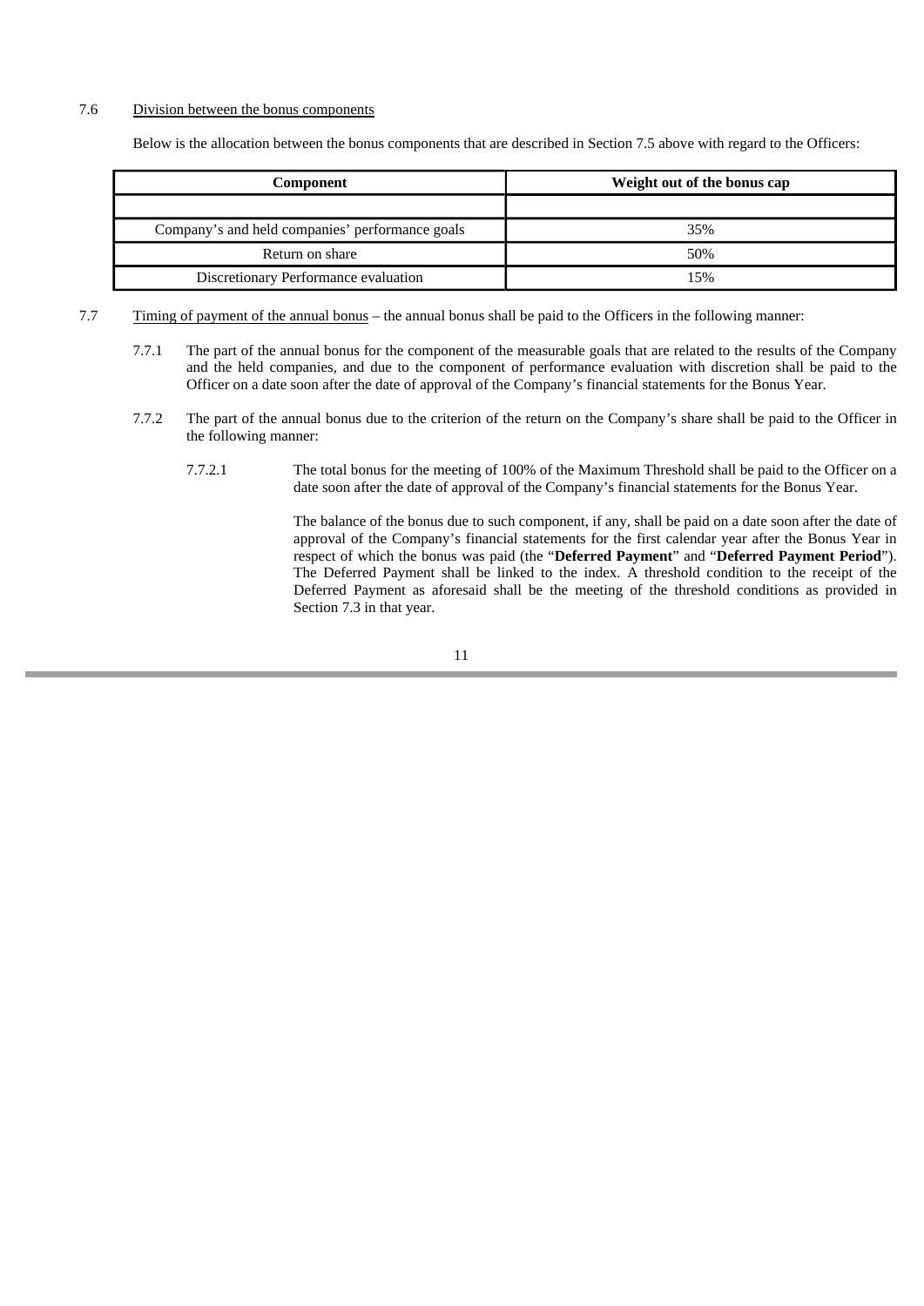7.6 Division between the bonus components

Below is the allocation between the bonus components that are described in Section 7.5 above with regard to the Officers:

| Component | Weight out of the bonus cap |
|---|---|
| | |
| Company's and held companies' performance goals | 35% |
| Return on share | 50% |
| Discretionary Performance evaluation | 15% |

7.7 Timing of payment of the annual bonus – the annual bonus shall be paid to the Officers in the following manner:

7.7.1 The part of the annual bonus for the component of the measurable goals that are related to the results of the Company and the held companies, and due to the component of performance evaluation with discretion shall be paid to the Officer on a date soon after the date of approval of the Company's financial statements for the Bonus Year.

7.7.2 The part of the annual bonus due to the criterion of the return on the Company's share shall be paid to the Officer in the following manner:

7.7.2.1 The total bonus for the meeting of 100% of the Maximum Threshold shall be paid to the Officer on a date soon after the date of approval of the Company's financial statements for the Bonus Year.

The balance of the bonus due to such component, if any, shall be paid on a date soon after the date of approval of the Company's financial statements for the first calendar year after the Bonus Year in respect of which the bonus was paid (the "**Deferred Payment**" and "**Deferred Payment Period**"). The Deferred Payment shall be linked to the index. A threshold condition to the receipt of the Deferred Payment as aforesaid shall be the meeting of the threshold conditions as provided in Section 7.3 in that year.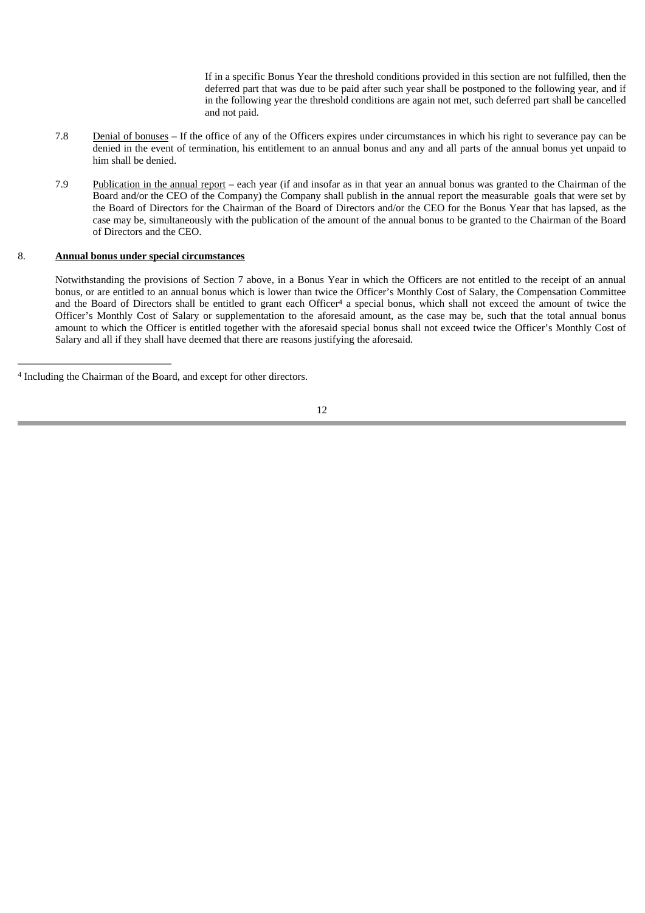If in a specific Bonus Year the threshold conditions provided in this section are not fulfilled, then the deferred part that was due to be paid after such year shall be postponed to the following year, and if in the following year the threshold conditions are again not met, such deferred part shall be cancelled and not paid.

7.8 Denial of bonuses – If the office of any of the Officers expires under circumstances in which his right to severance pay can be denied in the event of termination, his entitlement to an annual bonus and any and all parts of the annual bonus yet unpaid to him shall be denied.

7.9 Publication in the annual report – each year (if and insofar as in that year an annual bonus was granted to the Chairman of the Board and/or the CEO of the Company) the Company shall publish in the annual report the measurable goals that were set by the Board of Directors for the Chairman of the Board of Directors and/or the CEO for the Bonus Year that has lapsed, as the case may be, simultaneously with the publication of the amount of the annual bonus to be granted to the Chairman of the Board of Directors and the CEO.

8. **Annual bonus under special circumstances**

Notwithstanding the provisions of Section 7 above, in a Bonus Year in which the Officers are not entitled to the receipt of an annual bonus, or are entitled to an annual bonus which is lower than twice the Officer's Monthly Cost of Salary, the Compensation Committee and the Board of Directors shall be entitled to grant each Officer[4] a special bonus, which shall not exceed the amount of twice the Officer's Monthly Cost of Salary or supplementation to the aforesaid amount, as the case may be, such that the total annual bonus amount to which the Officer is entitled together with the aforesaid special bonus shall not exceed twice the Officer's Monthly Cost of Salary and all if they shall have deemed that there are reasons justifying the aforesaid.

---

[4] Including the Chairman of the Board, and except for other directors.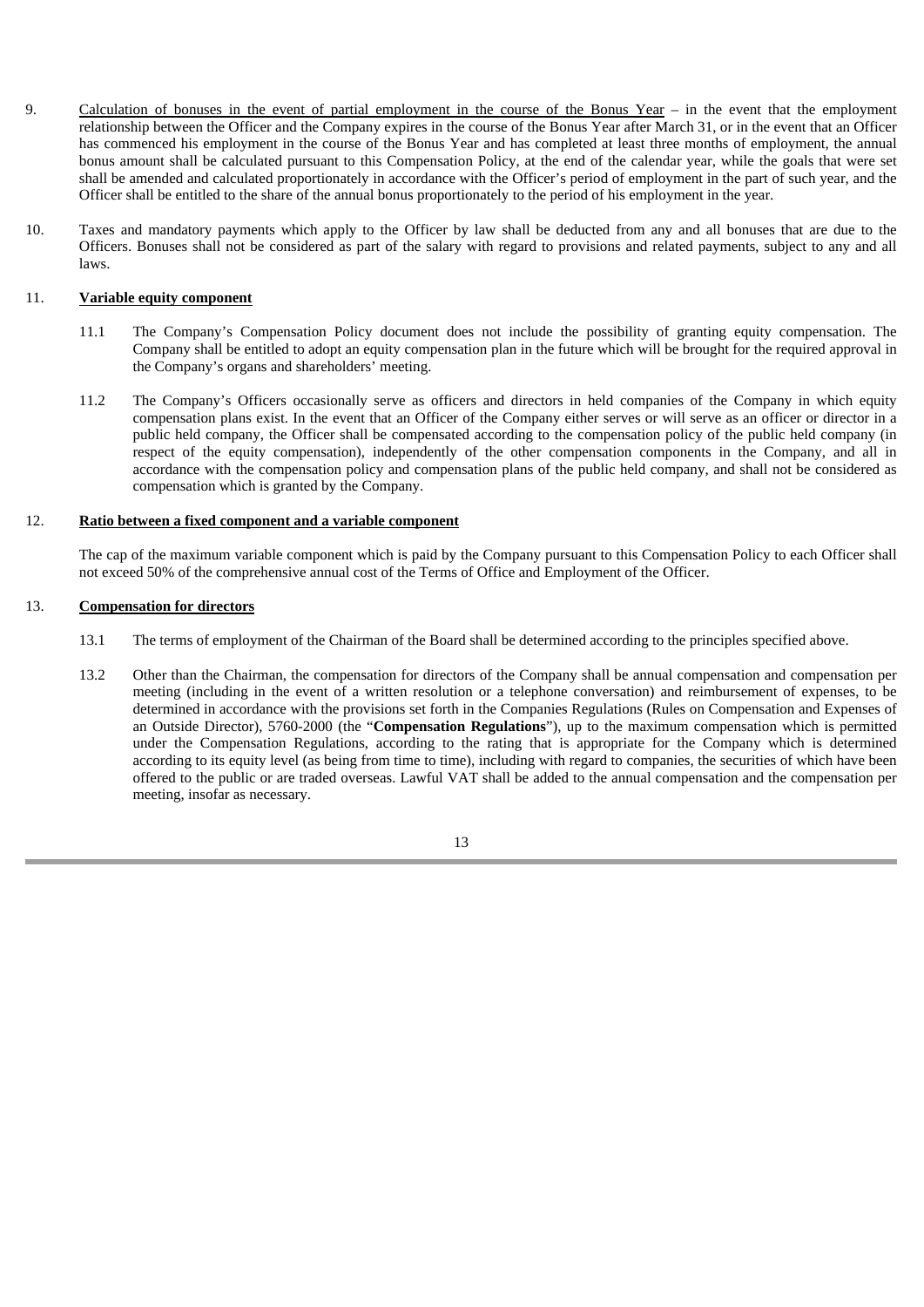9. Calculation of bonuses in the event of partial employment in the course of the Bonus Year – in the event that the employment relationship between the Officer and the Company expires in the course of the Bonus Year after March 31, or in the event that an Officer has commenced his employment in the course of the Bonus Year and has completed at least three months of employment, the annual bonus amount shall be calculated pursuant to this Compensation Policy, at the end of the calendar year, while the goals that were set shall be amended and calculated proportionately in accordance with the Officer's period of employment in the part of such year, and the Officer shall be entitled to the share of the annual bonus proportionately to the period of his employment in the year.

10. Taxes and mandatory payments which apply to the Officer by law shall be deducted from any and all bonuses that are due to the Officers. Bonuses shall not be considered as part of the salary with regard to provisions and related payments, subject to any and all laws.

11. **Variable equity component**

11.1 The Company's Compensation Policy document does not include the possibility of granting equity compensation. The Company shall be entitled to adopt an equity compensation plan in the future which will be brought for the required approval in the Company's organs and shareholders' meeting.

11.2 The Company's Officers occasionally serve as officers and directors in held companies of the Company in which equity compensation plans exist. In the event that an Officer of the Company either serves or will serve as an officer or director in a public held company, the Officer shall be compensated according to the compensation policy of the public held company (in respect of the equity compensation), independently of the other compensation components in the Company, and all in accordance with the compensation policy and compensation plans of the public held company, and shall not be considered as compensation which is granted by the Company.

12. **Ratio between a fixed component and a variable component**

The cap of the maximum variable component which is paid by the Company pursuant to this Compensation Policy to each Officer shall not exceed 50% of the comprehensive annual cost of the Terms of Office and Employment of the Officer.

13. **Compensation for directors**

13.1 The terms of employment of the Chairman of the Board shall be determined according to the principles specified above.

13.2 Other than the Chairman, the compensation for directors of the Company shall be annual compensation and compensation per meeting (including in the event of a written resolution or a telephone conversation) and reimbursement of expenses, to be determined in accordance with the provisions set forth in the Companies Regulations (Rules on Compensation and Expenses of an Outside Director), 5760-2000 (the "**Compensation Regulations**"), up to the maximum compensation which is permitted under the Compensation Regulations, according to the rating that is appropriate for the Company which is determined according to its equity level (as being from time to time), including with regard to companies, the securities of which have been offered to the public or are traded overseas. Lawful VAT shall be added to the annual compensation and the compensation per meeting, insofar as necessary.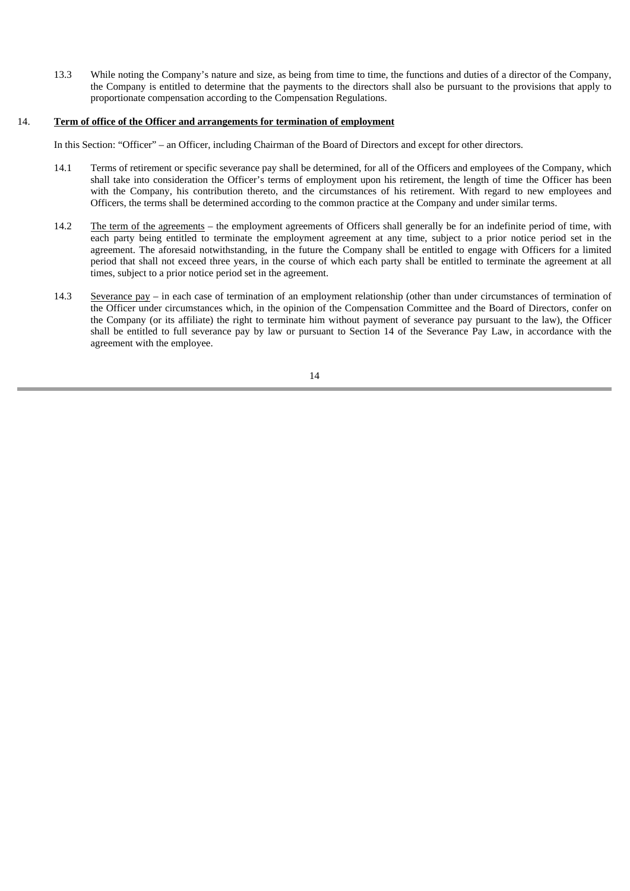13.3 While noting the Company's nature and size, as being from time to time, the functions and duties of a director of the Company, the Company is entitled to determine that the payments to the directors shall also be pursuant to the provisions that apply to proportionate compensation according to the Compensation Regulations.

14. **Term of office of the Officer and arrangements for termination of employment**

In this Section: "Officer" – an Officer, including Chairman of the Board of Directors and except for other directors.

14.1 Terms of retirement or specific severance pay shall be determined, for all of the Officers and employees of the Company, which shall take into consideration the Officer's terms of employment upon his retirement, the length of time the Officer has been with the Company, his contribution thereto, and the circumstances of his retirement. With regard to new employees and Officers, the terms shall be determined according to the common practice at the Company and under similar terms.

14.2 The term of the agreements – the employment agreements of Officers shall generally be for an indefinite period of time, with each party being entitled to terminate the employment agreement at any time, subject to a prior notice period set in the agreement. The aforesaid notwithstanding, in the future the Company shall be entitled to engage with Officers for a limited period that shall not exceed three years, in the course of which each party shall be entitled to terminate the agreement at all times, subject to a prior notice period set in the agreement.

14.3 Severance pay – in each case of termination of an employment relationship (other than under circumstances of termination of the Officer under circumstances which, in the opinion of the Compensation Committee and the Board of Directors, confer on the Company (or its affiliate) the right to terminate him without payment of severance pay pursuant to the law), the Officer shall be entitled to full severance pay by law or pursuant to Section 14 of the Severance Pay Law, in accordance with the agreement with the employee.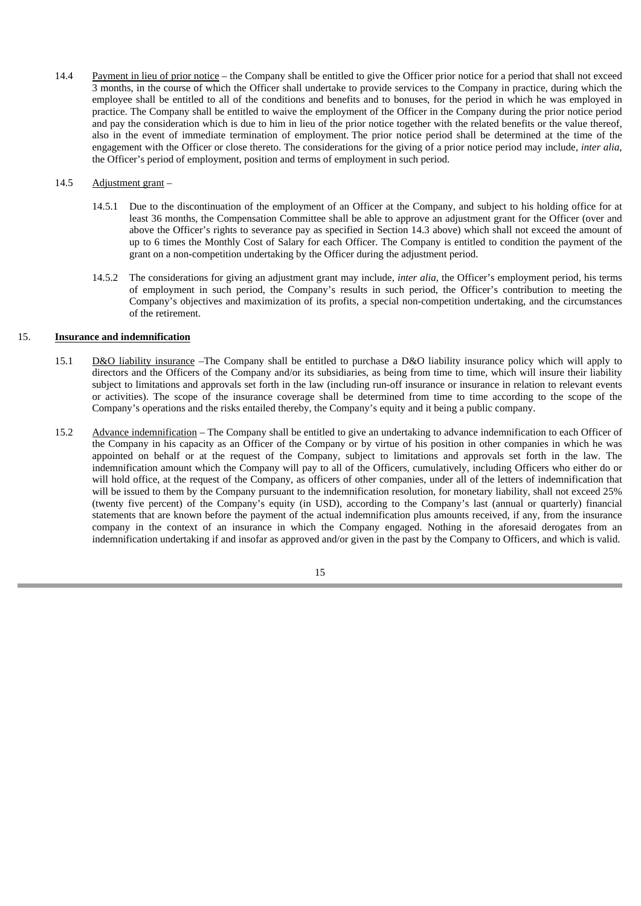14.4 Payment in lieu of prior notice – the Company shall be entitled to give the Officer prior notice for a period that shall not exceed 3 months, in the course of which the Officer shall undertake to provide services to the Company in practice, during which the employee shall be entitled to all of the conditions and benefits and to bonuses, for the period in which he was employed in practice. The Company shall be entitled to waive the employment of the Officer in the Company during the prior notice period and pay the consideration which is due to him in lieu of the prior notice together with the related benefits or the value thereof, also in the event of immediate termination of employment. The prior notice period shall be determined at the time of the engagement with the Officer or close thereto. The considerations for the giving of a prior notice period may include, *inter alia*, the Officer's period of employment, position and terms of employment in such period.

14.5 Adjustment grant –

14.5.1 Due to the discontinuation of the employment of an Officer at the Company, and subject to his holding office for at least 36 months, the Compensation Committee shall be able to approve an adjustment grant for the Officer (over and above the Officer's rights to severance pay as specified in Section 14.3 above) which shall not exceed the amount of up to 6 times the Monthly Cost of Salary for each Officer. The Company is entitled to condition the payment of the grant on a non-competition undertaking by the Officer during the adjustment period.

14.5.2 The considerations for giving an adjustment grant may include, *inter alia*, the Officer's employment period, his terms of employment in such period, the Company's results in such period, the Officer's contribution to meeting the Company's objectives and maximization of its profits, a special non-competition undertaking, and the circumstances of the retirement.

15. **Insurance and indemnification**

15.1 D&O liability insurance –The Company shall be entitled to purchase a D&O liability insurance policy which will apply to directors and the Officers of the Company and/or its subsidiaries, as being from time to time, which will insure their liability subject to limitations and approvals set forth in the law (including run-off insurance or insurance in relation to relevant events or activities). The scope of the insurance coverage shall be determined from time to time according to the scope of the Company's operations and the risks entailed thereby, the Company's equity and it being a public company.

15.2 Advance indemnification – The Company shall be entitled to give an undertaking to advance indemnification to each Officer of the Company in his capacity as an Officer of the Company or by virtue of his position in other companies in which he was appointed on behalf or at the request of the Company, subject to limitations and approvals set forth in the law. The indemnification amount which the Company will pay to all of the Officers, cumulatively, including Officers who either do or will hold office, at the request of the Company, as officers of other companies, under all of the letters of indemnification that will be issued to them by the Company pursuant to the indemnification resolution, for monetary liability, shall not exceed 25% (twenty five percent) of the Company's equity (in USD), according to the Company's last (annual or quarterly) financial statements that are known before the payment of the actual indemnification plus amounts received, if any, from the insurance company in the context of an insurance in which the Company engaged. Nothing in the aforesaid derogates from an indemnification undertaking if and insofar as approved and/or given in the past by the Company to Officers, and which is valid.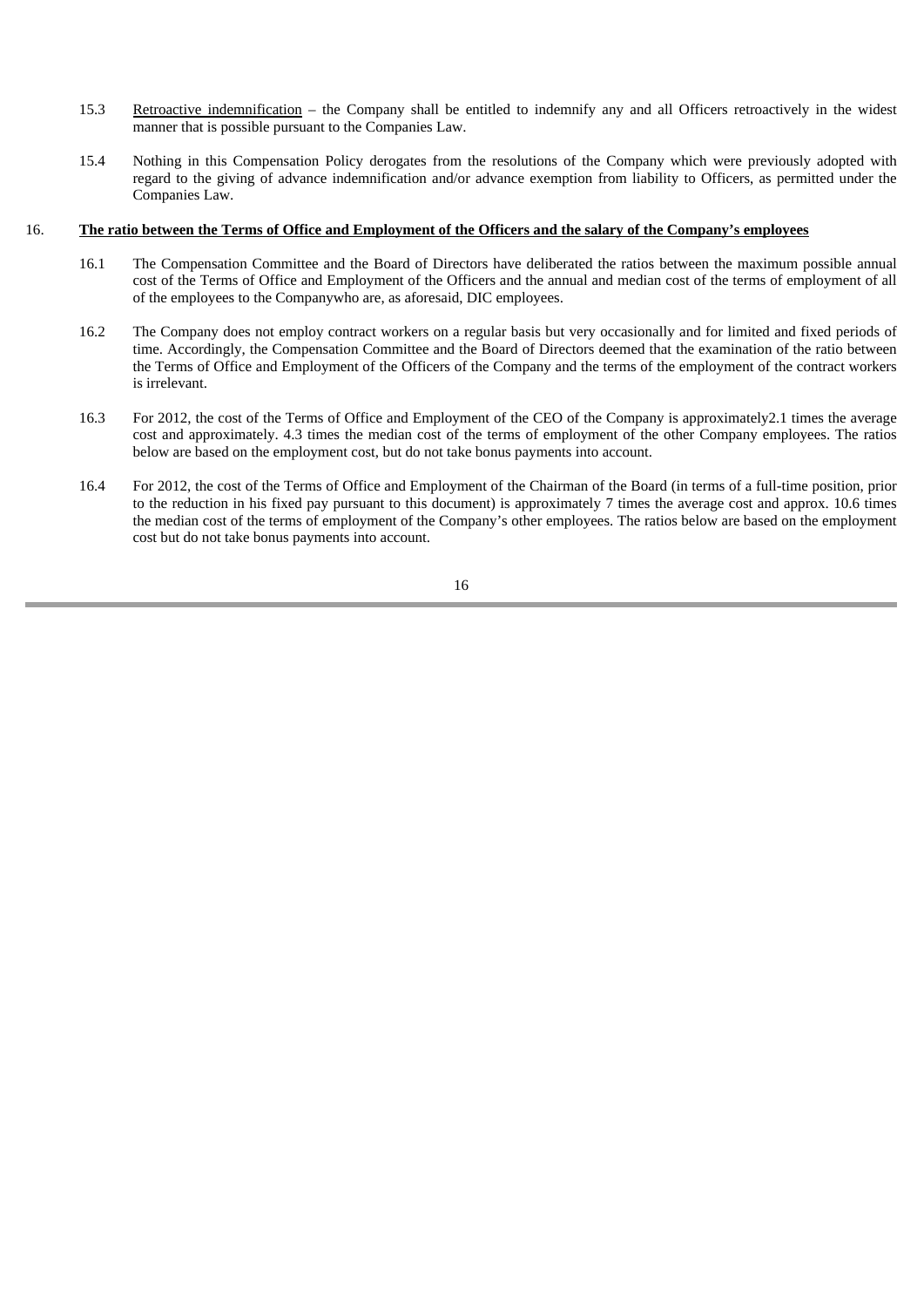15.3 Retroactive indemnification – the Company shall be entitled to indemnify any and all Officers retroactively in the widest manner that is possible pursuant to the Companies Law.

15.4 Nothing in this Compensation Policy derogates from the resolutions of the Company which were previously adopted with regard to the giving of advance indemnification and/or advance exemption from liability to Officers, as permitted under the Companies Law.

16. **The ratio between the Terms of Office and Employment of the Officers and the salary of the Company's employees**

16.1 The Compensation Committee and the Board of Directors have deliberated the ratios between the maximum possible annual cost of the Terms of Office and Employment of the Officers and the annual and median cost of the terms of employment of all of the employees to the Companywho are, as aforesaid, DIC employees.

16.2 The Company does not employ contract workers on a regular basis but very occasionally and for limited and fixed periods of time. Accordingly, the Compensation Committee and the Board of Directors deemed that the examination of the ratio between the Terms of Office and Employment of the Officers of the Company and the terms of the employment of the contract workers is irrelevant.

16.3 For 2012, the cost of the Terms of Office and Employment of the CEO of the Company is approximately2.1 times the average cost and approximately. 4.3 times the median cost of the terms of employment of the other Company employees. The ratios below are based on the employment cost, but do not take bonus payments into account.

16.4 For 2012, the cost of the Terms of Office and Employment of the Chairman of the Board (in terms of a full-time position, prior to the reduction in his fixed pay pursuant to this document) is approximately 7 times the average cost and approx. 10.6 times the median cost of the terms of employment of the Company's other employees. The ratios below are based on the employment cost but do not take bonus payments into account.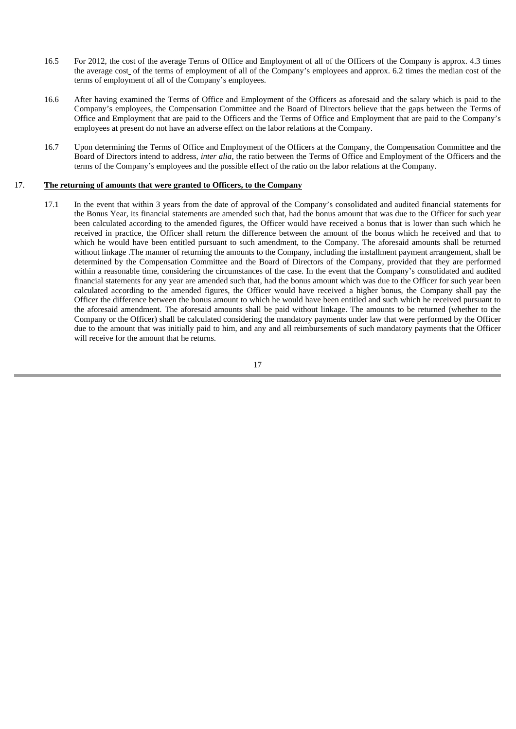16.5 For 2012, the cost of the average Terms of Office and Employment of all of the Officers of the Company is approx. 4.3 times the average cost of the terms of employment of all of the Company's employees and approx. 6.2 times the median cost of the terms of employment of all of the Company's employees.

16.6 After having examined the Terms of Office and Employment of the Officers as aforesaid and the salary which is paid to the Company's employees, the Compensation Committee and the Board of Directors believe that the gaps between the Terms of Office and Employment that are paid to the Officers and the Terms of Office and Employment that are paid to the Company's employees at present do not have an adverse effect on the labor relations at the Company.

16.7 Upon determining the Terms of Office and Employment of the Officers at the Company, the Compensation Committee and the Board of Directors intend to address, *inter alia*, the ratio between the Terms of Office and Employment of the Officers and the terms of the Company's employees and the possible effect of the ratio on the labor relations at the Company.

17. **<u>The returning of amounts that were granted to Officers, to the Company</u>**

17.1 In the event that within 3 years from the date of approval of the Company's consolidated and audited financial statements for the Bonus Year, its financial statements are amended such that, had the bonus amount that was due to the Officer for such year been calculated according to the amended figures, the Officer would have received a bonus that is lower than such which he received in practice, the Officer shall return the difference between the amount of the bonus which he received and that to which he would have been entitled pursuant to such amendment, to the Company. The aforesaid amounts shall be returned without linkage .The manner of returning the amounts to the Company, including the installment payment arrangement, shall be determined by the Compensation Committee and the Board of Directors of the Company, provided that they are performed within a reasonable time, considering the circumstances of the case. In the event that the Company's consolidated and audited financial statements for any year are amended such that, had the bonus amount which was due to the Officer for such year been calculated according to the amended figures, the Officer would have received a higher bonus, the Company shall pay the Officer the difference between the bonus amount to which he would have been entitled and such which he received pursuant to the aforesaid amendment. The aforesaid amounts shall be paid without linkage. The amounts to be returned (whether to the Company or the Officer) shall be calculated considering the mandatory payments under law that were performed by the Officer due to the amount that was initially paid to him, and any and all reimbursements of such mandatory payments that the Officer will receive for the amount that he returns.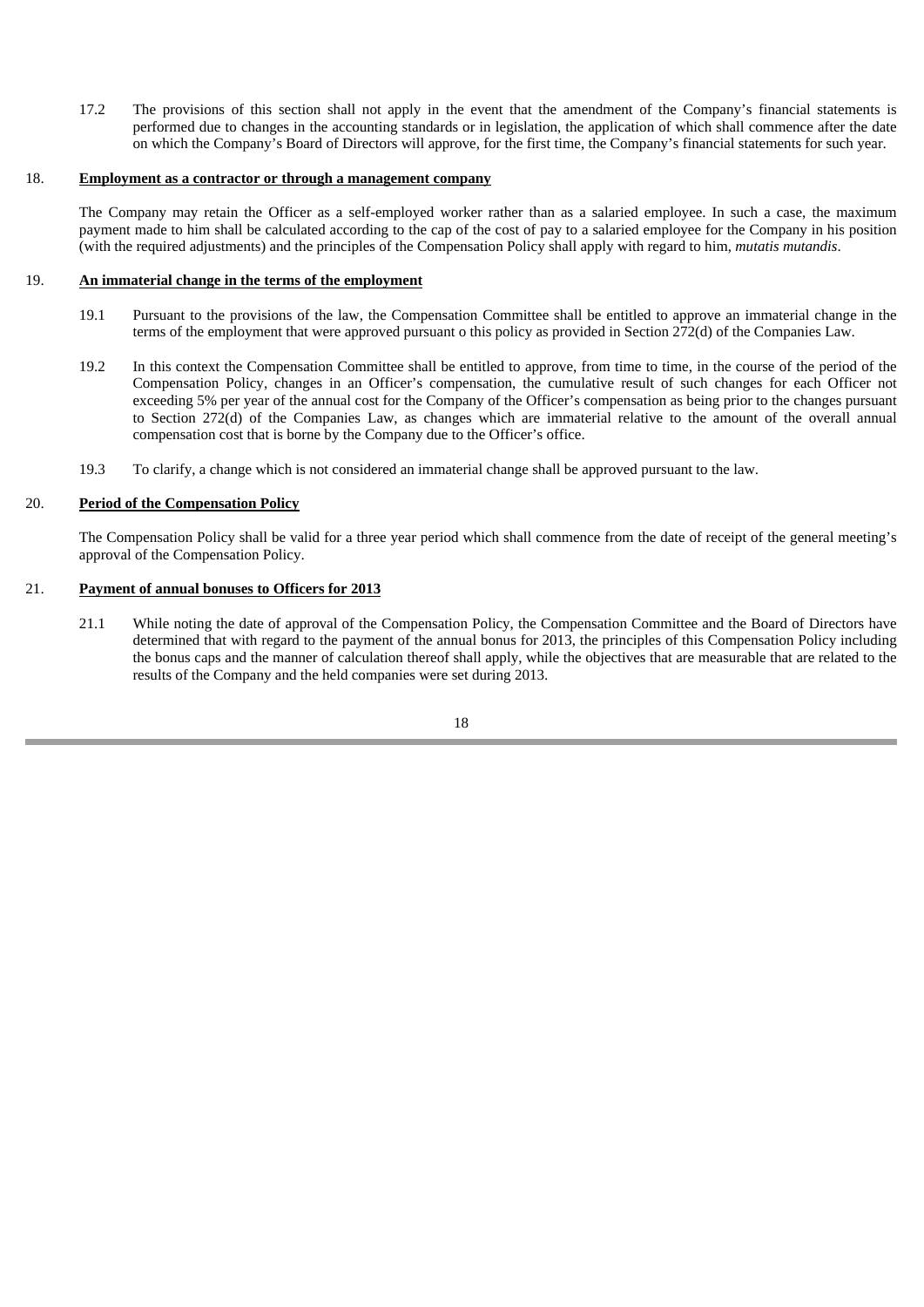17.2 The provisions of this section shall not apply in the event that the amendment of the Company's financial statements is performed due to changes in the accounting standards or in legislation, the application of which shall commence after the date on which the Company's Board of Directors will approve, for the first time, the Company's financial statements for such year.

18. **Employment as a contractor or through a management company**

The Company may retain the Officer as a self-employed worker rather than as a salaried employee. In such a case, the maximum payment made to him shall be calculated according to the cap of the cost of pay to a salaried employee for the Company in his position (with the required adjustments) and the principles of the Compensation Policy shall apply with regard to him, *mutatis mutandis*.

19. **An immaterial change in the terms of the employment**

19.1 Pursuant to the provisions of the law, the Compensation Committee shall be entitled to approve an immaterial change in the terms of the employment that were approved pursuant o this policy as provided in Section 272(d) of the Companies Law.

19.2 In this context the Compensation Committee shall be entitled to approve, from time to time, in the course of the period of the Compensation Policy, changes in an Officer's compensation, the cumulative result of such changes for each Officer not exceeding 5% per year of the annual cost for the Company of the Officer's compensation as being prior to the changes pursuant to Section 272(d) of the Companies Law, as changes which are immaterial relative to the amount of the overall annual compensation cost that is borne by the Company due to the Officer's office.

19.3 To clarify, a change which is not considered an immaterial change shall be approved pursuant to the law.

20. **Period of the Compensation Policy**

The Compensation Policy shall be valid for a three year period which shall commence from the date of receipt of the general meeting's approval of the Compensation Policy.

21. **Payment of annual bonuses to Officers for 2013**

21.1 While noting the date of approval of the Compensation Policy, the Compensation Committee and the Board of Directors have determined that with regard to the payment of the annual bonus for 2013, the principles of this Compensation Policy including the bonus caps and the manner of calculation thereof shall apply, while the objectives that are measurable that are related to the results of the Company and the held companies were set during 2013.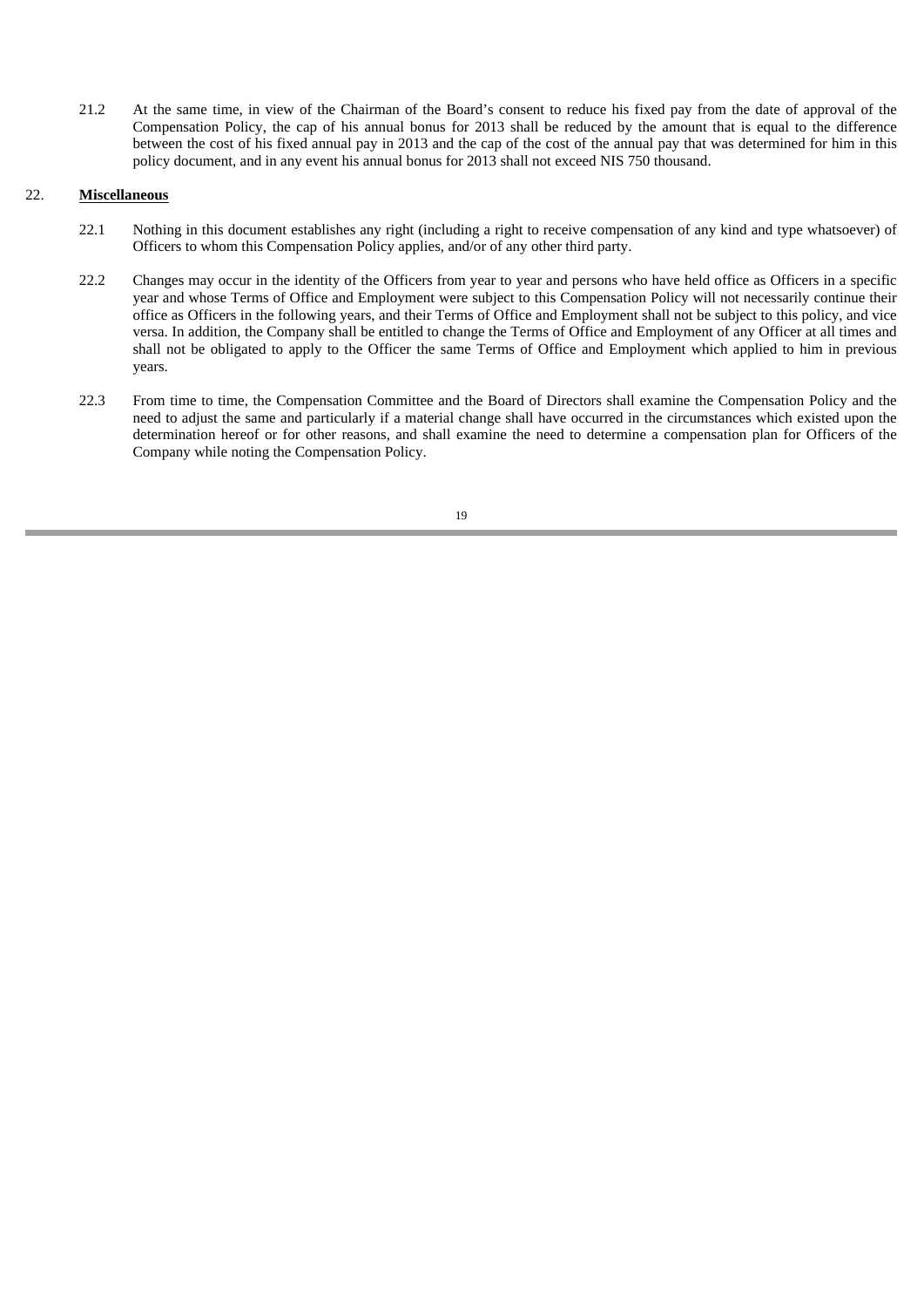21.2 At the same time, in view of the Chairman of the Board's consent to reduce his fixed pay from the date of approval of the Compensation Policy, the cap of his annual bonus for 2013 shall be reduced by the amount that is equal to the difference between the cost of his fixed annual pay in 2013 and the cap of the cost of the annual pay that was determined for him in this policy document, and in any event his annual bonus for 2013 shall not exceed NIS 750 thousand.

## 22. **Miscellaneous**

22.1 Nothing in this document establishes any right (including a right to receive compensation of any kind and type whatsoever) of Officers to whom this Compensation Policy applies, and/or of any other third party.

22.2 Changes may occur in the identity of the Officers from year to year and persons who have held office as Officers in a specific year and whose Terms of Office and Employment were subject to this Compensation Policy will not necessarily continue their office as Officers in the following years, and their Terms of Office and Employment shall not be subject to this policy, and vice versa. In addition, the Company shall be entitled to change the Terms of Office and Employment of any Officer at all times and shall not be obligated to apply to the Officer the same Terms of Office and Employment which applied to him in previous years.

22.3 From time to time, the Compensation Committee and the Board of Directors shall examine the Compensation Policy and the need to adjust the same and particularly if a material change shall have occurred in the circumstances which existed upon the determination hereof or for other reasons, and shall examine the need to determine a compensation plan for Officers of the Company while noting the Compensation Policy.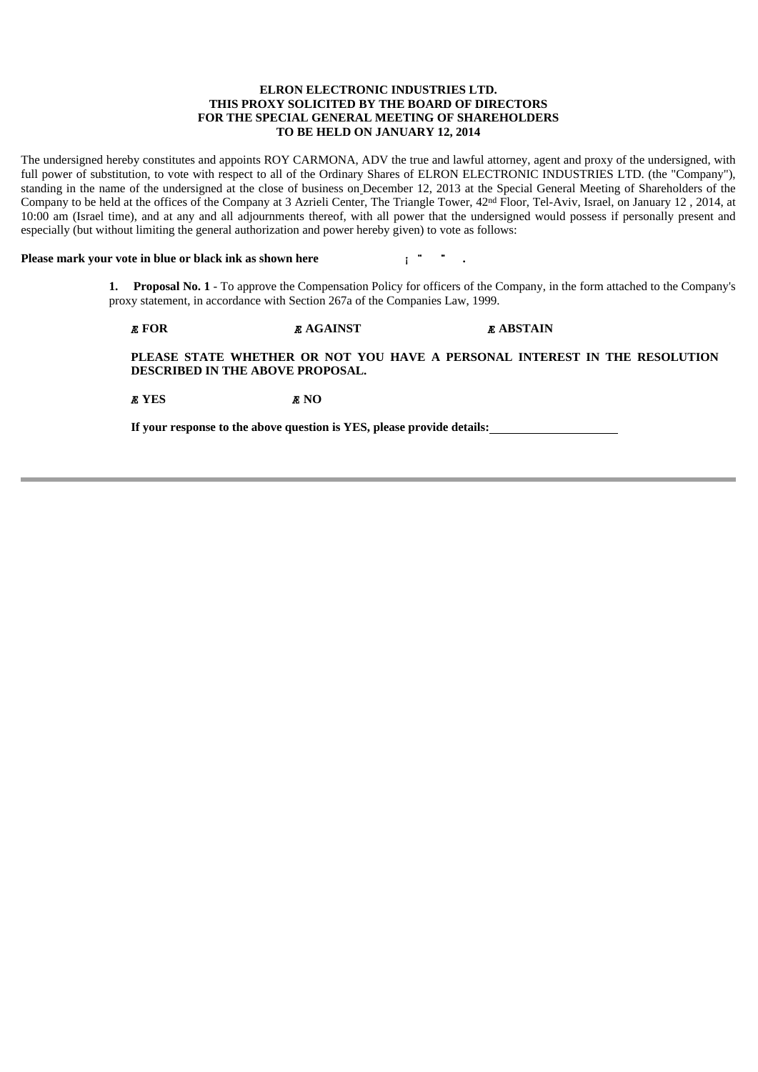**ELRON ELECTRONIC INDUSTRIES LTD.**
**THIS PROXY SOLICITED BY THE BOARD OF DIRECTORS**
**FOR THE SPECIAL GENERAL MEETING OF SHAREHOLDERS**
**TO BE HELD ON JANUARY 12, 2014**

The undersigned hereby constitutes and appoints ROY CARMONA, ADV the true and lawful attorney, agent and proxy of the undersigned, with full power of substitution, to vote with respect to all of the Ordinary Shares of ELRON ELECTRONIC INDUSTRIES LTD. (the "Company"), standing in the name of the undersigned at the close of business on December 12, 2013 at the Special General Meeting of Shareholders of the Company to be held at the offices of the Company at 3 Azrieli Center, The Triangle Tower, 42nd Floor, Tel-Aviv, Israel, on January 12 , 2014, at 10:00 am (Israel time), and at any and all adjournments thereof, with all power that the undersigned would possess if personally present and especially (but without limiting the general authorization and power hereby given) to vote as follows:

**Please mark your vote in blue or black ink as shown here**

1. **Proposal No. 1** - To approve the Compensation Policy for officers of the Company, in the form attached to the Company's proxy statement, in accordance with Section 267a of the Companies Law, 1999.

   ☐ **FOR** ☐ **AGAINST** ☐ **ABSTAIN**

   **PLEASE STATE WHETHER OR NOT YOU HAVE A PERSONAL INTEREST IN THE RESOLUTION DESCRIBED IN THE ABOVE PROPOSAL.**

   ☐ **YES** ☐ **NO**

   **If your response to the above question is YES, please provide details:**\_\_\_\_\_\_\_\_\_\_\_\_\_\_\_\_\_\_\_\_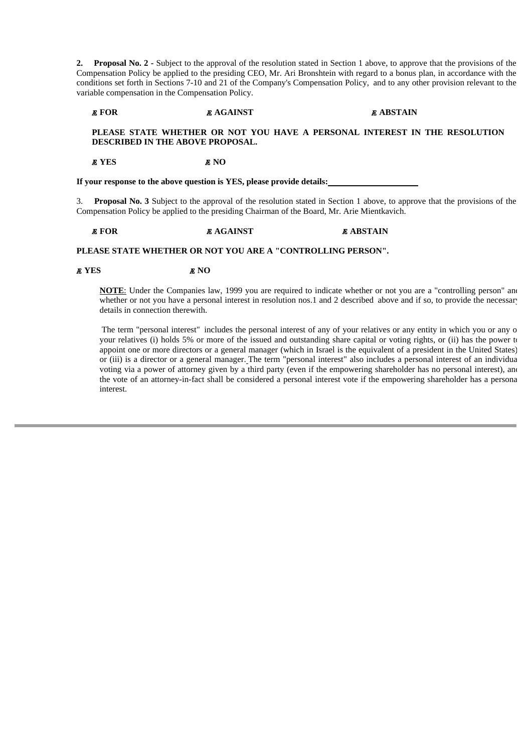**2.** **Proposal No. 2 -** Subject to the approval of the resolution stated in Section 1 above, to approve that the provisions of the Compensation Policy be applied to the presiding CEO, Mr. Ari Bronshtein with regard to a bonus plan, in accordance with the conditions set forth in Sections 7-10 and 21 of the Company's Compensation Policy, and to any other provision relevant to the variable compensation in the Compensation Policy.

☐ **FOR** ☐ **AGAINST** ☐ **ABSTAIN**

**PLEASE STATE WHETHER OR NOT YOU HAVE A PERSONAL INTEREST IN THE RESOLUTION DESCRIBED IN THE ABOVE PROPOSAL.**

☐ **YES** ☐ **NO**

**If your response to the above question is YES, please provide details:**\_\_\_\_\_\_\_\_\_\_\_\_\_\_\_\_\_\_\_\_

3. **Proposal No. 3** Subject to the approval of the resolution stated in Section 1 above, to approve that the provisions of the Compensation Policy be applied to the presiding Chairman of the Board, Mr. Arie Mientkavich.

☐ **FOR** ☐ **AGAINST** ☐ **ABSTAIN**

**PLEASE STATE WHETHER OR NOT YOU ARE A "CONTROLLING PERSON".**

☐ **YES** ☐ **NO**

**NOTE**: Under the Companies law, 1999 you are required to indicate whether or not you are a "controlling person" and whether or not you have a personal interest in resolution nos.1 and 2 described above and if so, to provide the necessary details in connection therewith.

The term "personal interest" includes the personal interest of any of your relatives or any entity in which you or any of your relatives (i) holds 5% or more of the issued and outstanding share capital or voting rights, or (ii) has the power to appoint one or more directors or a general manager (which in Israel is the equivalent of a president in the United States) or (iii) is a director or a general manager. The term "personal interest" also includes a personal interest of an individual voting via a power of attorney given by a third party (even if the empowering shareholder has no personal interest), and the vote of an attorney-in-fact shall be considered a personal interest vote if the empowering shareholder has a personal interest.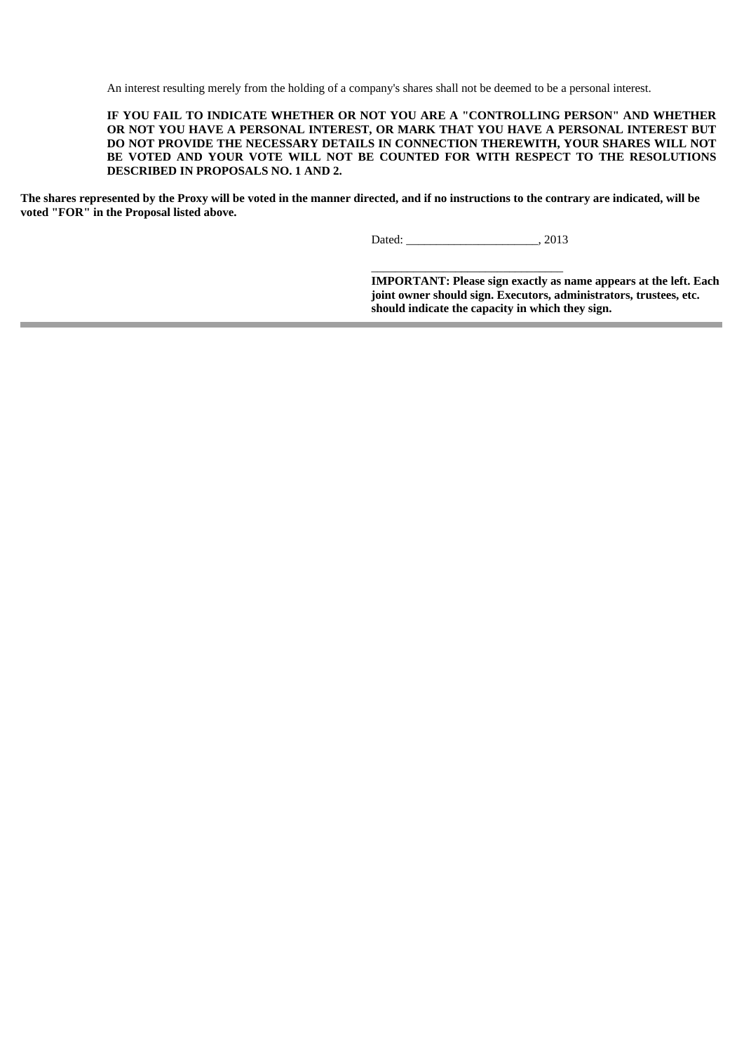An interest resulting merely from the holding of a company's shares shall not be deemed to be a personal interest.

**IF YOU FAIL TO INDICATE WHETHER OR NOT YOU ARE A "CONTROLLING PERSON" AND WHETHER OR NOT YOU HAVE A PERSONAL INTEREST, OR MARK THAT YOU HAVE A PERSONAL INTEREST BUT DO NOT PROVIDE THE NECESSARY DETAILS IN CONNECTION THEREWITH, YOUR SHARES WILL NOT BE VOTED AND YOUR VOTE WILL NOT BE COUNTED FOR WITH RESPECT TO THE RESOLUTIONS DESCRIBED IN PROPOSALS NO. 1 AND 2.**

**The shares represented by the Proxy will be voted in the manner directed, and if no instructions to the contrary are indicated, will be voted "FOR" in the Proposal listed above.**

Dated: ______________________, 2013

_______________________________

**IMPORTANT: Please sign exactly as name appears at the left. Each joint owner should sign. Executors, administrators, trustees, etc. should indicate the capacity in which they sign.**